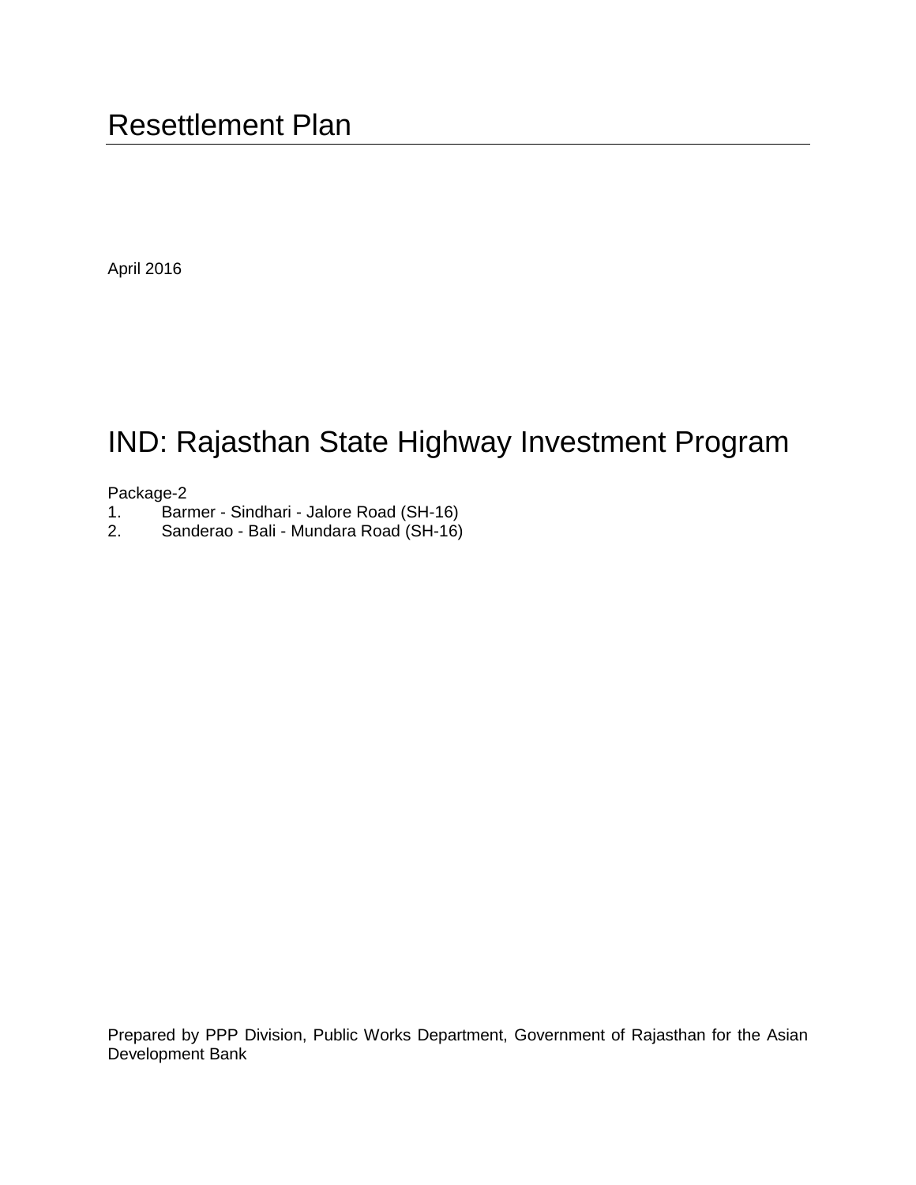# Resettlement Plan

April 2016

# IND: Rajasthan State Highway Investment Program

Package-2

1. Barmer - Sindhari - Jalore Road (SH-16)
2. Sanderao - Bali - Mundara Road (SH-16)

Prepared by PPP Division, Public Works Department, Government of Rajasthan for the Asian Development Bank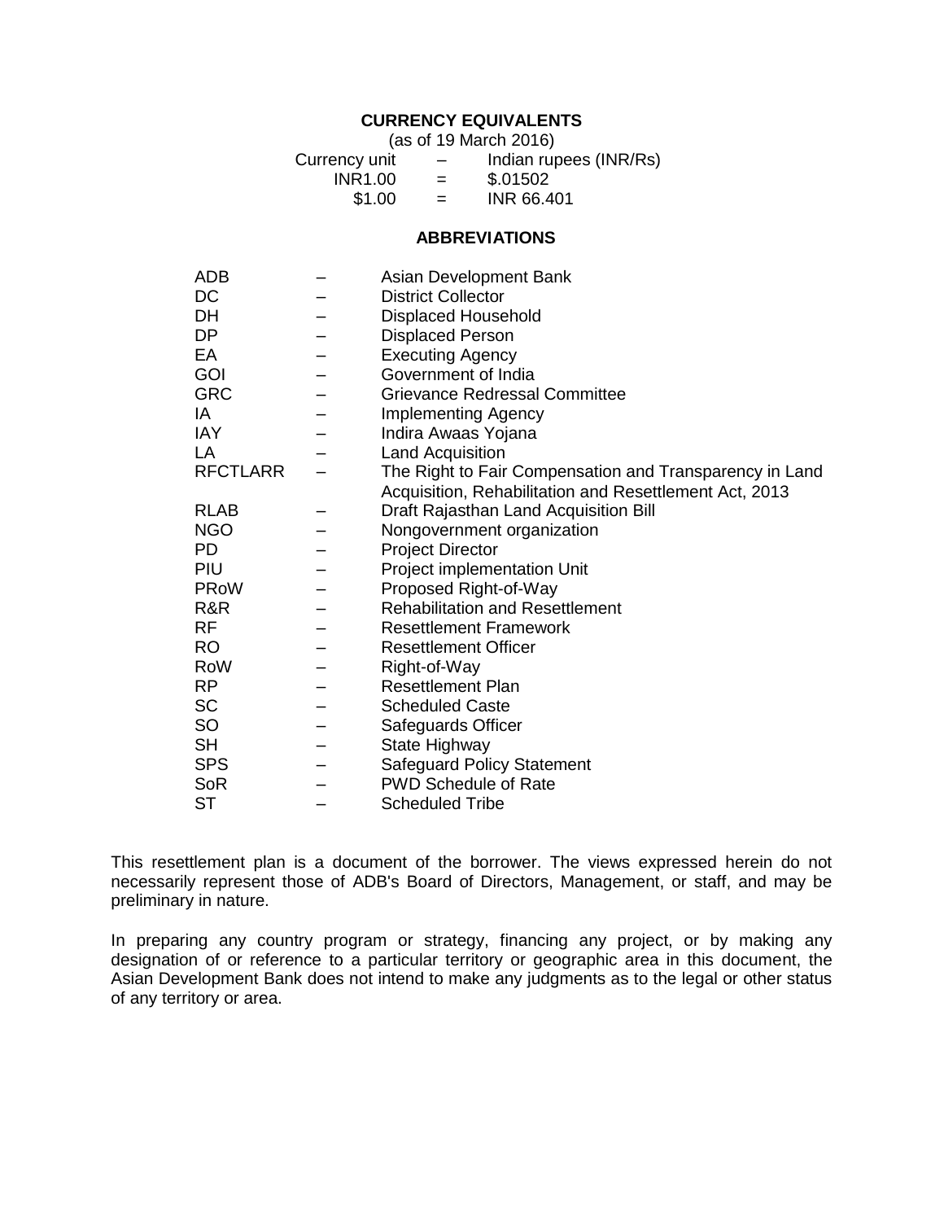## CURRENCY EQUIVALENTS

(as of 19 March 2016)

| | | |
|---|---|---|
| Currency unit | – | Indian rupees (INR/Rs) |
| INR1.00 | = | $.01502 |
| $1.00 | = | INR 66.401 |

## ABBREVIATIONS

| | | |
|---|---|---|
| ADB | – | Asian Development Bank |
| DC | – | District Collector |
| DH | – | Displaced Household |
| DP | – | Displaced Person |
| EA | – | Executing Agency |
| GOI | – | Government of India |
| GRC | – | Grievance Redressal Committee |
| IA | – | Implementing Agency |
| IAY | – | Indira Awaas Yojana |
| LA | – | Land Acquisition |
| RFCTLARR | – | The Right to Fair Compensation and Transparency in Land Acquisition, Rehabilitation and Resettlement Act, 2013 |
| RLAB | – | Draft Rajasthan Land Acquisition Bill |
| NGO | – | Nongovernment organization |
| PD | – | Project Director |
| PIU | – | Project implementation Unit |
| PRoW | – | Proposed Right-of-Way |
| R&R | – | Rehabilitation and Resettlement |
| RF | – | Resettlement Framework |
| RO | – | Resettlement Officer |
| RoW | – | Right-of-Way |
| RP | – | Resettlement Plan |
| SC | – | Scheduled Caste |
| SO | – | Safeguards Officer |
| SH | – | State Highway |
| SPS | – | Safeguard Policy Statement |
| SoR | – | PWD Schedule of Rate |
| ST | – | Scheduled Tribe |

This resettlement plan is a document of the borrower. The views expressed herein do not necessarily represent those of ADB's Board of Directors, Management, or staff, and may be preliminary in nature.

In preparing any country program or strategy, financing any project, or by making any designation of or reference to a particular territory or geographic area in this document, the Asian Development Bank does not intend to make any judgments as to the legal or other status of any territory or area.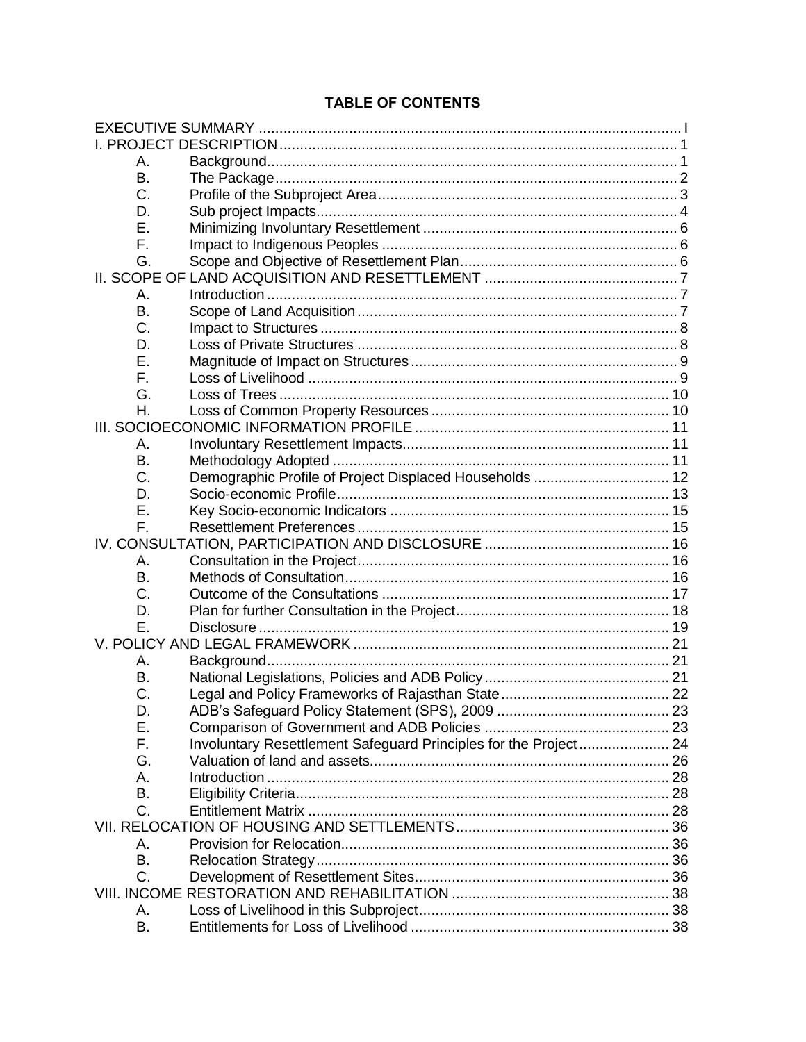**TABLE OF CONTENTS**

| | | |
|---|---|---|
| EXECUTIVE SUMMARY | | I |
| I. PROJECT DESCRIPTION | | 1 |
| A. | Background | 1 |
| B. | The Package | 2 |
| C. | Profile of the Subproject Area | 3 |
| D. | Sub project Impacts | 4 |
| E. | Minimizing Involuntary Resettlement | 6 |
| F. | Impact to Indigenous Peoples | 6 |
| G. | Scope and Objective of Resettlement Plan | 6 |
| II. SCOPE OF LAND ACQUISITION AND RESETTLEMENT | | 7 |
| A. | Introduction | 7 |
| B. | Scope of Land Acquisition | 7 |
| C. | Impact to Structures | 8 |
| D. | Loss of Private Structures | 8 |
| E. | Magnitude of Impact on Structures | 9 |
| F. | Loss of Livelihood | 9 |
| G. | Loss of Trees | 10 |
| H. | Loss of Common Property Resources | 10 |
| III. SOCIOECONOMIC INFORMATION PROFILE | | 11 |
| A. | Involuntary Resettlement Impacts | 11 |
| B. | Methodology Adopted | 11 |
| C. | Demographic Profile of Project Displaced Households | 12 |
| D. | Socio-economic Profile | 13 |
| E. | Key Socio-economic Indicators | 15 |
| F. | Resettlement Preferences | 15 |
| IV. CONSULTATION, PARTICIPATION AND DISCLOSURE | | 16 |
| A. | Consultation in the Project | 16 |
| B. | Methods of Consultation | 16 |
| C. | Outcome of the Consultations | 17 |
| D. | Plan for further Consultation in the Project | 18 |
| E. | Disclosure | 19 |
| V. POLICY AND LEGAL FRAMEWORK | | 21 |
| A. | Background | 21 |
| B. | National Legislations, Policies and ADB Policy | 21 |
| C. | Legal and Policy Frameworks of Rajasthan State | 22 |
| D. | ADB's Safeguard Policy Statement (SPS), 2009 | 23 |
| E. | Comparison of Government and ADB Policies | 23 |
| F. | Involuntary Resettlement Safeguard Principles for the Project | 24 |
| G. | Valuation of land and assets | 26 |
| A. | Introduction | 28 |
| B. | Eligibility Criteria | 28 |
| C. | Entitlement Matrix | 28 |
| VII. RELOCATION OF HOUSING AND SETTLEMENTS | | 36 |
| A. | Provision for Relocation | 36 |
| B. | Relocation Strategy | 36 |
| C. | Development of Resettlement Sites | 36 |
| VIII. INCOME RESTORATION AND REHABILITATION | | 38 |
| A. | Loss of Livelihood in this Subproject | 38 |
| B. | Entitlements for Loss of Livelihood | 38 |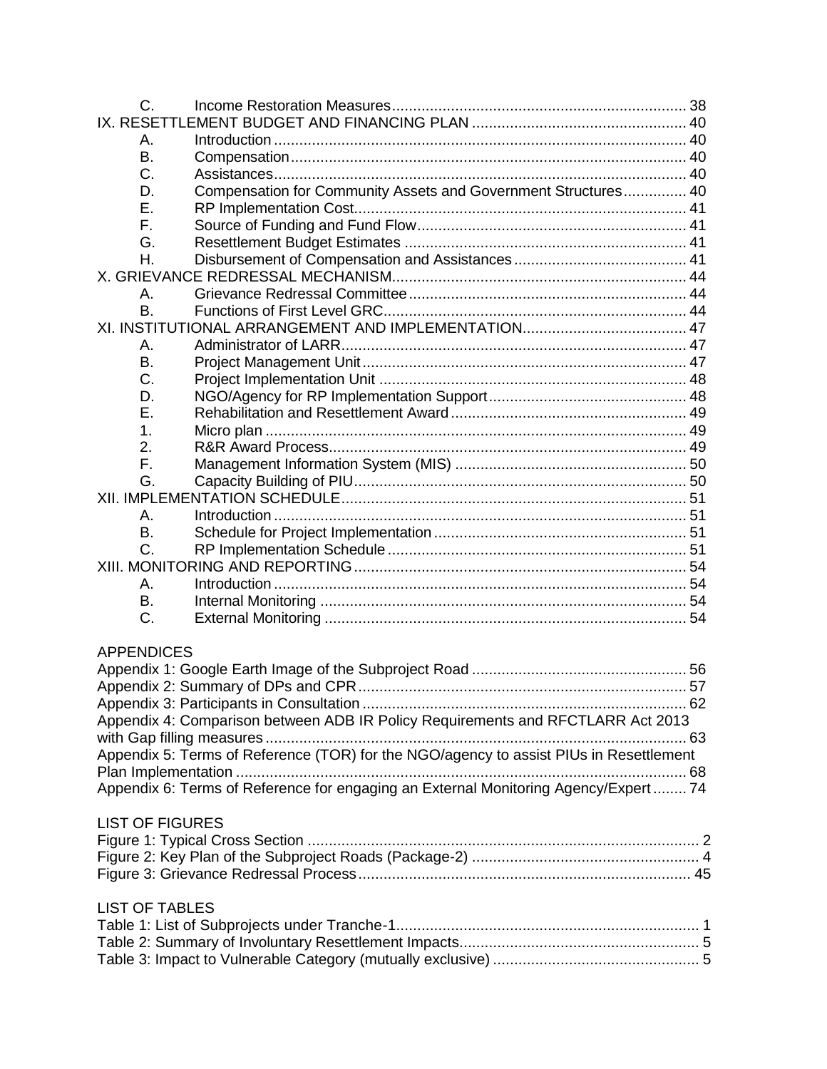C. Income Restoration Measures ..... 38

IX. RESETTLEMENT BUDGET AND FINANCING PLAN ..... 40

A. Introduction ..... 40

B. Compensation ..... 40

C. Assistances ..... 40

D. Compensation for Community Assets and Government Structures ..... 40

E. RP Implementation Cost ..... 41

F. Source of Funding and Fund Flow ..... 41

G. Resettlement Budget Estimates ..... 41

H. Disbursement of Compensation and Assistances ..... 41

X. GRIEVANCE REDRESSAL MECHANISM ..... 44

A. Grievance Redressal Committee ..... 44

B. Functions of First Level GRC ..... 44

XI. INSTITUTIONAL ARRANGEMENT AND IMPLEMENTATION ..... 47

A. Administrator of LARR ..... 47

B. Project Management Unit ..... 47

C. Project Implementation Unit ..... 48

D. NGO/Agency for RP Implementation Support ..... 48

E. Rehabilitation and Resettlement Award ..... 49

1. Micro plan ..... 49

2. R&R Award Process ..... 49

F. Management Information System (MIS) ..... 50

G. Capacity Building of PIU ..... 50

XII. IMPLEMENTATION SCHEDULE ..... 51

A. Introduction ..... 51

B. Schedule for Project Implementation ..... 51

C. RP Implementation Schedule ..... 51

XIII. MONITORING AND REPORTING ..... 54

A. Introduction ..... 54

B. Internal Monitoring ..... 54

C. External Monitoring ..... 54

APPENDICES

Appendix 1: Google Earth Image of the Subproject Road ..... 56

Appendix 2: Summary of DPs and CPR ..... 57

Appendix 3: Participants in Consultation ..... 62

Appendix 4: Comparison between ADB IR Policy Requirements and RFCTLARR Act 2013 with Gap filling measures ..... 63

Appendix 5: Terms of Reference (TOR) for the NGO/agency to assist PIUs in Resettlement Plan Implementation ..... 68

Appendix 6: Terms of Reference for engaging an External Monitoring Agency/Expert ..... 74

LIST OF FIGURES

Figure 1: Typical Cross Section ..... 2

Figure 2: Key Plan of the Subproject Roads (Package-2) ..... 4

Figure 3: Grievance Redressal Process ..... 45

LIST OF TABLES

Table 1: List of Subprojects under Tranche-1 ..... 1

Table 2: Summary of Involuntary Resettlement Impacts ..... 5

Table 3: Impact to Vulnerable Category (mutually exclusive) ..... 5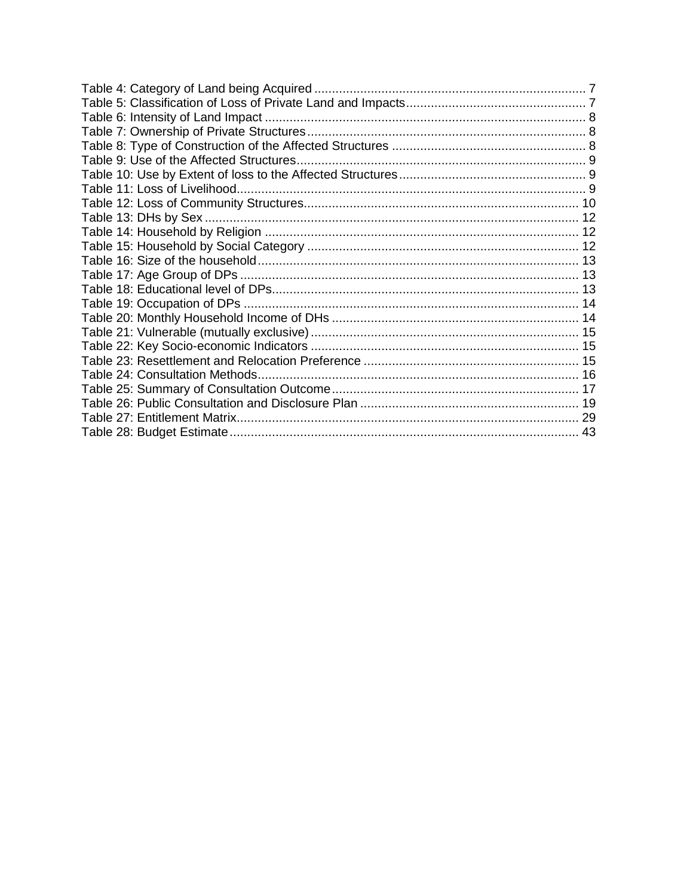Table 4: Category of Land being Acquired ............................................................................ 7
Table 5: Classification of Loss of Private Land and Impacts.................................................. 7
Table 6: Intensity of Land Impact .......................................................................................... 8
Table 7: Ownership of Private Structures .............................................................................. 8
Table 8: Type of Construction of the Affected Structures ...................................................... 8
Table 9: Use of the Affected Structures ................................................................................. 9
Table 10: Use by Extent of loss to the Affected Structures .................................................... 9
Table 11: Loss of Livelihood .................................................................................................. 9
Table 12: Loss of Community Structures ............................................................................. 10
Table 13: DHs by Sex ......................................................................................................... 12
Table 14: Household by Religion ......................................................................................... 12
Table 15: Household by Social Category ............................................................................ 12
Table 16: Size of the household .......................................................................................... 13
Table 17: Age Group of DPs ............................................................................................... 13
Table 18: Educational level of DPs ...................................................................................... 13
Table 19: Occupation of DPs .............................................................................................. 14
Table 20: Monthly Household Income of DHs ..................................................................... 14
Table 21: Vulnerable (mutually exclusive) ........................................................................... 15
Table 22: Key Socio-economic Indicators ........................................................................... 15
Table 23: Resettlement and Relocation Preference ............................................................ 15
Table 24: Consultation Methods .......................................................................................... 16
Table 25: Summary of Consultation Outcome ..................................................................... 17
Table 26: Public Consultation and Disclosure Plan ............................................................. 19
Table 27: Entitlement Matrix ................................................................................................ 29
Table 28: Budget Estimate .................................................................................................. 43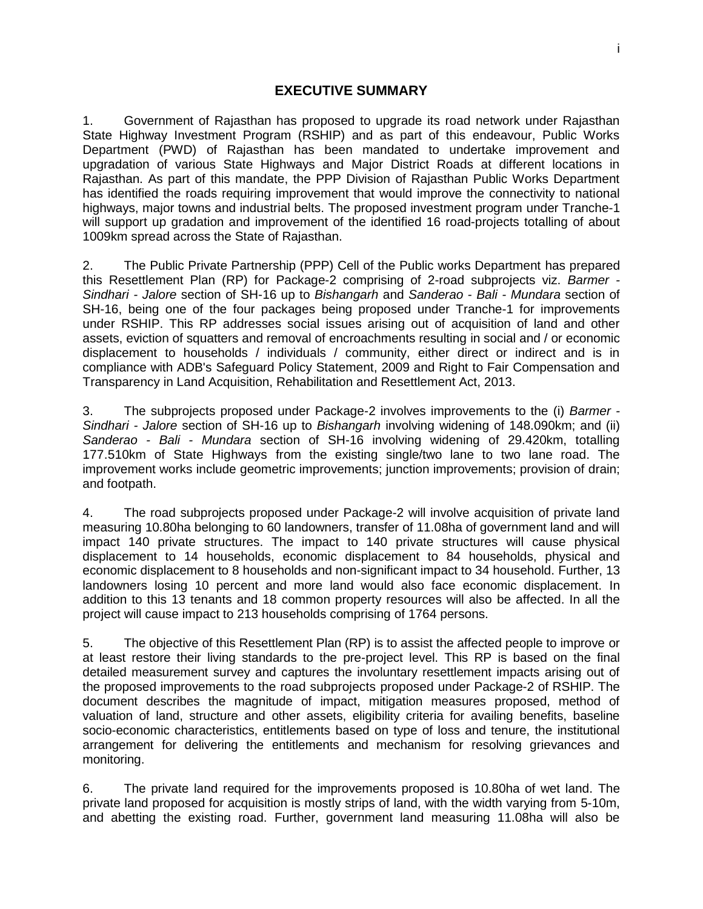## EXECUTIVE SUMMARY

1. Government of Rajasthan has proposed to upgrade its road network under Rajasthan State Highway Investment Program (RSHIP) and as part of this endeavour, Public Works Department (PWD) of Rajasthan has been mandated to undertake improvement and upgradation of various State Highways and Major District Roads at different locations in Rajasthan. As part of this mandate, the PPP Division of Rajasthan Public Works Department has identified the roads requiring improvement that would improve the connectivity to national highways, major towns and industrial belts. The proposed investment program under Tranche-1 will support up gradation and improvement of the identified 16 road-projects totalling of about 1009km spread across the State of Rajasthan.

2. The Public Private Partnership (PPP) Cell of the Public works Department has prepared this Resettlement Plan (RP) for Package-2 comprising of 2-road subprojects viz. *Barmer - Sindhari - Jalore* section of SH-16 up to *Bishangarh* and *Sanderao - Bali - Mundara* section of SH-16, being one of the four packages being proposed under Tranche-1 for improvements under RSHIP. This RP addresses social issues arising out of acquisition of land and other assets, eviction of squatters and removal of encroachments resulting in social and / or economic displacement to households / individuals / community, either direct or indirect and is in compliance with ADB's Safeguard Policy Statement, 2009 and Right to Fair Compensation and Transparency in Land Acquisition, Rehabilitation and Resettlement Act, 2013.

3. The subprojects proposed under Package-2 involves improvements to the (i) *Barmer - Sindhari - Jalore* section of SH-16 up to *Bishangarh* involving widening of 148.090km; and (ii) *Sanderao - Bali - Mundara* section of SH-16 involving widening of 29.420km, totalling 177.510km of State Highways from the existing single/two lane to two lane road. The improvement works include geometric improvements; junction improvements; provision of drain; and footpath.

4. The road subprojects proposed under Package-2 will involve acquisition of private land measuring 10.80ha belonging to 60 landowners, transfer of 11.08ha of government land and will impact 140 private structures. The impact to 140 private structures will cause physical displacement to 14 households, economic displacement to 84 households, physical and economic displacement to 8 households and non-significant impact to 34 household. Further, 13 landowners losing 10 percent and more land would also face economic displacement. In addition to this 13 tenants and 18 common property resources will also be affected. In all the project will cause impact to 213 households comprising of 1764 persons.

5. The objective of this Resettlement Plan (RP) is to assist the affected people to improve or at least restore their living standards to the pre-project level. This RP is based on the final detailed measurement survey and captures the involuntary resettlement impacts arising out of the proposed improvements to the road subprojects proposed under Package-2 of RSHIP. The document describes the magnitude of impact, mitigation measures proposed, method of valuation of land, structure and other assets, eligibility criteria for availing benefits, baseline socio-economic characteristics, entitlements based on type of loss and tenure, the institutional arrangement for delivering the entitlements and mechanism for resolving grievances and monitoring.

6. The private land required for the improvements proposed is 10.80ha of wet land. The private land proposed for acquisition is mostly strips of land, with the width varying from 5-10m, and abetting the existing road. Further, government land measuring 11.08ha will also be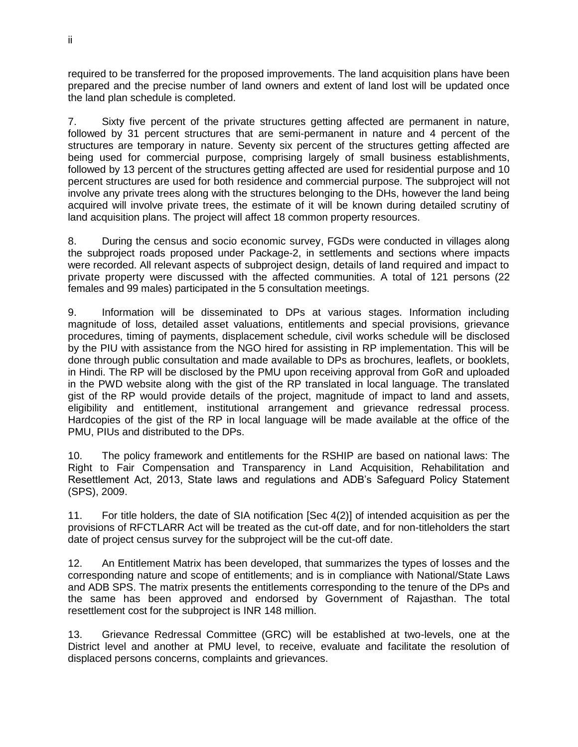required to be transferred for the proposed improvements. The land acquisition plans have been prepared and the precise number of land owners and extent of land lost will be updated once the land plan schedule is completed.

7. Sixty five percent of the private structures getting affected are permanent in nature, followed by 31 percent structures that are semi-permanent in nature and 4 percent of the structures are temporary in nature. Seventy six percent of the structures getting affected are being used for commercial purpose, comprising largely of small business establishments, followed by 13 percent of the structures getting affected are used for residential purpose and 10 percent structures are used for both residence and commercial purpose. The subproject will not involve any private trees along with the structures belonging to the DHs, however the land being acquired will involve private trees, the estimate of it will be known during detailed scrutiny of land acquisition plans. The project will affect 18 common property resources.

8. During the census and socio economic survey, FGDs were conducted in villages along the subproject roads proposed under Package-2, in settlements and sections where impacts were recorded. All relevant aspects of subproject design, details of land required and impact to private property were discussed with the affected communities. A total of 121 persons (22 females and 99 males) participated in the 5 consultation meetings.

9. Information will be disseminated to DPs at various stages. Information including magnitude of loss, detailed asset valuations, entitlements and special provisions, grievance procedures, timing of payments, displacement schedule, civil works schedule will be disclosed by the PIU with assistance from the NGO hired for assisting in RP implementation. This will be done through public consultation and made available to DPs as brochures, leaflets, or booklets, in Hindi. The RP will be disclosed by the PMU upon receiving approval from GoR and uploaded in the PWD website along with the gist of the RP translated in local language. The translated gist of the RP would provide details of the project, magnitude of impact to land and assets, eligibility and entitlement, institutional arrangement and grievance redressal process. Hardcopies of the gist of the RP in local language will be made available at the office of the PMU, PIUs and distributed to the DPs.

10. The policy framework and entitlements for the RSHIP are based on national laws: The Right to Fair Compensation and Transparency in Land Acquisition, Rehabilitation and Resettlement Act, 2013, State laws and regulations and ADB's Safeguard Policy Statement (SPS), 2009.

11. For title holders, the date of SIA notification [Sec 4(2)] of intended acquisition as per the provisions of RFCTLARR Act will be treated as the cut-off date, and for non-titleholders the start date of project census survey for the subproject will be the cut-off date.

12. An Entitlement Matrix has been developed, that summarizes the types of losses and the corresponding nature and scope of entitlements; and is in compliance with National/State Laws and ADB SPS. The matrix presents the entitlements corresponding to the tenure of the DPs and the same has been approved and endorsed by Government of Rajasthan. The total resettlement cost for the subproject is INR 148 million.

13. Grievance Redressal Committee (GRC) will be established at two-levels, one at the District level and another at PMU level, to receive, evaluate and facilitate the resolution of displaced persons concerns, complaints and grievances.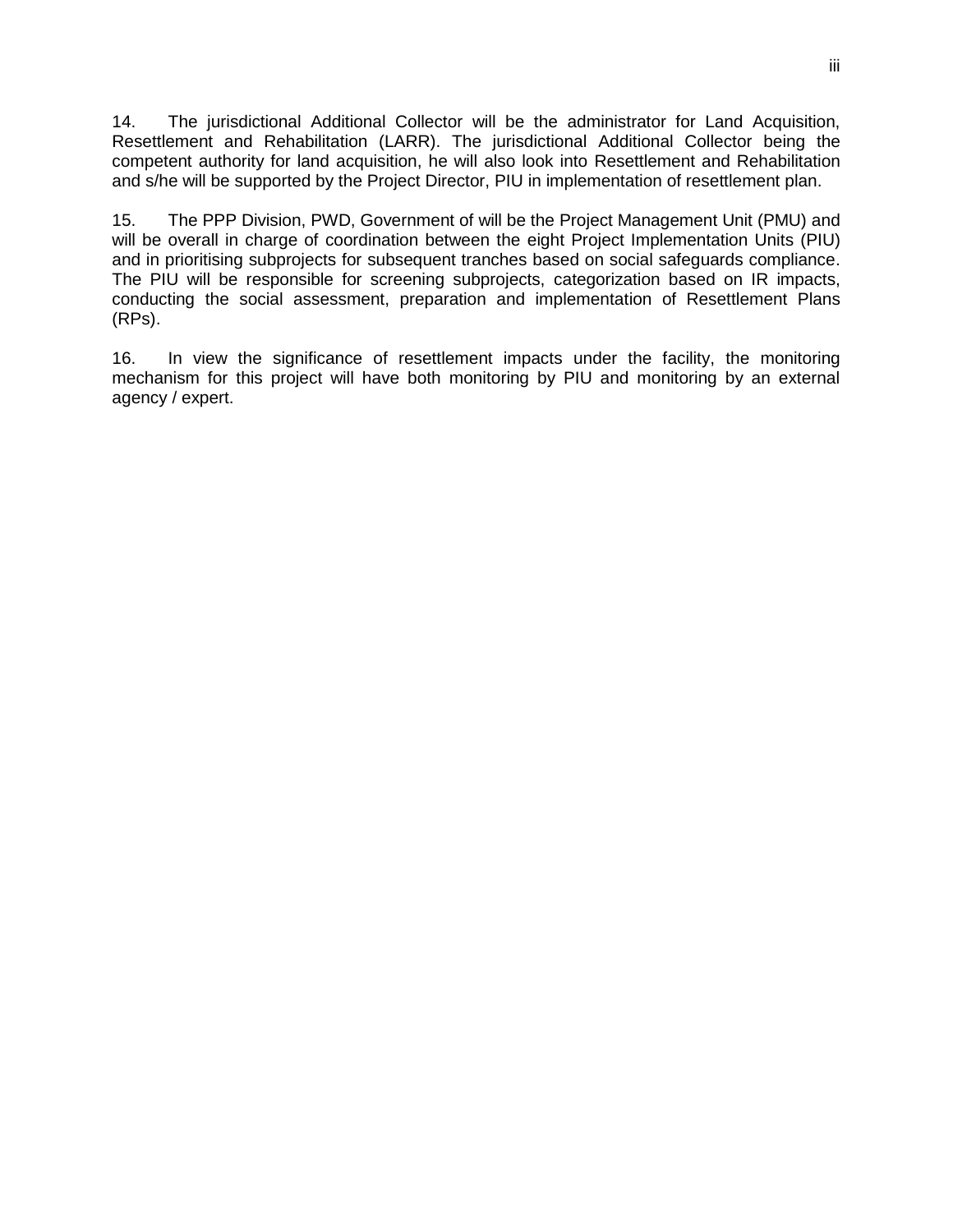14. The jurisdictional Additional Collector will be the administrator for Land Acquisition, Resettlement and Rehabilitation (LARR). The jurisdictional Additional Collector being the competent authority for land acquisition, he will also look into Resettlement and Rehabilitation and s/he will be supported by the Project Director, PIU in implementation of resettlement plan.

15. The PPP Division, PWD, Government of will be the Project Management Unit (PMU) and will be overall in charge of coordination between the eight Project Implementation Units (PIU) and in prioritising subprojects for subsequent tranches based on social safeguards compliance. The PIU will be responsible for screening subprojects, categorization based on IR impacts, conducting the social assessment, preparation and implementation of Resettlement Plans (RPs).

16. In view the significance of resettlement impacts under the facility, the monitoring mechanism for this project will have both monitoring by PIU and monitoring by an external agency / expert.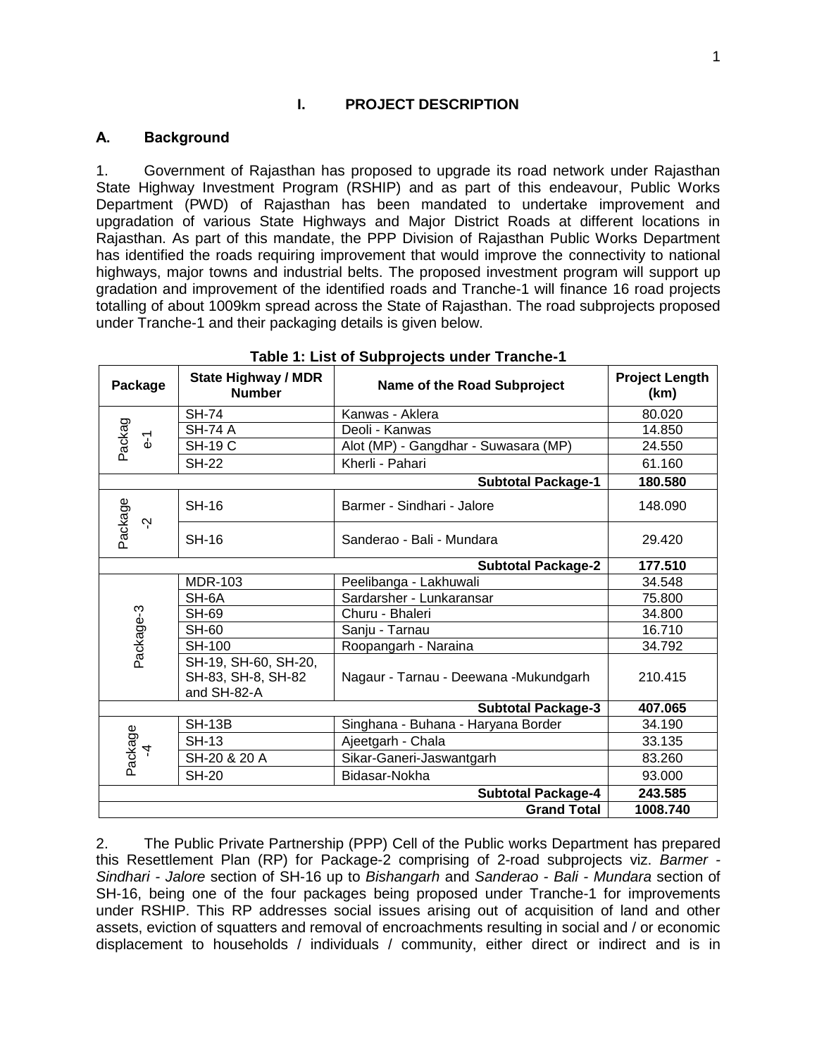## I. PROJECT DESCRIPTION

### A. Background

1. Government of Rajasthan has proposed to upgrade its road network under Rajasthan State Highway Investment Program (RSHIP) and as part of this endeavour, Public Works Department (PWD) of Rajasthan has been mandated to undertake improvement and upgradation of various State Highways and Major District Roads at different locations in Rajasthan. As part of this mandate, the PPP Division of Rajasthan Public Works Department has identified the roads requiring improvement that would improve the connectivity to national highways, major towns and industrial belts. The proposed investment program will support up gradation and improvement of the identified roads and Tranche-1 will finance 16 road projects totalling of about 1009km spread across the State of Rajasthan. The road subprojects proposed under Tranche-1 and their packaging details is given below.

**Table 1: List of Subprojects under Tranche-1**

| Package | State Highway / MDR Number | Name of the Road Subproject | Project Length (km) |
|---|---|---|---|
| Package-1 | SH-74 | Kanwas - Aklera | 80.020 |
| | SH-74 A | Deoli - Kanwas | 14.850 |
| | SH-19 C | Alot (MP) - Gangdhar - Suwasara (MP) | 24.550 |
| | SH-22 | Kherli - Pahari | 61.160 |
| | | **Subtotal Package-1** | **180.580** |
| Package-2 | SH-16 | Barmer - Sindhari - Jalore | 148.090 |
| | SH-16 | Sanderao - Bali - Mundara | 29.420 |
| | | **Subtotal Package-2** | **177.510** |
| Package-3 | MDR-103 | Peelibanga - Lakhuwali | 34.548 |
| | SH-6A | Sardarsher - Lunkaransar | 75.800 |
| | SH-69 | Churu - Bhaleri | 34.800 |
| | SH-60 | Sanju - Tarnau | 16.710 |
| | SH-100 | Roopangarh - Naraina | 34.792 |
| | SH-19, SH-60, SH-20, SH-83, SH-8, SH-82 and SH-82-A | Nagaur - Tarnau - Deewana -Mukundgarh | 210.415 |
| | | **Subtotal Package-3** | **407.065** |
| Package-4 | SH-13B | Singhana - Buhana - Haryana Border | 34.190 |
| | SH-13 | Ajeetgarh - Chala | 33.135 |
| | SH-20 & 20 A | Sikar-Ganeri-Jaswantgarh | 83.260 |
| | SH-20 | Bidasar-Nokha | 93.000 |
| | | **Subtotal Package-4** | **243.585** |
| | | **Grand Total** | **1008.740** |

2. The Public Private Partnership (PPP) Cell of the Public works Department has prepared this Resettlement Plan (RP) for Package-2 comprising of 2-road subprojects viz. *Barmer - Sindhari - Jalore* section of SH-16 up to *Bishangarh* and *Sanderao - Bali - Mundara* section of SH-16, being one of the four packages being proposed under Tranche-1 for improvements under RSHIP. This RP addresses social issues arising out of acquisition of land and other assets, eviction of squatters and removal of encroachments resulting in social and / or economic displacement to households / individuals / community, either direct or indirect and is in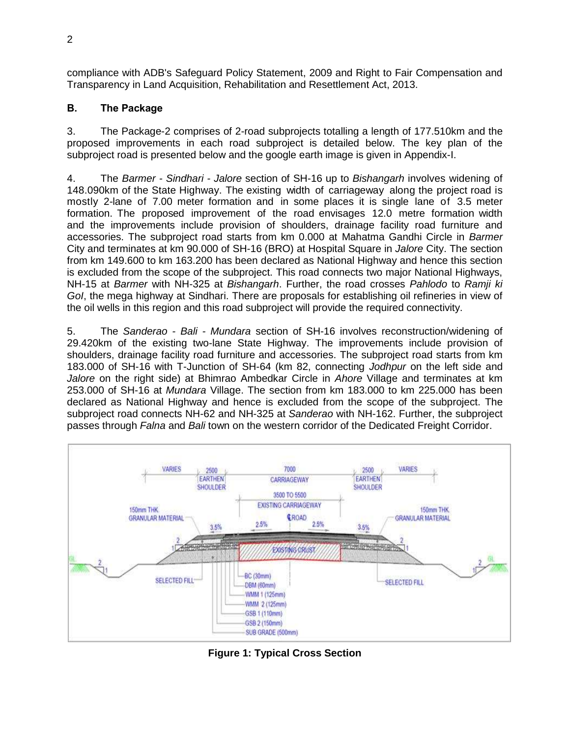compliance with ADB's Safeguard Policy Statement, 2009 and Right to Fair Compensation and Transparency in Land Acquisition, Rehabilitation and Resettlement Act, 2013.

### B. The Package

3. The Package-2 comprises of 2-road subprojects totalling a length of 177.510km and the proposed improvements in each road subproject is detailed below. The key plan of the subproject road is presented below and the google earth image is given in Appendix-I.

4. The *Barmer - Sindhari - Jalore* section of SH-16 up to *Bishangarh* involves widening of 148.090km of the State Highway. The existing width of carriageway along the project road is mostly 2-lane of 7.00 meter formation and in some places it is single lane of 3.5 meter formation. The proposed improvement of the road envisages 12.0 metre formation width and the improvements include provision of shoulders, drainage facility road furniture and accessories. The subproject road starts from km 0.000 at Mahatma Gandhi Circle in *Barmer* City and terminates at km 90.000 of SH-16 (BRO) at Hospital Square in *Jalore* City. The section from km 149.600 to km 163.200 has been declared as National Highway and hence this section is excluded from the scope of the subproject. This road connects two major National Highways, NH-15 at *Barmer* with NH-325 at *Bishangarh*. Further, the road crosses *Pahlodo* to *Ramji ki GoI*, the mega highway at Sindhari. There are proposals for establishing oil refineries in view of the oil wells in this region and this road subproject will provide the required connectivity.

5. The *Sanderao - Bali - Mundara* section of SH-16 involves reconstruction/widening of 29.420km of the existing two-lane State Highway. The improvements include provision of shoulders, drainage facility road furniture and accessories. The subproject road starts from km 183.000 of SH-16 with T-Junction of SH-64 (km 82, connecting *Jodhpur* on the left side and *Jalore* on the right side) at Bhimrao Ambedkar Circle in *Ahore* Village and terminates at km 253.000 of SH-16 at *Mundara* Village. The section from km 183.000 to km 225.000 has been declared as National Highway and hence is excluded from the scope of the subproject. The subproject road connects NH-62 and NH-325 at *Sanderao* with NH-162. Further, the subproject passes through *Falna* and *Bali* town on the western corridor of the Dedicated Freight Corridor.

**Figure 1: Typical Cross Section**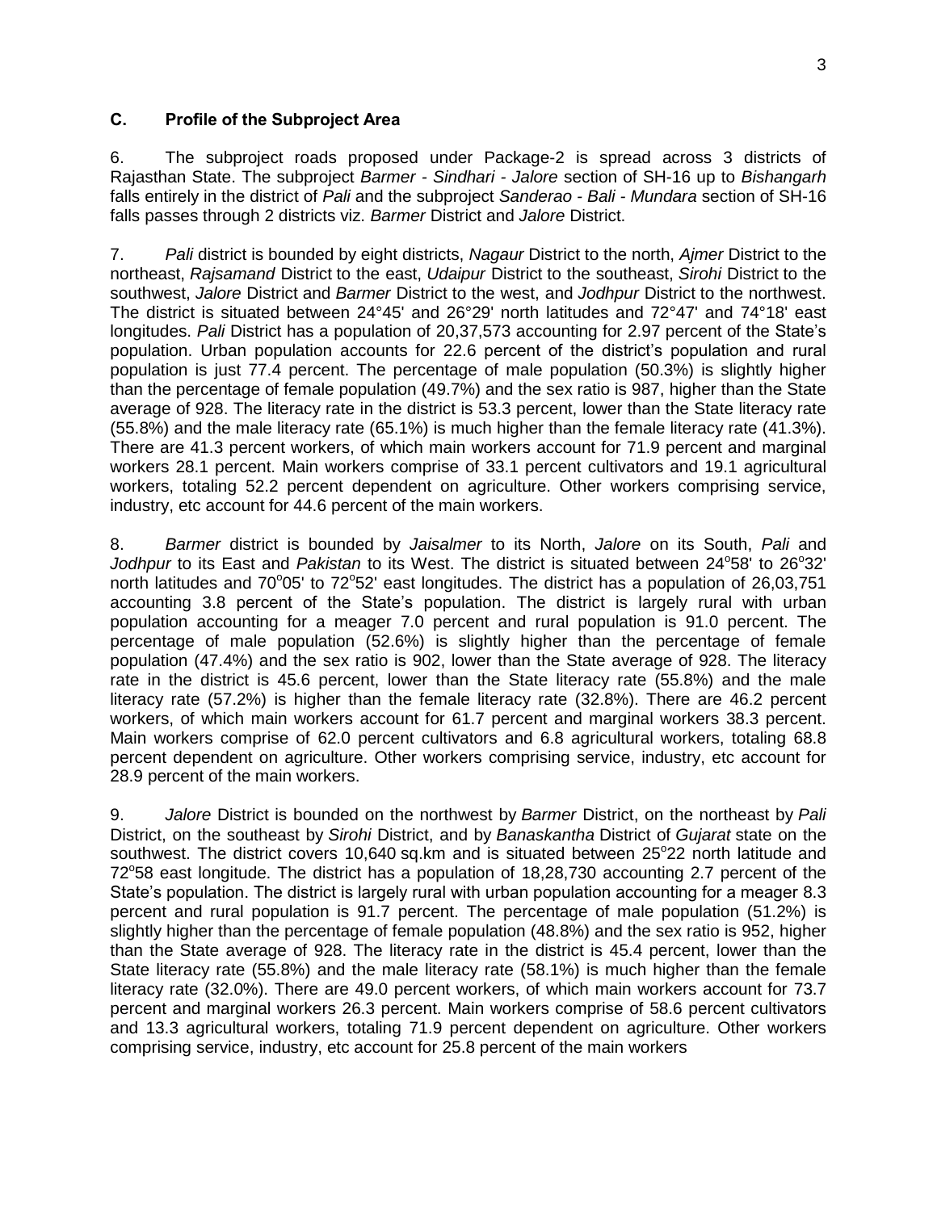### C. Profile of the Subproject Area

6. The subproject roads proposed under Package-2 is spread across 3 districts of Rajasthan State. The subproject *Barmer - Sindhari - Jalore* section of SH-16 up to *Bishangarh* falls entirely in the district of *Pali* and the subproject *Sanderao - Bali - Mundara* section of SH-16 falls passes through 2 districts viz. *Barmer* District and *Jalore* District.

7. *Pali* district is bounded by eight districts, *Nagaur* District to the north, *Ajmer* District to the northeast, *Rajsamand* District to the east, *Udaipur* District to the southeast, *Sirohi* District to the southwest, *Jalore* District and *Barmer* District to the west, and *Jodhpur* District to the northwest. The district is situated between 24°45' and 26°29' north latitudes and 72°47' and 74°18' east longitudes. *Pali* District has a population of 20,37,573 accounting for 2.97 percent of the State's population. Urban population accounts for 22.6 percent of the district's population and rural population is just 77.4 percent. The percentage of male population (50.3%) is slightly higher than the percentage of female population (49.7%) and the sex ratio is 987, higher than the State average of 928. The literacy rate in the district is 53.3 percent, lower than the State literacy rate (55.8%) and the male literacy rate (65.1%) is much higher than the female literacy rate (41.3%). There are 41.3 percent workers, of which main workers account for 71.9 percent and marginal workers 28.1 percent. Main workers comprise of 33.1 percent cultivators and 19.1 agricultural workers, totaling 52.2 percent dependent on agriculture. Other workers comprising service, industry, etc account for 44.6 percent of the main workers.

8. *Barmer* district is bounded by *Jaisalmer* to its North, *Jalore* on its South, *Pali* and *Jodhpur* to its East and *Pakistan* to its West. The district is situated between 24°58' to 26°32' north latitudes and 70°05' to 72°52' east longitudes. The district has a population of 26,03,751 accounting 3.8 percent of the State's population. The district is largely rural with urban population accounting for a meager 7.0 percent and rural population is 91.0 percent. The percentage of male population (52.6%) is slightly higher than the percentage of female population (47.4%) and the sex ratio is 902, lower than the State average of 928. The literacy rate in the district is 45.6 percent, lower than the State literacy rate (55.8%) and the male literacy rate (57.2%) is higher than the female literacy rate (32.8%). There are 46.2 percent workers, of which main workers account for 61.7 percent and marginal workers 38.3 percent. Main workers comprise of 62.0 percent cultivators and 6.8 agricultural workers, totaling 68.8 percent dependent on agriculture. Other workers comprising service, industry, etc account for 28.9 percent of the main workers.

9. *Jalore* District is bounded on the northwest by *Barmer* District, on the northeast by *Pali* District, on the southeast by *Sirohi* District, and by *Banaskantha* District of *Gujarat* state on the southwest. The district covers 10,640 sq.km and is situated between 25°22 north latitude and 72°58 east longitude. The district has a population of 18,28,730 accounting 2.7 percent of the State's population. The district is largely rural with urban population accounting for a meager 8.3 percent and rural population is 91.7 percent. The percentage of male population (51.2%) is slightly higher than the percentage of female population (48.8%) and the sex ratio is 952, higher than the State average of 928. The literacy rate in the district is 45.4 percent, lower than the State literacy rate (55.8%) and the male literacy rate (58.1%) is much higher than the female literacy rate (32.0%). There are 49.0 percent workers, of which main workers account for 73.7 percent and marginal workers 26.3 percent. Main workers comprise of 58.6 percent cultivators and 13.3 agricultural workers, totaling 71.9 percent dependent on agriculture. Other workers comprising service, industry, etc account for 25.8 percent of the main workers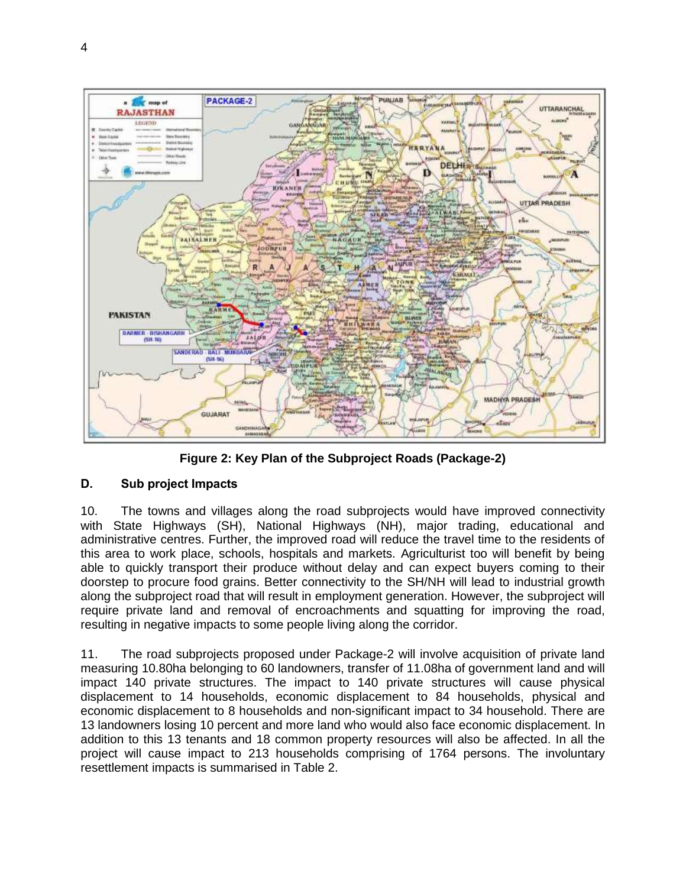**Figure 2: Key Plan of the Subproject Roads (Package-2)**

## D. Sub project Impacts

10. The towns and villages along the road subprojects would have improved connectivity with State Highways (SH), National Highways (NH), major trading, educational and administrative centres. Further, the improved road will reduce the travel time to the residents of this area to work place, schools, hospitals and markets. Agriculturist too will benefit by being able to quickly transport their produce without delay and can expect buyers coming to their doorstep to procure food grains. Better connectivity to the SH/NH will lead to industrial growth along the subproject road that will result in employment generation. However, the subproject will require private land and removal of encroachments and squatting for improving the road, resulting in negative impacts to some people living along the corridor.

11. The road subprojects proposed under Package-2 will involve acquisition of private land measuring 10.80ha belonging to 60 landowners, transfer of 11.08ha of government land and will impact 140 private structures. The impact to 140 private structures will cause physical displacement to 14 households, economic displacement to 84 households, physical and economic displacement to 8 households and non-significant impact to 34 household. There are 13 landowners losing 10 percent and more land who would also face economic displacement. In addition to this 13 tenants and 18 common property resources will also be affected. In all the project will cause impact to 213 households comprising of 1764 persons. The involuntary resettlement impacts is summarised in Table 2.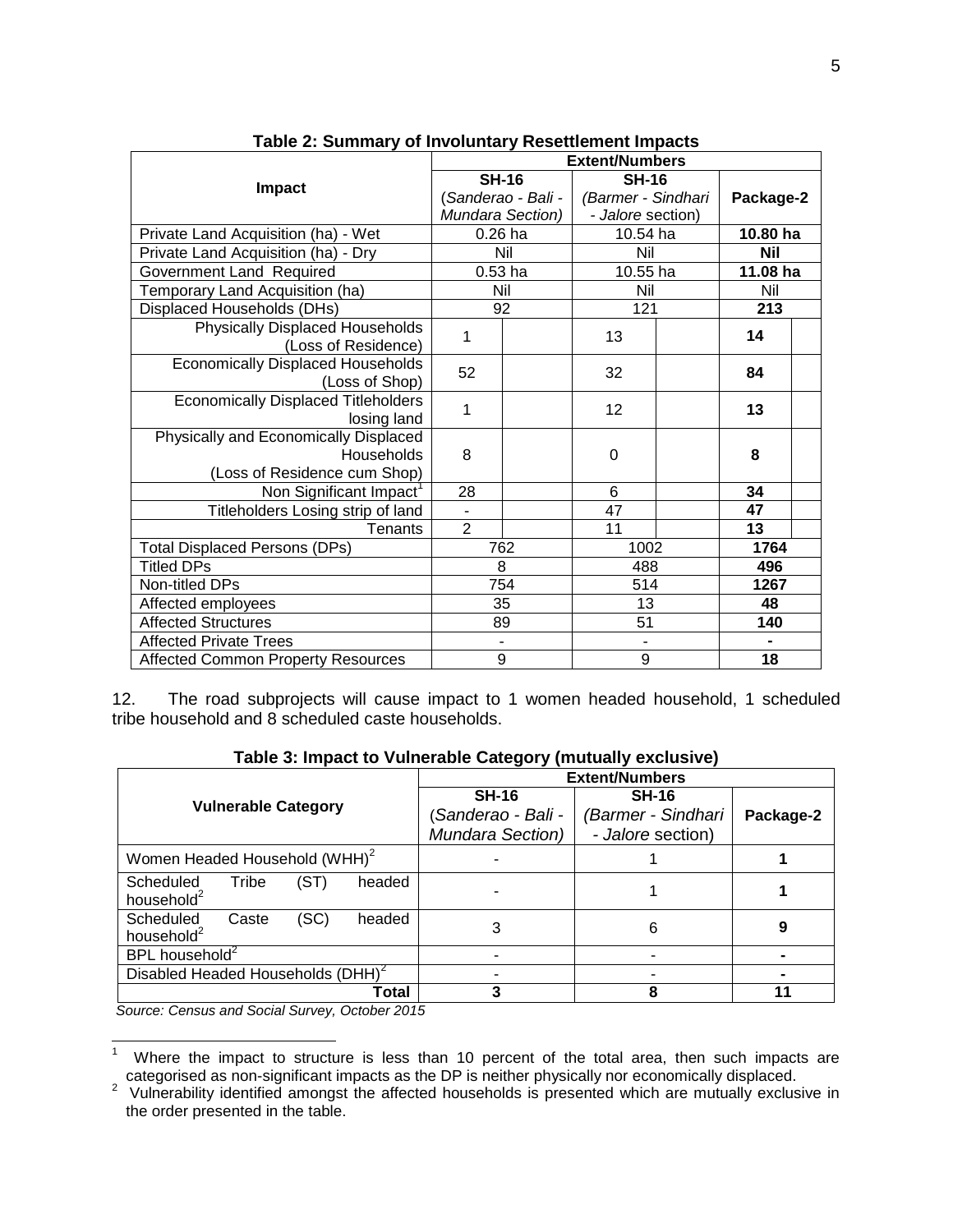**Table 2: Summary of Involuntary Resettlement Impacts**

| Impact | Extent/Numbers | | |
|---|---|---|---|
| | SH-16 (*Sanderao - Bali - Mundara Section)* | SH-16 *(Barmer - Sindhari - Jalore* section) | Package-2 |
| Private Land Acquisition (ha) - Wet | 0.26 ha | 10.54 ha | **10.80 ha** |
| Private Land Acquisition (ha) - Dry | Nil | Nil | **Nil** |
| Government Land Required | 0.53 ha | 10.55 ha | **11.08 ha** |
| Temporary Land Acquisition (ha) | Nil | Nil | Nil |
| Displaced Households (DHs) | 92 | 121 | **213** |
| Physically Displaced Households (Loss of Residence) | 1 | 13 | **14** |
| Economically Displaced Households (Loss of Shop) | 52 | 32 | **84** |
| Economically Displaced Titleholders losing land | 1 | 12 | **13** |
| Physically and Economically Displaced Households (Loss of Residence cum Shop) | 8 | 0 | **8** |
| Non Significant Impact[1] | 28 | 6 | **34** |
| Titleholders Losing strip of land | - | 47 | **47** |
| Tenants | 2 | 11 | **13** |
| Total Displaced Persons (DPs) | 762 | 1002 | **1764** |
| Titled DPs | 8 | 488 | **496** |
| Non-titled DPs | 754 | 514 | **1267** |
| Affected employees | 35 | 13 | **48** |
| Affected Structures | 89 | 51 | **140** |
| Affected Private Trees | - | - | **-** |
| Affected Common Property Resources | 9 | 9 | **18** |

12. The road subprojects will cause impact to 1 women headed household, 1 scheduled tribe household and 8 scheduled caste households.

**Table 3: Impact to Vulnerable Category (mutually exclusive)**

| Vulnerable Category | Extent/Numbers | | |
|---|---|---|---|
| | SH-16 (*Sanderao - Bali - Mundara Section)* | SH-16 *(Barmer - Sindhari - Jalore* section) | Package-2 |
| Women Headed Household (WHH)[2] | - | 1 | **1** |
| Scheduled Tribe (ST) headed household[2] | - | 1 | **1** |
| Scheduled Caste (SC) headed household[2] | 3 | 6 | **9** |
| BPL household[2] | - | - | **-** |
| Disabled Headed Households (DHH)[2] | - | - | **-** |
| **Total** | **3** | **8** | **11** |

*Source: Census and Social Survey, October 2015*

[1] Where the impact to structure is less than 10 percent of the total area, then such impacts are categorised as non-significant impacts as the DP is neither physically nor economically displaced.

[2] Vulnerability identified amongst the affected households is presented which are mutually exclusive in the order presented in the table.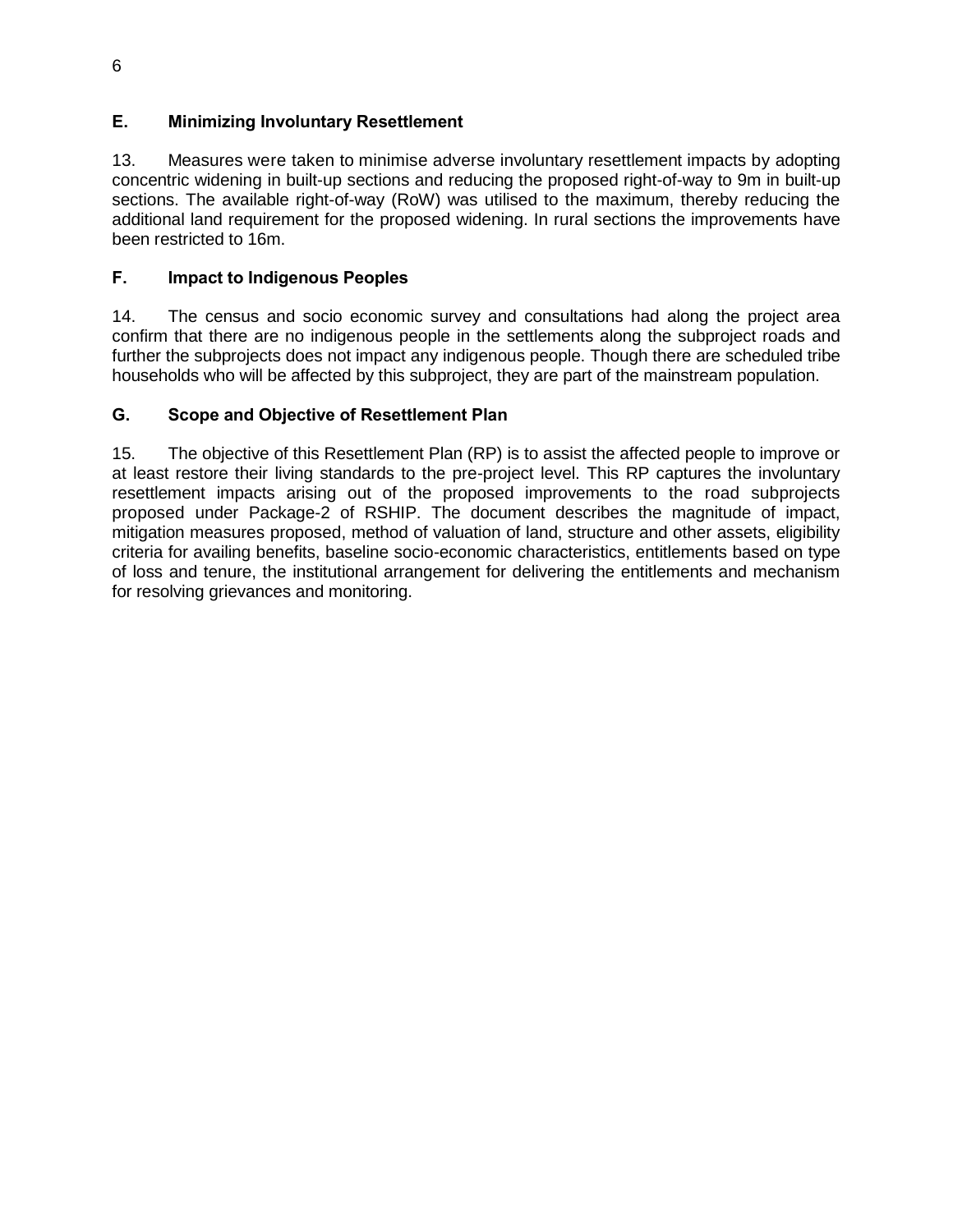## E. Minimizing Involuntary Resettlement

13. Measures were taken to minimise adverse involuntary resettlement impacts by adopting concentric widening in built-up sections and reducing the proposed right-of-way to 9m in built-up sections. The available right-of-way (RoW) was utilised to the maximum, thereby reducing the additional land requirement for the proposed widening. In rural sections the improvements have been restricted to 16m.

## F. Impact to Indigenous Peoples

14. The census and socio economic survey and consultations had along the project area confirm that there are no indigenous people in the settlements along the subproject roads and further the subprojects does not impact any indigenous people. Though there are scheduled tribe households who will be affected by this subproject, they are part of the mainstream population.

## G. Scope and Objective of Resettlement Plan

15. The objective of this Resettlement Plan (RP) is to assist the affected people to improve or at least restore their living standards to the pre-project level. This RP captures the involuntary resettlement impacts arising out of the proposed improvements to the road subprojects proposed under Package-2 of RSHIP. The document describes the magnitude of impact, mitigation measures proposed, method of valuation of land, structure and other assets, eligibility criteria for availing benefits, baseline socio-economic characteristics, entitlements based on type of loss and tenure, the institutional arrangement for delivering the entitlements and mechanism for resolving grievances and monitoring.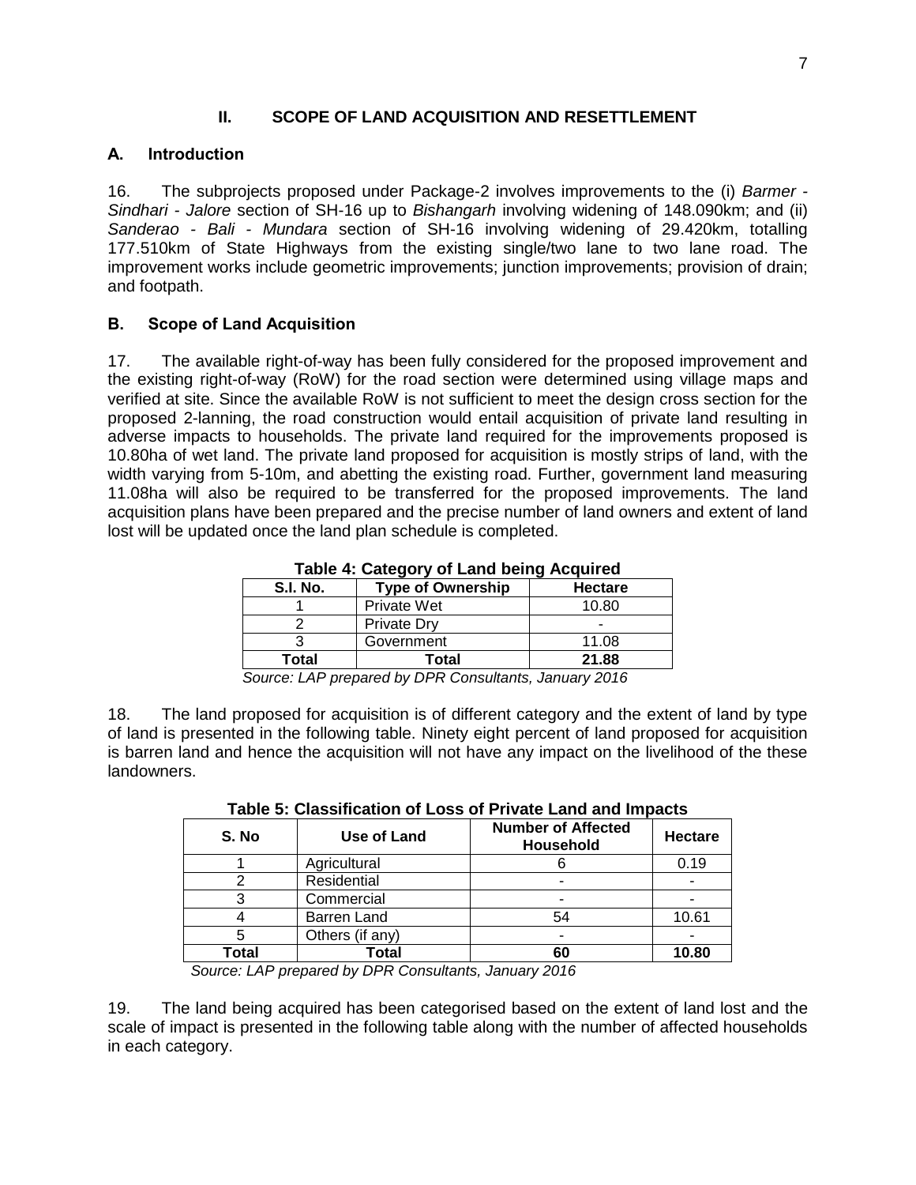## II. SCOPE OF LAND ACQUISITION AND RESETTLEMENT

### A. Introduction

16. The subprojects proposed under Package-2 involves improvements to the (i) *Barmer - Sindhari - Jalore* section of SH-16 up to *Bishangarh* involving widening of 148.090km; and (ii) *Sanderao - Bali - Mundara* section of SH-16 involving widening of 29.420km, totalling 177.510km of State Highways from the existing single/two lane to two lane road. The improvement works include geometric improvements; junction improvements; provision of drain; and footpath.

### B. Scope of Land Acquisition

17. The available right-of-way has been fully considered for the proposed improvement and the existing right-of-way (RoW) for the road section were determined using village maps and verified at site. Since the available RoW is not sufficient to meet the design cross section for the proposed 2-lanning, the road construction would entail acquisition of private land resulting in adverse impacts to households. The private land required for the improvements proposed is 10.80ha of wet land. The private land proposed for acquisition is mostly strips of land, with the width varying from 5-10m, and abetting the existing road. Further, government land measuring 11.08ha will also be required to be transferred for the proposed improvements. The land acquisition plans have been prepared and the precise number of land owners and extent of land lost will be updated once the land plan schedule is completed.

**Table 4: Category of Land being Acquired**

| S.I. No. | Type of Ownership | Hectare |
|---|---|---|
| 1 | Private Wet | 10.80 |
| 2 | Private Dry | - |
| 3 | Government | 11.08 |
| **Total** | **Total** | **21.88** |

*Source: LAP prepared by DPR Consultants, January 2016*

18. The land proposed for acquisition is of different category and the extent of land by type of land is presented in the following table. Ninety eight percent of land proposed for acquisition is barren land and hence the acquisition will not have any impact on the livelihood of the these landowners.

**Table 5: Classification of Loss of Private Land and Impacts**

| S. No | Use of Land | Number of Affected Household | Hectare |
|---|---|---|---|
| 1 | Agricultural | 6 | 0.19 |
| 2 | Residential | - | - |
| 3 | Commercial | - | - |
| 4 | Barren Land | 54 | 10.61 |
| 5 | Others (if any) | - | - |
| **Total** | **Total** | **60** | **10.80** |

*Source: LAP prepared by DPR Consultants, January 2016*

19. The land being acquired has been categorised based on the extent of land lost and the scale of impact is presented in the following table along with the number of affected households in each category.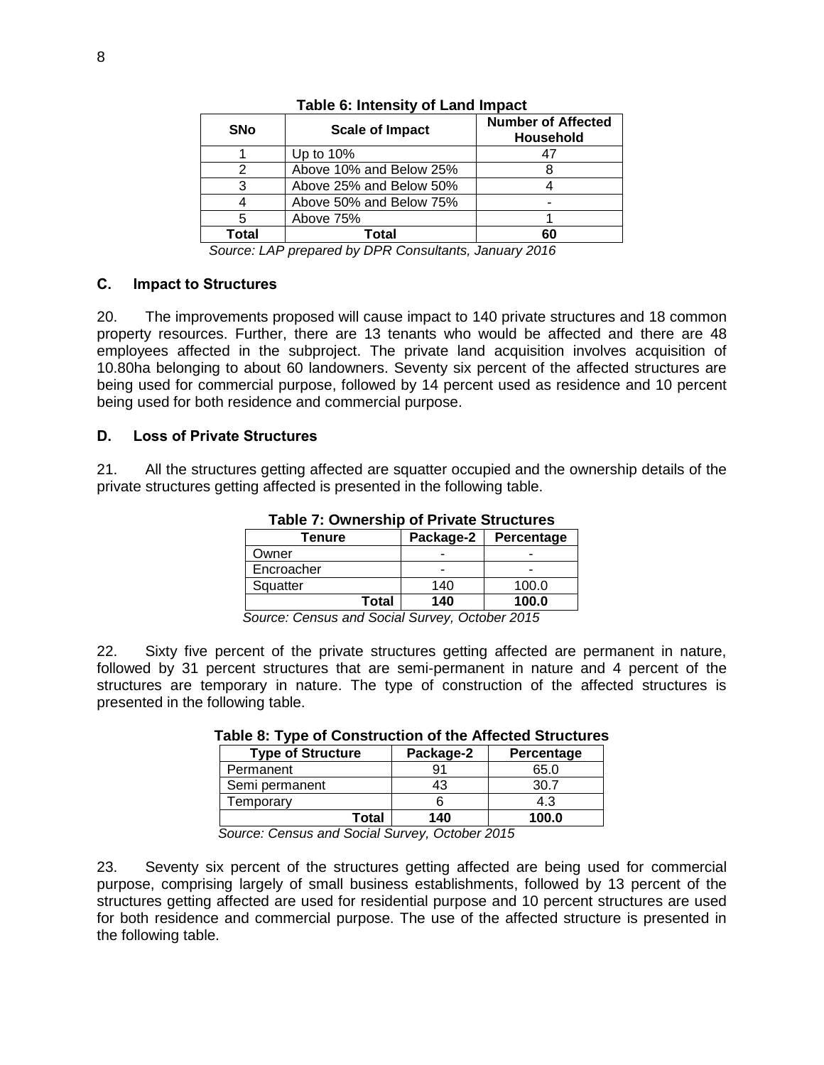**Table 6: Intensity of Land Impact**

| SNo | Scale of Impact | Number of Affected Household |
|---|---|---|
| 1 | Up to 10% | 47 |
| 2 | Above 10% and Below 25% | 8 |
| 3 | Above 25% and Below 50% | 4 |
| 4 | Above 50% and Below 75% | - |
| 5 | Above 75% | 1 |
| **Total** | **Total** | **60** |

*Source: LAP prepared by DPR Consultants, January 2016*

### C. Impact to Structures

20. The improvements proposed will cause impact to 140 private structures and 18 common property resources. Further, there are 13 tenants who would be affected and there are 48 employees affected in the subproject. The private land acquisition involves acquisition of 10.80ha belonging to about 60 landowners. Seventy six percent of the affected structures are being used for commercial purpose, followed by 14 percent used as residence and 10 percent being used for both residence and commercial purpose.

### D. Loss of Private Structures

21. All the structures getting affected are squatter occupied and the ownership details of the private structures getting affected is presented in the following table.

**Table 7: Ownership of Private Structures**

| Tenure | Package-2 | Percentage |
|---|---|---|
| Owner | - | - |
| Encroacher | - | - |
| Squatter | 140 | 100.0 |
| **Total** | **140** | **100.0** |

*Source: Census and Social Survey, October 2015*

22. Sixty five percent of the private structures getting affected are permanent in nature, followed by 31 percent structures that are semi-permanent in nature and 4 percent of the structures are temporary in nature. The type of construction of the affected structures is presented in the following table.

**Table 8: Type of Construction of the Affected Structures**

| Type of Structure | Package-2 | Percentage |
|---|---|---|
| Permanent | 91 | 65.0 |
| Semi permanent | 43 | 30.7 |
| Temporary | 6 | 4.3 |
| **Total** | **140** | **100.0** |

*Source: Census and Social Survey, October 2015*

23. Seventy six percent of the structures getting affected are being used for commercial purpose, comprising largely of small business establishments, followed by 13 percent of the structures getting affected are used for residential purpose and 10 percent structures are used for both residence and commercial purpose. The use of the affected structure is presented in the following table.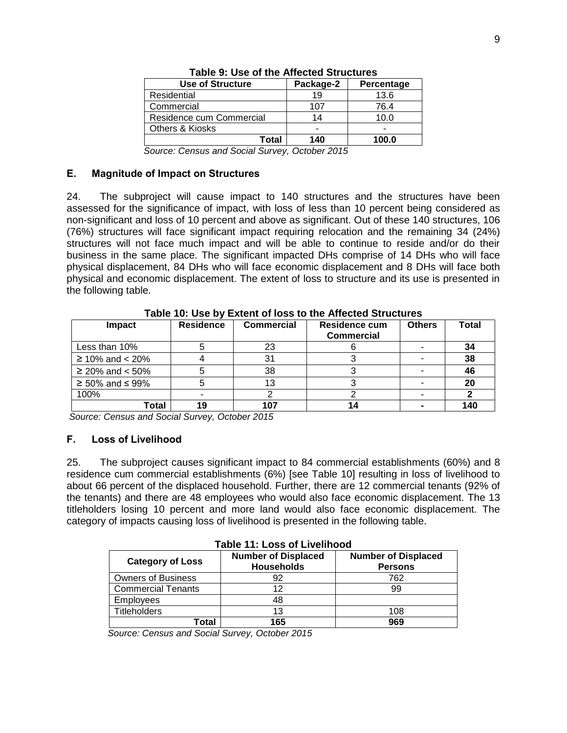**Table 9: Use of the Affected Structures**

| Use of Structure | Package-2 | Percentage |
|---|---|---|
| Residential | 19 | 13.6 |
| Commercial | 107 | 76.4 |
| Residence cum Commercial | 14 | 10.0 |
| Others & Kiosks | - | - |
| **Total** | **140** | **100.0** |

*Source: Census and Social Survey, October 2015*

## E. Magnitude of Impact on Structures

24. The subproject will cause impact to 140 structures and the structures have been assessed for the significance of impact, with loss of less than 10 percent being considered as non-significant and loss of 10 percent and above as significant. Out of these 140 structures, 106 (76%) structures will face significant impact requiring relocation and the remaining 34 (24%) structures will not face much impact and will be able to continue to reside and/or do their business in the same place. The significant impacted DHs comprise of 14 DHs who will face physical displacement, 84 DHs who will face economic displacement and 8 DHs will face both physical and economic displacement. The extent of loss to structure and its use is presented in the following table.

**Table 10: Use by Extent of loss to the Affected Structures**

| Impact | Residence | Commercial | Residence cum Commercial | Others | Total |
|---|---|---|---|---|---|
| Less than 10% | 5 | 23 | 6 | - | **34** |
| ≥ 10% and < 20% | 4 | 31 | 3 | - | **38** |
| ≥ 20% and < 50% | 5 | 38 | 3 | - | **46** |
| ≥ 50% and ≤ 99% | 5 | 13 | 3 | - | **20** |
| 100% | - | 2 | 2 | - | **2** |
| **Total** | **19** | **107** | **14** | **-** | **140** |

*Source: Census and Social Survey, October 2015*

## F. Loss of Livelihood

25. The subproject causes significant impact to 84 commercial establishments (60%) and 8 residence cum commercial establishments (6%) [see Table 10] resulting in loss of livelihood to about 66 percent of the displaced household. Further, there are 12 commercial tenants (92% of the tenants) and there are 48 employees who would also face economic displacement. The 13 titleholders losing 10 percent and more land would also face economic displacement. The category of impacts causing loss of livelihood is presented in the following table.

**Table 11: Loss of Livelihood**

| Category of Loss | Number of Displaced Households | Number of Displaced Persons |
|---|---|---|
| Owners of Business | 92 | 762 |
| Commercial Tenants | 12 | 99 |
| Employees | 48 | |
| Titleholders | 13 | 108 |
| **Total** | **165** | **969** |

*Source: Census and Social Survey, October 2015*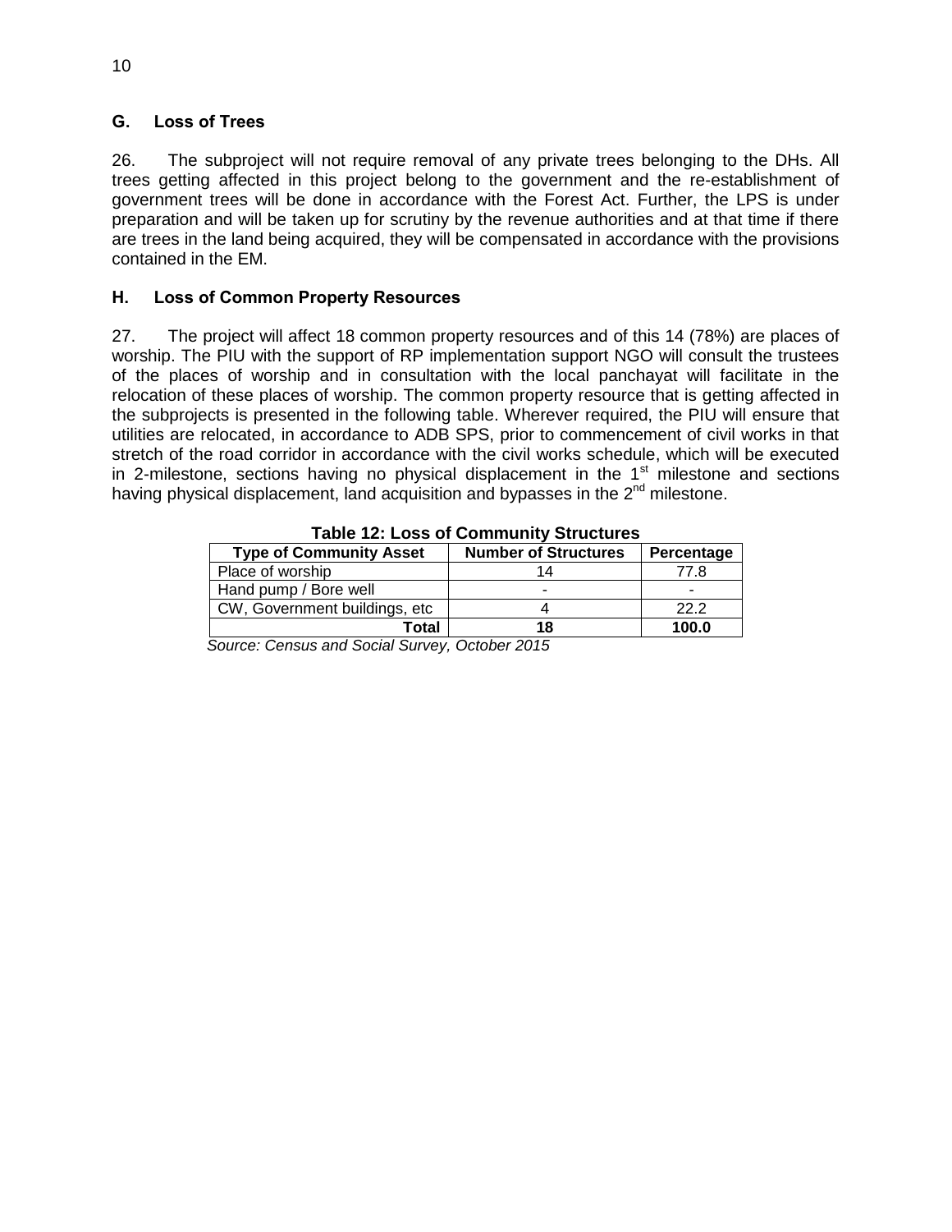## G. Loss of Trees

26. The subproject will not require removal of any private trees belonging to the DHs. All trees getting affected in this project belong to the government and the re-establishment of government trees will be done in accordance with the Forest Act. Further, the LPS is under preparation and will be taken up for scrutiny by the revenue authorities and at that time if there are trees in the land being acquired, they will be compensated in accordance with the provisions contained in the EM.

## H. Loss of Common Property Resources

27. The project will affect 18 common property resources and of this 14 (78%) are places of worship. The PIU with the support of RP implementation support NGO will consult the trustees of the places of worship and in consultation with the local panchayat will facilitate in the relocation of these places of worship. The common property resource that is getting affected in the subprojects is presented in the following table. Wherever required, the PIU will ensure that utilities are relocated, in accordance to ADB SPS, prior to commencement of civil works in that stretch of the road corridor in accordance with the civil works schedule, which will be executed in 2-milestone, sections having no physical displacement in the 1st milestone and sections having physical displacement, land acquisition and bypasses in the 2nd milestone.

**Table 12: Loss of Community Structures**

| Type of Community Asset | Number of Structures | Percentage |
|---|---|---|
| Place of worship | 14 | 77.8 |
| Hand pump / Bore well | - | - |
| CW, Government buildings, etc | 4 | 22.2 |
| **Total** | **18** | **100.0** |

*Source: Census and Social Survey, October 2015*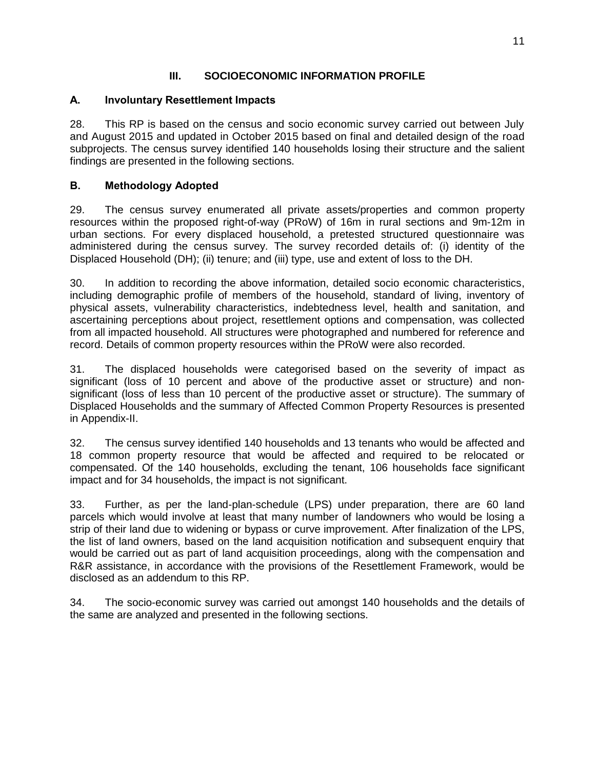# III. SOCIOECONOMIC INFORMATION PROFILE

## A. Involuntary Resettlement Impacts

28. This RP is based on the census and socio economic survey carried out between July and August 2015 and updated in October 2015 based on final and detailed design of the road subprojects. The census survey identified 140 households losing their structure and the salient findings are presented in the following sections.

## B. Methodology Adopted

29. The census survey enumerated all private assets/properties and common property resources within the proposed right-of-way (PRoW) of 16m in rural sections and 9m-12m in urban sections. For every displaced household, a pretested structured questionnaire was administered during the census survey. The survey recorded details of: (i) identity of the Displaced Household (DH); (ii) tenure; and (iii) type, use and extent of loss to the DH.

30. In addition to recording the above information, detailed socio economic characteristics, including demographic profile of members of the household, standard of living, inventory of physical assets, vulnerability characteristics, indebtedness level, health and sanitation, and ascertaining perceptions about project, resettlement options and compensation, was collected from all impacted household. All structures were photographed and numbered for reference and record. Details of common property resources within the PRoW were also recorded.

31. The displaced households were categorised based on the severity of impact as significant (loss of 10 percent and above of the productive asset or structure) and non-significant (loss of less than 10 percent of the productive asset or structure). The summary of Displaced Households and the summary of Affected Common Property Resources is presented in Appendix-II.

32. The census survey identified 140 households and 13 tenants who would be affected and 18 common property resource that would be affected and required to be relocated or compensated. Of the 140 households, excluding the tenant, 106 households face significant impact and for 34 households, the impact is not significant.

33. Further, as per the land-plan-schedule (LPS) under preparation, there are 60 land parcels which would involve at least that many number of landowners who would be losing a strip of their land due to widening or bypass or curve improvement. After finalization of the LPS, the list of land owners, based on the land acquisition notification and subsequent enquiry that would be carried out as part of land acquisition proceedings, along with the compensation and R&R assistance, in accordance with the provisions of the Resettlement Framework, would be disclosed as an addendum to this RP.

34. The socio-economic survey was carried out amongst 140 households and the details of the same are analyzed and presented in the following sections.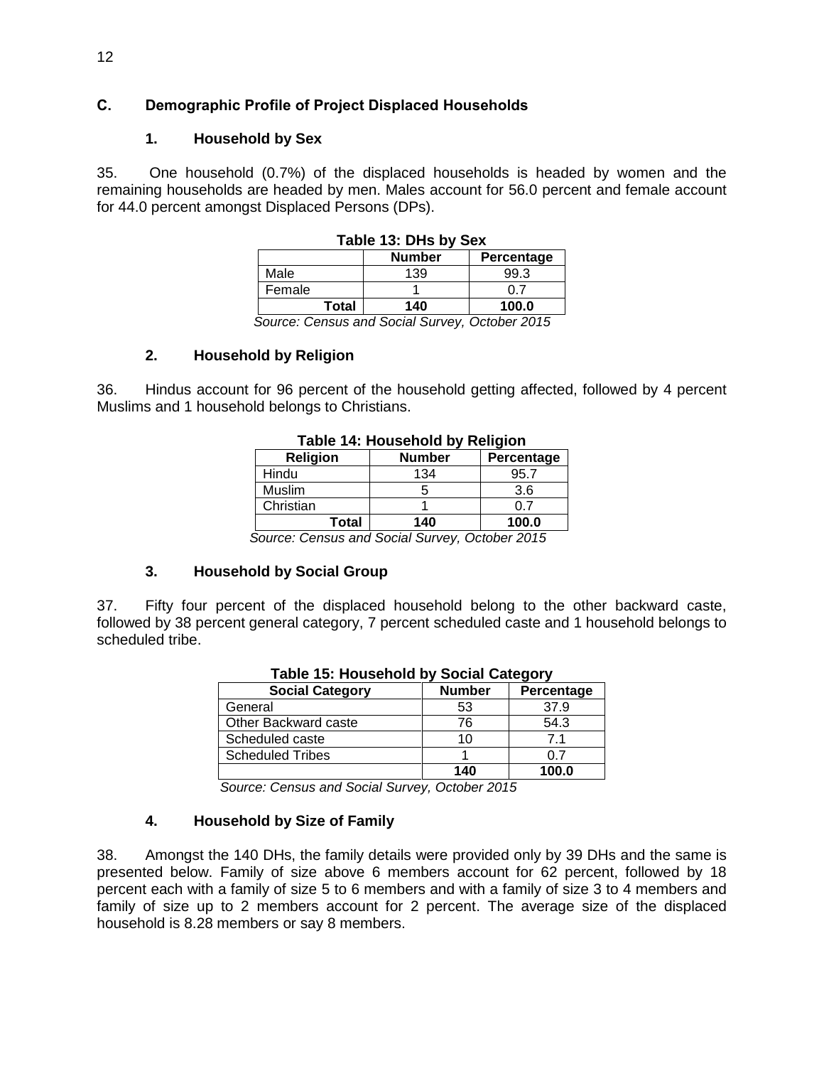## C. Demographic Profile of Project Displaced Households

### 1. Household by Sex

35. One household (0.7%) of the displaced households is headed by women and the remaining households are headed by men. Males account for 56.0 percent and female account for 44.0 percent amongst Displaced Persons (DPs).

**Table 13: DHs by Sex**

| | Number | Percentage |
|---|---|---|
| Male | 139 | 99.3 |
| Female | 1 | 0.7 |
| **Total** | **140** | **100.0** |

*Source: Census and Social Survey, October 2015*

### 2. Household by Religion

36. Hindus account for 96 percent of the household getting affected, followed by 4 percent Muslims and 1 household belongs to Christians.

**Table 14: Household by Religion**

| Religion | Number | Percentage |
|---|---|---|
| Hindu | 134 | 95.7 |
| Muslim | 5 | 3.6 |
| Christian | 1 | 0.7 |
| **Total** | **140** | **100.0** |

*Source: Census and Social Survey, October 2015*

### 3. Household by Social Group

37. Fifty four percent of the displaced household belong to the other backward caste, followed by 38 percent general category, 7 percent scheduled caste and 1 household belongs to scheduled tribe.

**Table 15: Household by Social Category**

| Social Category | Number | Percentage |
|---|---|---|
| General | 53 | 37.9 |
| Other Backward caste | 76 | 54.3 |
| Scheduled caste | 10 | 7.1 |
| Scheduled Tribes | 1 | 0.7 |
| | **140** | **100.0** |

*Source: Census and Social Survey, October 2015*

### 4. Household by Size of Family

38. Amongst the 140 DHs, the family details were provided only by 39 DHs and the same is presented below. Family of size above 6 members account for 62 percent, followed by 18 percent each with a family of size 5 to 6 members and with a family of size 3 to 4 members and family of size up to 2 members account for 2 percent. The average size of the displaced household is 8.28 members or say 8 members.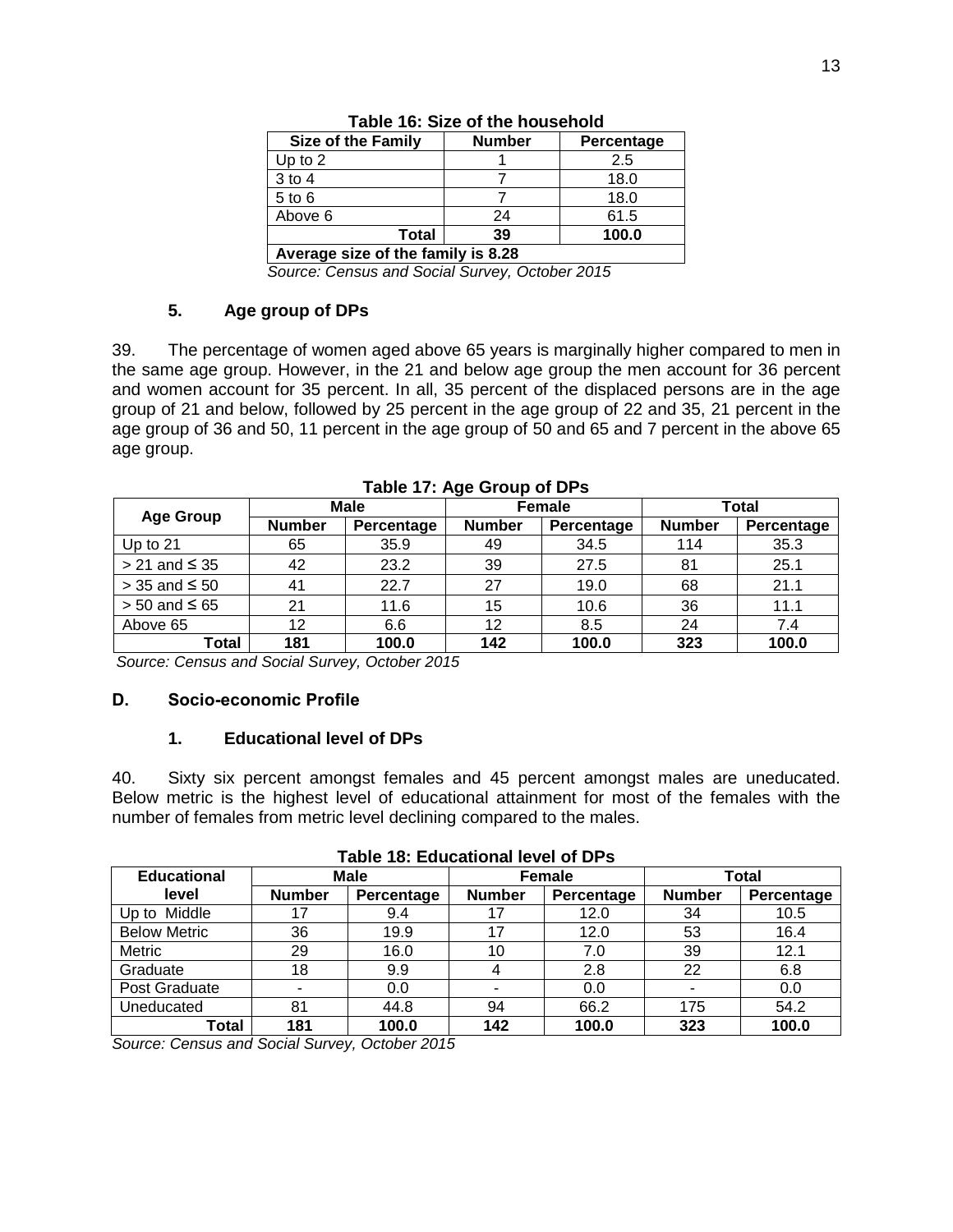**Table 16: Size of the household**

| Size of the Family | Number | Percentage |
|---|---|---|
| Up to 2 | 1 | 2.5 |
| 3 to 4 | 7 | 18.0 |
| 5 to 6 | 7 | 18.0 |
| Above 6 | 24 | 61.5 |
| **Total** | **39** | **100.0** |
| **Average size of the family is 8.28** | | |

*Source: Census and Social Survey, October 2015*

### 5. Age group of DPs

39. The percentage of women aged above 65 years is marginally higher compared to men in the same age group. However, in the 21 and below age group the men account for 36 percent and women account for 35 percent. In all, 35 percent of the displaced persons are in the age group of 21 and below, followed by 25 percent in the age group of 22 and 35, 21 percent in the age group of 36 and 50, 11 percent in the age group of 50 and 65 and 7 percent in the above 65 age group.

**Table 17: Age Group of DPs**

| Age Group | Male | | Female | | Total | |
|---|---|---|---|---|---|---|
| | Number | Percentage | Number | Percentage | Number | Percentage |
| Up to 21 | 65 | 35.9 | 49 | 34.5 | 114 | 35.3 |
| > 21 and ≤ 35 | 42 | 23.2 | 39 | 27.5 | 81 | 25.1 |
| > 35 and ≤ 50 | 41 | 22.7 | 27 | 19.0 | 68 | 21.1 |
| > 50 and ≤ 65 | 21 | 11.6 | 15 | 10.6 | 36 | 11.1 |
| Above 65 | 12 | 6.6 | 12 | 8.5 | 24 | 7.4 |
| **Total** | **181** | **100.0** | **142** | **100.0** | **323** | **100.0** |

*Source: Census and Social Survey, October 2015*

## D. Socio-economic Profile

### 1. Educational level of DPs

40. Sixty six percent amongst females and 45 percent amongst males are uneducated. Below metric is the highest level of educational attainment for most of the females with the number of females from metric level declining compared to the males.

**Table 18: Educational level of DPs**

| Educational level | Male | | Female | | Total | |
|---|---|---|---|---|---|---|
| | Number | Percentage | Number | Percentage | Number | Percentage |
| Up to Middle | 17 | 9.4 | 17 | 12.0 | 34 | 10.5 |
| Below Metric | 36 | 19.9 | 17 | 12.0 | 53 | 16.4 |
| Metric | 29 | 16.0 | 10 | 7.0 | 39 | 12.1 |
| Graduate | 18 | 9.9 | 4 | 2.8 | 22 | 6.8 |
| Post Graduate | - | 0.0 | - | 0.0 | - | 0.0 |
| Uneducated | 81 | 44.8 | 94 | 66.2 | 175 | 54.2 |
| **Total** | **181** | **100.0** | **142** | **100.0** | **323** | **100.0** |

*Source: Census and Social Survey, October 2015*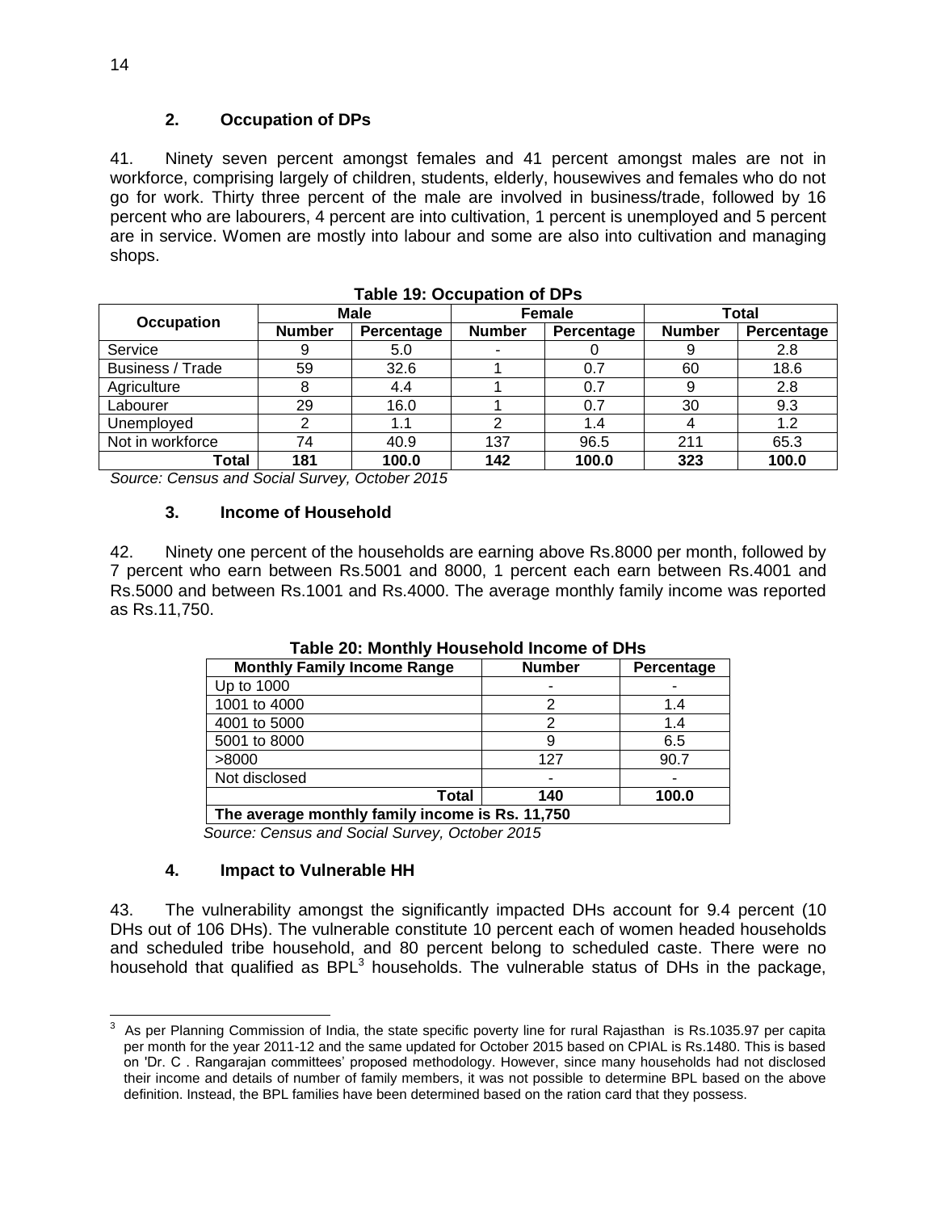### 2. Occupation of DPs

41. Ninety seven percent amongst females and 41 percent amongst males are not in workforce, comprising largely of children, students, elderly, housewives and females who do not go for work. Thirty three percent of the male are involved in business/trade, followed by 16 percent who are labourers, 4 percent are into cultivation, 1 percent is unemployed and 5 percent are in service. Women are mostly into labour and some are also into cultivation and managing shops.

**Table 19: Occupation of DPs**

| Occupation | Male | | Female | | Total | |
|---|---|---|---|---|---|---|
| | Number | Percentage | Number | Percentage | Number | Percentage |
| Service | 9 | 5.0 | - | 0 | 9 | 2.8 |
| Business / Trade | 59 | 32.6 | 1 | 0.7 | 60 | 18.6 |
| Agriculture | 8 | 4.4 | 1 | 0.7 | 9 | 2.8 |
| Labourer | 29 | 16.0 | 1 | 0.7 | 30 | 9.3 |
| Unemployed | 2 | 1.1 | 2 | 1.4 | 4 | 1.2 |
| Not in workforce | 74 | 40.9 | 137 | 96.5 | 211 | 65.3 |
| **Total** | **181** | **100.0** | **142** | **100.0** | **323** | **100.0** |

*Source: Census and Social Survey, October 2015*

### 3. Income of Household

42. Ninety one percent of the households are earning above Rs.8000 per month, followed by 7 percent who earn between Rs.5001 and 8000, 1 percent each earn between Rs.4001 and Rs.5000 and between Rs.1001 and Rs.4000. The average monthly family income was reported as Rs.11,750.

**Table 20: Monthly Household Income of DHs**

| Monthly Family Income Range | Number | Percentage |
|---|---|---|
| Up to 1000 | - | - |
| 1001 to 4000 | 2 | 1.4 |
| 4001 to 5000 | 2 | 1.4 |
| 5001 to 8000 | 9 | 6.5 |
| >8000 | 127 | 90.7 |
| Not disclosed | - | - |
| **Total** | **140** | **100.0** |
| **The average monthly family income is Rs. 11,750** | | |

*Source: Census and Social Survey, October 2015*

### 4. Impact to Vulnerable HH

43. The vulnerability amongst the significantly impacted DHs account for 9.4 percent (10 DHs out of 106 DHs). The vulnerable constitute 10 percent each of women headed households and scheduled tribe household, and 80 percent belong to scheduled caste. There were no household that qualified as BPL[3] households. The vulnerable status of DHs in the package,

[3] As per Planning Commission of India, the state specific poverty line for rural Rajasthan is Rs.1035.97 per capita per month for the year 2011-12 and the same updated for October 2015 based on CPIAL is Rs.1480. This is based on 'Dr. C . Rangarajan committees' proposed methodology. However, since many households had not disclosed their income and details of number of family members, it was not possible to determine BPL based on the above definition. Instead, the BPL families have been determined based on the ration card that they possess.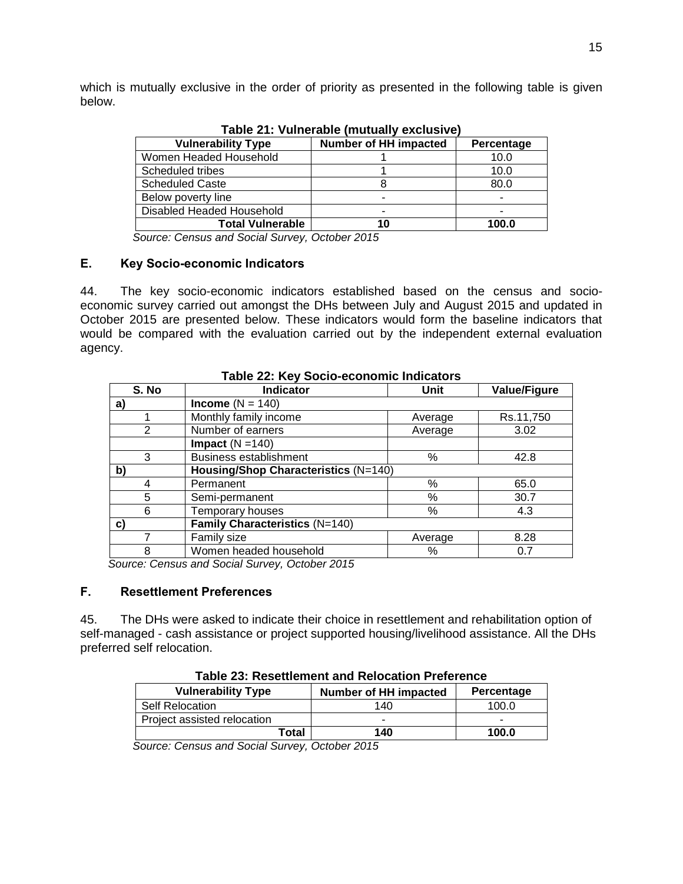which is mutually exclusive in the order of priority as presented in the following table is given below.

**Table 21: Vulnerable (mutually exclusive)**

| Vulnerability Type | Number of HH impacted | Percentage |
|---|---|---|
| Women Headed Household | 1 | 10.0 |
| Scheduled tribes | 1 | 10.0 |
| Scheduled Caste | 8 | 80.0 |
| Below poverty line | - | - |
| Disabled Headed Household | - | - |
| **Total Vulnerable** | **10** | **100.0** |

*Source: Census and Social Survey, October 2015*

### E. Key Socio-economic Indicators

44. The key socio-economic indicators established based on the census and socio-economic survey carried out amongst the DHs between July and August 2015 and updated in October 2015 are presented below. These indicators would form the baseline indicators that would be compared with the evaluation carried out by the independent external evaluation agency.

**Table 22: Key Socio-economic Indicators**

| S. No | Indicator | Unit | Value/Figure |
|---|---|---|---|
| **a)** | **Income** (N = 140) | | |
| 1 | Monthly family income | Average | Rs.11,750 |
| 2 | Number of earners | Average | 3.02 |
| | **Impact** (N =140) | | |
| 3 | Business establishment | % | 42.8 |
| **b)** | **Housing/Shop Characteristics** (N=140) | | |
| 4 | Permanent | % | 65.0 |
| 5 | Semi-permanent | % | 30.7 |
| 6 | Temporary houses | % | 4.3 |
| **c)** | **Family Characteristics** (N=140) | | |
| 7 | Family size | Average | 8.28 |
| 8 | Women headed household | % | 0.7 |

*Source: Census and Social Survey, October 2015*

### F. Resettlement Preferences

45. The DHs were asked to indicate their choice in resettlement and rehabilitation option of self-managed - cash assistance or project supported housing/livelihood assistance. All the DHs preferred self relocation.

**Table 23: Resettlement and Relocation Preference**

| Vulnerability Type | Number of HH impacted | Percentage |
|---|---|---|
| Self Relocation | 140 | 100.0 |
| Project assisted relocation | - | - |
| **Total** | **140** | **100.0** |

*Source: Census and Social Survey, October 2015*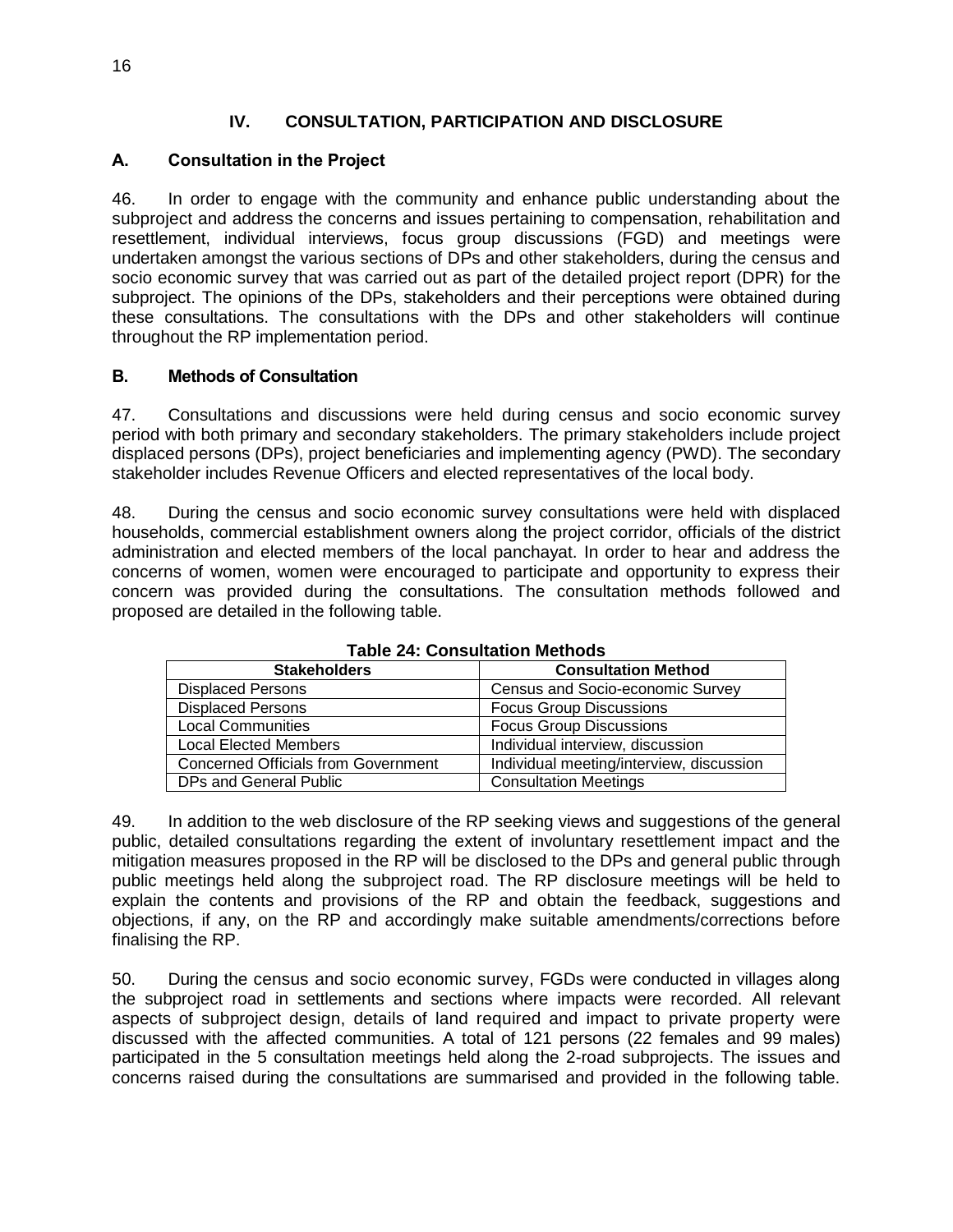# IV. CONSULTATION, PARTICIPATION AND DISCLOSURE

## A. Consultation in the Project

46. In order to engage with the community and enhance public understanding about the subproject and address the concerns and issues pertaining to compensation, rehabilitation and resettlement, individual interviews, focus group discussions (FGD) and meetings were undertaken amongst the various sections of DPs and other stakeholders, during the census and socio economic survey that was carried out as part of the detailed project report (DPR) for the subproject. The opinions of the DPs, stakeholders and their perceptions were obtained during these consultations. The consultations with the DPs and other stakeholders will continue throughout the RP implementation period.

## B. Methods of Consultation

47. Consultations and discussions were held during census and socio economic survey period with both primary and secondary stakeholders. The primary stakeholders include project displaced persons (DPs), project beneficiaries and implementing agency (PWD). The secondary stakeholder includes Revenue Officers and elected representatives of the local body.

48. During the census and socio economic survey consultations were held with displaced households, commercial establishment owners along the project corridor, officials of the district administration and elected members of the local panchayat. In order to hear and address the concerns of women, women were encouraged to participate and opportunity to express their concern was provided during the consultations. The consultation methods followed and proposed are detailed in the following table.

**Table 24: Consultation Methods**

| Stakeholders | Consultation Method |
|---|---|
| Displaced Persons | Census and Socio-economic Survey |
| Displaced Persons | Focus Group Discussions |
| Local Communities | Focus Group Discussions |
| Local Elected Members | Individual interview, discussion |
| Concerned Officials from Government | Individual meeting/interview, discussion |
| DPs and General Public | Consultation Meetings |

49. In addition to the web disclosure of the RP seeking views and suggestions of the general public, detailed consultations regarding the extent of involuntary resettlement impact and the mitigation measures proposed in the RP will be disclosed to the DPs and general public through public meetings held along the subproject road. The RP disclosure meetings will be held to explain the contents and provisions of the RP and obtain the feedback, suggestions and objections, if any, on the RP and accordingly make suitable amendments/corrections before finalising the RP.

50. During the census and socio economic survey, FGDs were conducted in villages along the subproject road in settlements and sections where impacts were recorded. All relevant aspects of subproject design, details of land required and impact to private property were discussed with the affected communities. A total of 121 persons (22 females and 99 males) participated in the 5 consultation meetings held along the 2-road subprojects. The issues and concerns raised during the consultations are summarised and provided in the following table.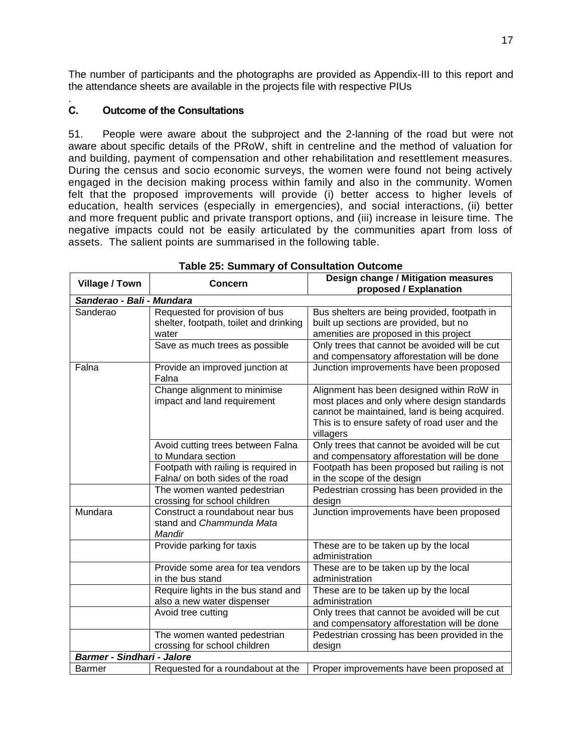The number of participants and the photographs are provided as Appendix-III to this report and the attendance sheets are available in the projects file with respective PIUs

.

## C. Outcome of the Consultations

51. People were aware about the subproject and the 2-lanning of the road but were not aware about specific details of the PRoW, shift in centreline and the method of valuation for and building, payment of compensation and other rehabilitation and resettlement measures. During the census and socio economic surveys, the women were found not being actively engaged in the decision making process within family and also in the community. Women felt that the proposed improvements will provide (i) better access to higher levels of education, health services (especially in emergencies), and social interactions, (ii) better and more frequent public and private transport options, and (iii) increase in leisure time. The negative impacts could not be easily articulated by the communities apart from loss of assets. The salient points are summarised in the following table.

**Table 25: Summary of Consultation Outcome**

| Village / Town | Concern | Design change / Mitigation measures proposed / Explanation |
|---|---|---|
| ***Sanderao - Bali - Mundara*** | | |
| Sanderao | Requested for provision of bus shelter, footpath, toilet and drinking water | Bus shelters are being provided, footpath in built up sections are provided, but no amenities are proposed in this project |
| | Save as much trees as possible | Only trees that cannot be avoided will be cut and compensatory afforestation will be done |
| Falna | Provide an improved junction at Falna | Junction improvements have been proposed |
| | Change alignment to minimise impact and land requirement | Alignment has been designed within RoW in most places and only where design standards cannot be maintained, land is being acquired. This is to ensure safety of road user and the villagers |
| | Avoid cutting trees between Falna to Mundara section | Only trees that cannot be avoided will be cut and compensatory afforestation will be done |
| | Footpath with railing is required in Falna/ on both sides of the road | Footpath has been proposed but railing is not in the scope of the design |
| | The women wanted pedestrian crossing for school children | Pedestrian crossing has been provided in the design |
| Mundara | Construct a roundabout near bus stand and *Chammunda Mata Mandir* | Junction improvements have been proposed |
| | Provide parking for taxis | These are to be taken up by the local administration |
| | Provide some area for tea vendors in the bus stand | These are to be taken up by the local administration |
| | Require lights in the bus stand and also a new water dispenser | These are to be taken up by the local administration |
| | Avoid tree cutting | Only trees that cannot be avoided will be cut and compensatory afforestation will be done |
| | The women wanted pedestrian crossing for school children | Pedestrian crossing has been provided in the design |
| ***Barmer - Sindhari - Jalore*** | | |
| Barmer | Requested for a roundabout at the | Proper improvements have been proposed at |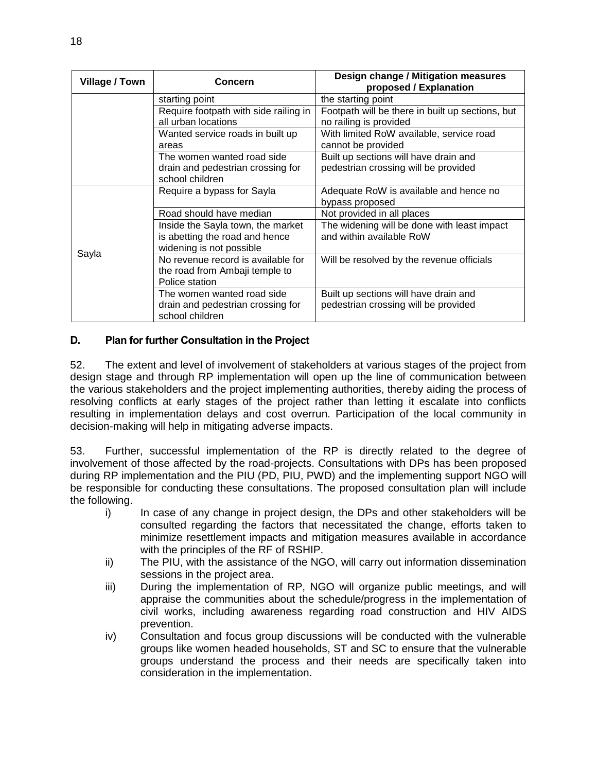| Village / Town | Concern | Design change / Mitigation measures proposed / Explanation |
|---|---|---|
| | starting point | the starting point |
| | Require footpath with side railing in all urban locations | Footpath will be there in built up sections, but no railing is provided |
| | Wanted service roads in built up areas | With limited RoW available, service road cannot be provided |
| | The women wanted road side drain and pedestrian crossing for school children | Built up sections will have drain and pedestrian crossing will be provided |
| Sayla | Require a bypass for Sayla | Adequate RoW is available and hence no bypass proposed |
| | Road should have median | Not provided in all places |
| | Inside the Sayla town, the market is abetting the road and hence widening is not possible | The widening will be done with least impact and within available RoW |
| | No revenue record is available for the road from Ambaji temple to Police station | Will be resolved by the revenue officials |
| | The women wanted road side drain and pedestrian crossing for school children | Built up sections will have drain and pedestrian crossing will be provided |

## D. Plan for further Consultation in the Project

52. The extent and level of involvement of stakeholders at various stages of the project from design stage and through RP implementation will open up the line of communication between the various stakeholders and the project implementing authorities, thereby aiding the process of resolving conflicts at early stages of the project rather than letting it escalate into conflicts resulting in implementation delays and cost overrun. Participation of the local community in decision-making will help in mitigating adverse impacts.

53. Further, successful implementation of the RP is directly related to the degree of involvement of those affected by the road-projects. Consultations with DPs has been proposed during RP implementation and the PIU (PD, PIU, PWD) and the implementing support NGO will be responsible for conducting these consultations. The proposed consultation plan will include the following.

i) In case of any change in project design, the DPs and other stakeholders will be consulted regarding the factors that necessitated the change, efforts taken to minimize resettlement impacts and mitigation measures available in accordance with the principles of the RF of RSHIP.

ii) The PIU, with the assistance of the NGO, will carry out information dissemination sessions in the project area.

iii) During the implementation of RP, NGO will organize public meetings, and will appraise the communities about the schedule/progress in the implementation of civil works, including awareness regarding road construction and HIV AIDS prevention.

iv) Consultation and focus group discussions will be conducted with the vulnerable groups like women headed households, ST and SC to ensure that the vulnerable groups understand the process and their needs are specifically taken into consideration in the implementation.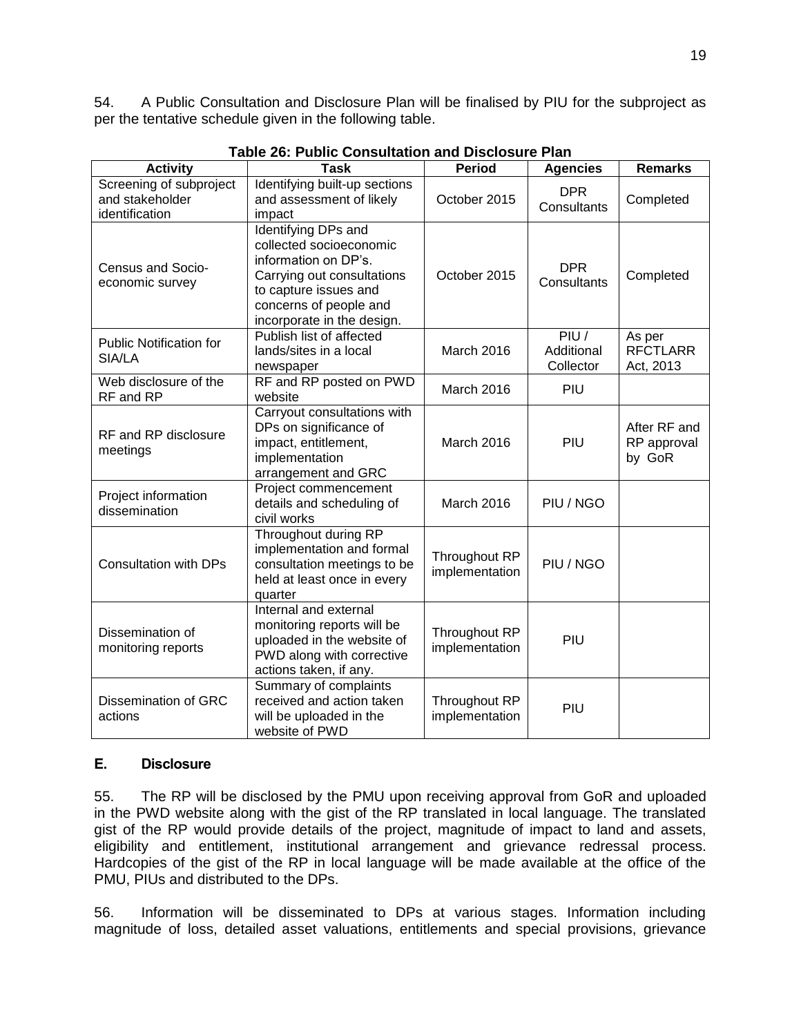54. A Public Consultation and Disclosure Plan will be finalised by PIU for the subproject as per the tentative schedule given in the following table.

**Table 26: Public Consultation and Disclosure Plan**

| Activity | Task | Period | Agencies | Remarks |
|---|---|---|---|---|
| Screening of subproject and stakeholder identification | Identifying built-up sections and assessment of likely impact | October 2015 | DPR Consultants | Completed |
| Census and Socio-economic survey | Identifying DPs and collected socioeconomic information on DP's. Carrying out consultations to capture issues and concerns of people and incorporate in the design. | October 2015 | DPR Consultants | Completed |
| Public Notification for SIA/LA | Publish list of affected lands/sites in a local newspaper | March 2016 | PIU / Additional Collector | As per RFCTLARR Act, 2013 |
| Web disclosure of the RF and RP | RF and RP posted on PWD website | March 2016 | PIU | |
| RF and RP disclosure meetings | Carryout consultations with DPs on significance of impact, entitlement, implementation arrangement and GRC | March 2016 | PIU | After RF and RP approval by GoR |
| Project information dissemination | Project commencement details and scheduling of civil works | March 2016 | PIU / NGO | |
| Consultation with DPs | Throughout during RP implementation and formal consultation meetings to be held at least once in every quarter | Throughout RP implementation | PIU / NGO | |
| Dissemination of monitoring reports | Internal and external monitoring reports will be uploaded in the website of PWD along with corrective actions taken, if any. | Throughout RP implementation | PIU | |
| Dissemination of GRC actions | Summary of complaints received and action taken will be uploaded in the website of PWD | Throughout RP implementation | PIU | |

### E. Disclosure

55. The RP will be disclosed by the PMU upon receiving approval from GoR and uploaded in the PWD website along with the gist of the RP translated in local language. The translated gist of the RP would provide details of the project, magnitude of impact to land and assets, eligibility and entitlement, institutional arrangement and grievance redressal process. Hardcopies of the gist of the RP in local language will be made available at the office of the PMU, PIUs and distributed to the DPs.

56. Information will be disseminated to DPs at various stages. Information including magnitude of loss, detailed asset valuations, entitlements and special provisions, grievance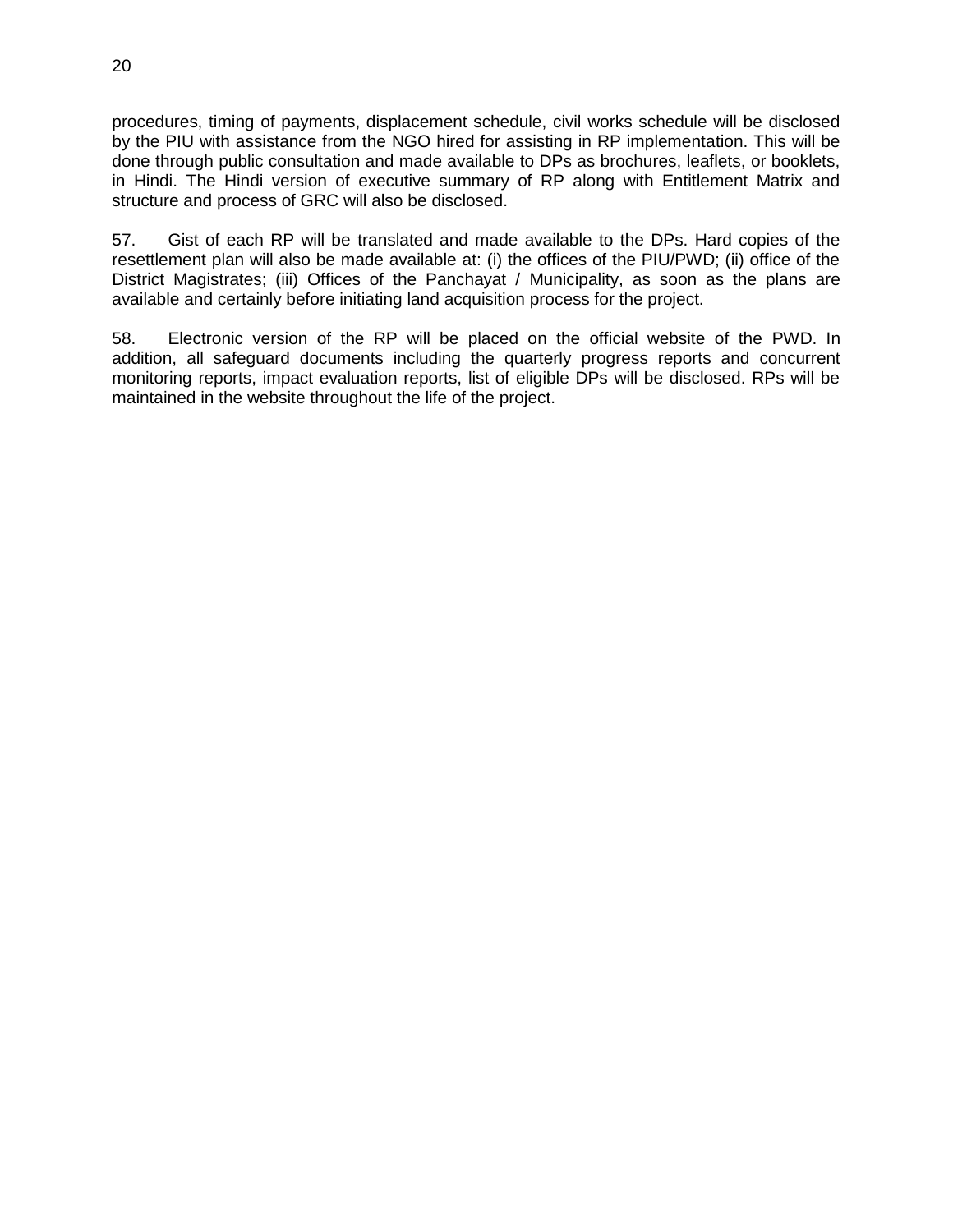procedures, timing of payments, displacement schedule, civil works schedule will be disclosed by the PIU with assistance from the NGO hired for assisting in RP implementation. This will be done through public consultation and made available to DPs as brochures, leaflets, or booklets, in Hindi. The Hindi version of executive summary of RP along with Entitlement Matrix and structure and process of GRC will also be disclosed.

57. Gist of each RP will be translated and made available to the DPs. Hard copies of the resettlement plan will also be made available at: (i) the offices of the PIU/PWD; (ii) office of the District Magistrates; (iii) Offices of the Panchayat / Municipality, as soon as the plans are available and certainly before initiating land acquisition process for the project.

58. Electronic version of the RP will be placed on the official website of the PWD. In addition, all safeguard documents including the quarterly progress reports and concurrent monitoring reports, impact evaluation reports, list of eligible DPs will be disclosed. RPs will be maintained in the website throughout the life of the project.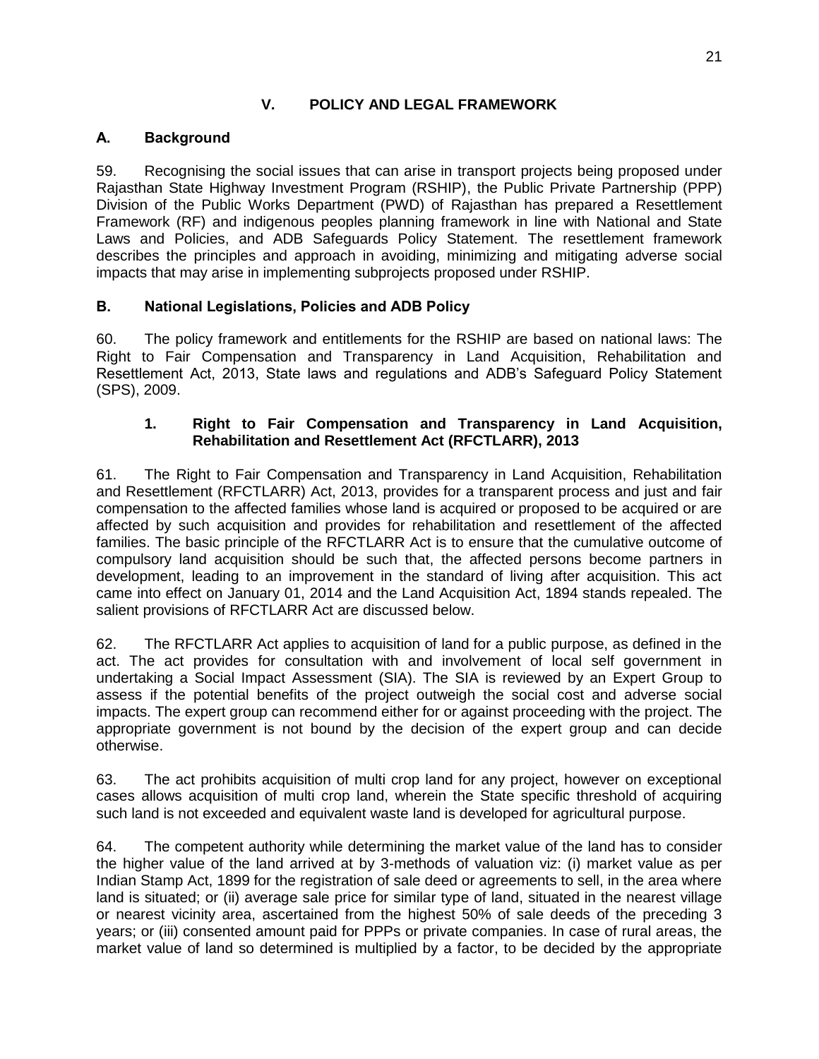# V. POLICY AND LEGAL FRAMEWORK

## A. Background

59. Recognising the social issues that can arise in transport projects being proposed under Rajasthan State Highway Investment Program (RSHIP), the Public Private Partnership (PPP) Division of the Public Works Department (PWD) of Rajasthan has prepared a Resettlement Framework (RF) and indigenous peoples planning framework in line with National and State Laws and Policies, and ADB Safeguards Policy Statement. The resettlement framework describes the principles and approach in avoiding, minimizing and mitigating adverse social impacts that may arise in implementing subprojects proposed under RSHIP.

## B. National Legislations, Policies and ADB Policy

60. The policy framework and entitlements for the RSHIP are based on national laws: The Right to Fair Compensation and Transparency in Land Acquisition, Rehabilitation and Resettlement Act, 2013, State laws and regulations and ADB's Safeguard Policy Statement (SPS), 2009.

### 1. Right to Fair Compensation and Transparency in Land Acquisition, Rehabilitation and Resettlement Act (RFCTLARR), 2013

61. The Right to Fair Compensation and Transparency in Land Acquisition, Rehabilitation and Resettlement (RFCTLARR) Act, 2013, provides for a transparent process and just and fair compensation to the affected families whose land is acquired or proposed to be acquired or are affected by such acquisition and provides for rehabilitation and resettlement of the affected families. The basic principle of the RFCTLARR Act is to ensure that the cumulative outcome of compulsory land acquisition should be such that, the affected persons become partners in development, leading to an improvement in the standard of living after acquisition. This act came into effect on January 01, 2014 and the Land Acquisition Act, 1894 stands repealed. The salient provisions of RFCTLARR Act are discussed below.

62. The RFCTLARR Act applies to acquisition of land for a public purpose, as defined in the act. The act provides for consultation with and involvement of local self government in undertaking a Social Impact Assessment (SIA). The SIA is reviewed by an Expert Group to assess if the potential benefits of the project outweigh the social cost and adverse social impacts. The expert group can recommend either for or against proceeding with the project. The appropriate government is not bound by the decision of the expert group and can decide otherwise.

63. The act prohibits acquisition of multi crop land for any project, however on exceptional cases allows acquisition of multi crop land, wherein the State specific threshold of acquiring such land is not exceeded and equivalent waste land is developed for agricultural purpose.

64. The competent authority while determining the market value of the land has to consider the higher value of the land arrived at by 3-methods of valuation viz: (i) market value as per Indian Stamp Act, 1899 for the registration of sale deed or agreements to sell, in the area where land is situated; or (ii) average sale price for similar type of land, situated in the nearest village or nearest vicinity area, ascertained from the highest 50% of sale deeds of the preceding 3 years; or (iii) consented amount paid for PPPs or private companies. In case of rural areas, the market value of land so determined is multiplied by a factor, to be decided by the appropriate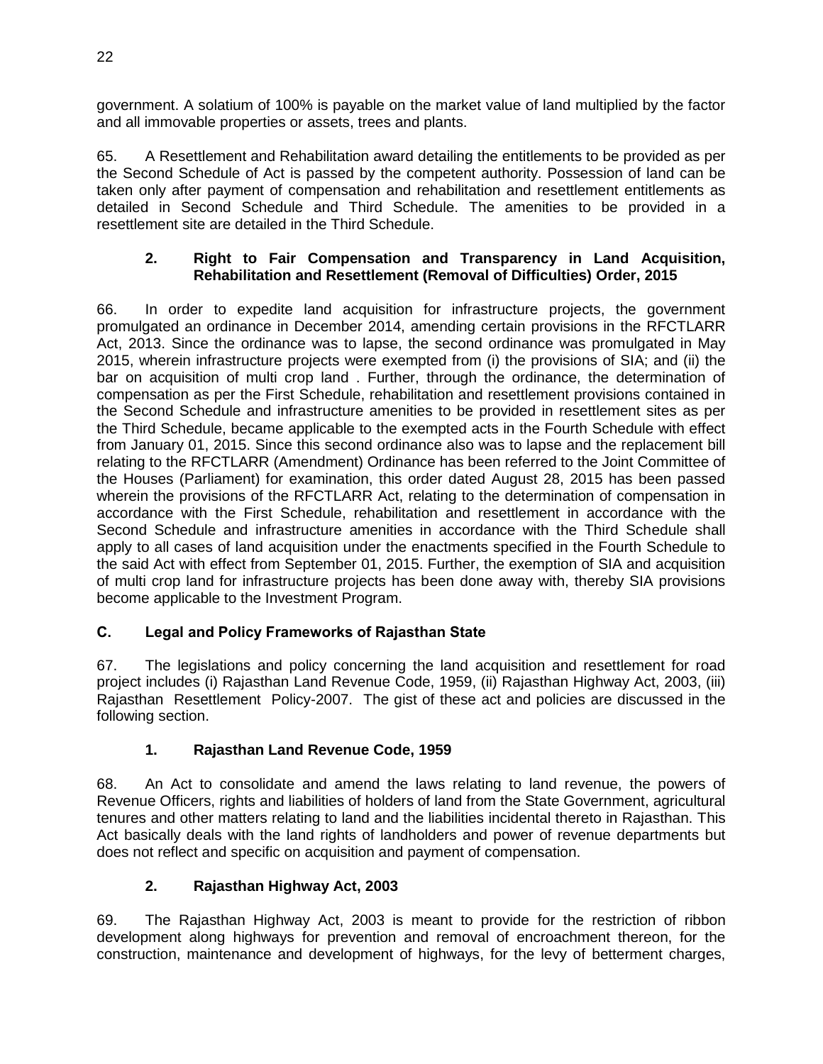government. A solatium of 100% is payable on the market value of land multiplied by the factor and all immovable properties or assets, trees and plants.

65. A Resettlement and Rehabilitation award detailing the entitlements to be provided as per the Second Schedule of Act is passed by the competent authority. Possession of land can be taken only after payment of compensation and rehabilitation and resettlement entitlements as detailed in Second Schedule and Third Schedule. The amenities to be provided in a resettlement site are detailed in the Third Schedule.

### 2. Right to Fair Compensation and Transparency in Land Acquisition, Rehabilitation and Resettlement (Removal of Difficulties) Order, 2015

66. In order to expedite land acquisition for infrastructure projects, the government promulgated an ordinance in December 2014, amending certain provisions in the RFCTLARR Act, 2013. Since the ordinance was to lapse, the second ordinance was promulgated in May 2015, wherein infrastructure projects were exempted from (i) the provisions of SIA; and (ii) the bar on acquisition of multi crop land . Further, through the ordinance, the determination of compensation as per the First Schedule, rehabilitation and resettlement provisions contained in the Second Schedule and infrastructure amenities to be provided in resettlement sites as per the Third Schedule, became applicable to the exempted acts in the Fourth Schedule with effect from January 01, 2015. Since this second ordinance also was to lapse and the replacement bill relating to the RFCTLARR (Amendment) Ordinance has been referred to the Joint Committee of the Houses (Parliament) for examination, this order dated August 28, 2015 has been passed wherein the provisions of the RFCTLARR Act, relating to the determination of compensation in accordance with the First Schedule, rehabilitation and resettlement in accordance with the Second Schedule and infrastructure amenities in accordance with the Third Schedule shall apply to all cases of land acquisition under the enactments specified in the Fourth Schedule to the said Act with effect from September 01, 2015. Further, the exemption of SIA and acquisition of multi crop land for infrastructure projects has been done away with, thereby SIA provisions become applicable to the Investment Program.

## C. Legal and Policy Frameworks of Rajasthan State

67. The legislations and policy concerning the land acquisition and resettlement for road project includes (i) Rajasthan Land Revenue Code, 1959, (ii) Rajasthan Highway Act, 2003, (iii) Rajasthan Resettlement Policy-2007. The gist of these act and policies are discussed in the following section.

### 1. Rajasthan Land Revenue Code, 1959

68. An Act to consolidate and amend the laws relating to land revenue, the powers of Revenue Officers, rights and liabilities of holders of land from the State Government, agricultural tenures and other matters relating to land and the liabilities incidental thereto in Rajasthan. This Act basically deals with the land rights of landholders and power of revenue departments but does not reflect and specific on acquisition and payment of compensation.

### 2. Rajasthan Highway Act, 2003

69. The Rajasthan Highway Act, 2003 is meant to provide for the restriction of ribbon development along highways for prevention and removal of encroachment thereon, for the construction, maintenance and development of highways, for the levy of betterment charges,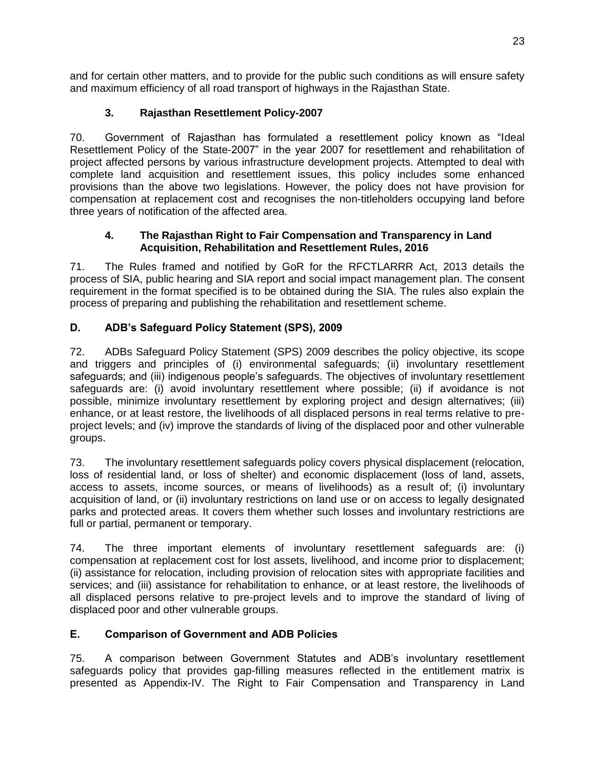and for certain other matters, and to provide for the public such conditions as will ensure safety and maximum efficiency of all road transport of highways in the Rajasthan State.

### 3. Rajasthan Resettlement Policy-2007

70. Government of Rajasthan has formulated a resettlement policy known as "Ideal Resettlement Policy of the State-2007" in the year 2007 for resettlement and rehabilitation of project affected persons by various infrastructure development projects. Attempted to deal with complete land acquisition and resettlement issues, this policy includes some enhanced provisions than the above two legislations. However, the policy does not have provision for compensation at replacement cost and recognises the non-titleholders occupying land before three years of notification of the affected area.

### 4. The Rajasthan Right to Fair Compensation and Transparency in Land Acquisition, Rehabilitation and Resettlement Rules, 2016

71. The Rules framed and notified by GoR for the RFCTLARRR Act, 2013 details the process of SIA, public hearing and SIA report and social impact management plan. The consent requirement in the format specified is to be obtained during the SIA. The rules also explain the process of preparing and publishing the rehabilitation and resettlement scheme.

## D. ADB's Safeguard Policy Statement (SPS), 2009

72. ADBs Safeguard Policy Statement (SPS) 2009 describes the policy objective, its scope and triggers and principles of (i) environmental safeguards; (ii) involuntary resettlement safeguards; and (iii) indigenous people's safeguards. The objectives of involuntary resettlement safeguards are: (i) avoid involuntary resettlement where possible; (ii) if avoidance is not possible, minimize involuntary resettlement by exploring project and design alternatives; (iii) enhance, or at least restore, the livelihoods of all displaced persons in real terms relative to pre-project levels; and (iv) improve the standards of living of the displaced poor and other vulnerable groups.

73. The involuntary resettlement safeguards policy covers physical displacement (relocation, loss of residential land, or loss of shelter) and economic displacement (loss of land, assets, access to assets, income sources, or means of livelihoods) as a result of; (i) involuntary acquisition of land, or (ii) involuntary restrictions on land use or on access to legally designated parks and protected areas. It covers them whether such losses and involuntary restrictions are full or partial, permanent or temporary.

74. The three important elements of involuntary resettlement safeguards are: (i) compensation at replacement cost for lost assets, livelihood, and income prior to displacement; (ii) assistance for relocation, including provision of relocation sites with appropriate facilities and services; and (iii) assistance for rehabilitation to enhance, or at least restore, the livelihoods of all displaced persons relative to pre-project levels and to improve the standard of living of displaced poor and other vulnerable groups.

## E. Comparison of Government and ADB Policies

75. A comparison between Government Statutes and ADB's involuntary resettlement safeguards policy that provides gap-filling measures reflected in the entitlement matrix is presented as Appendix-IV. The Right to Fair Compensation and Transparency in Land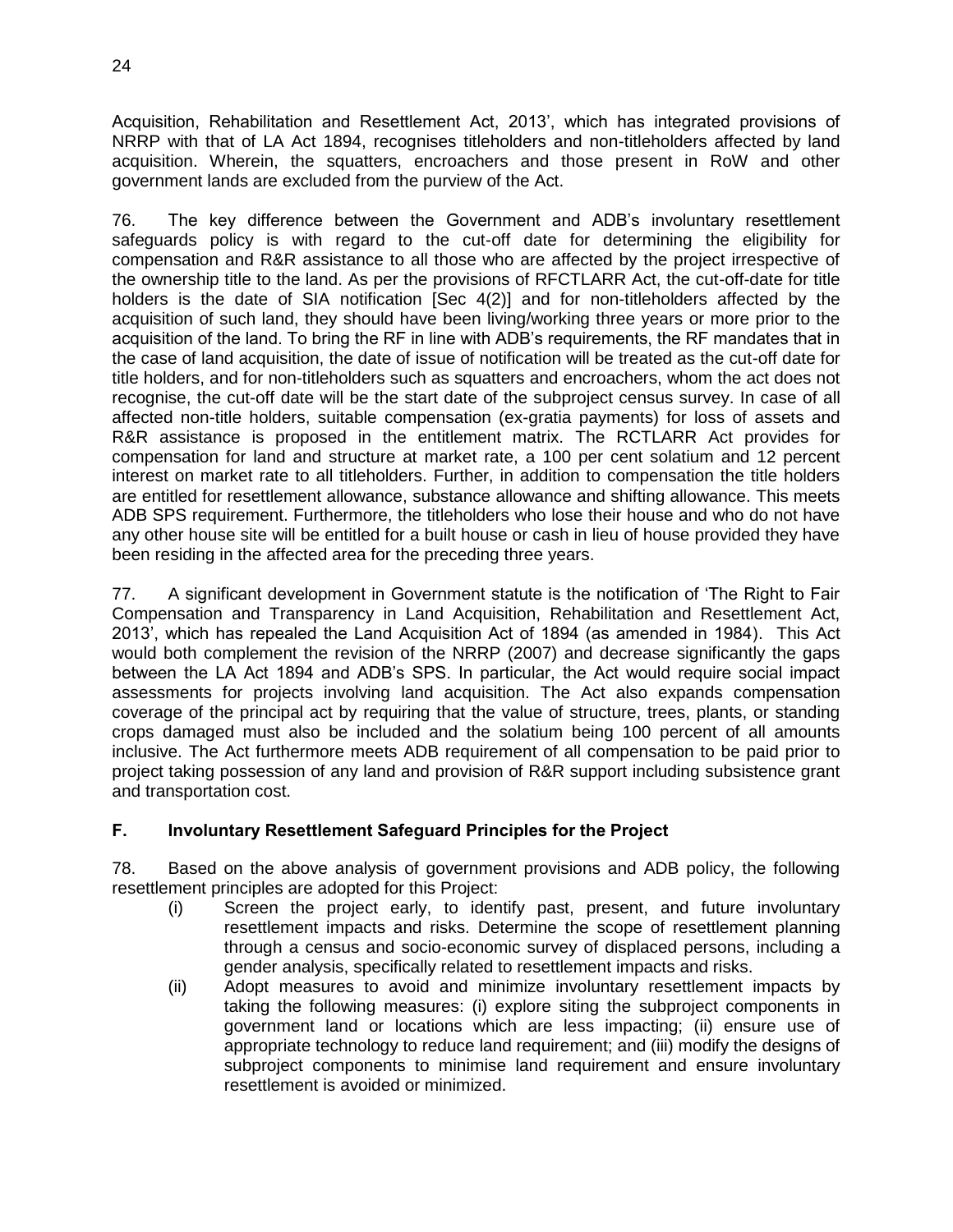Acquisition, Rehabilitation and Resettlement Act, 2013', which has integrated provisions of NRRP with that of LA Act 1894, recognises titleholders and non-titleholders affected by land acquisition. Wherein, the squatters, encroachers and those present in RoW and other government lands are excluded from the purview of the Act.

76. The key difference between the Government and ADB's involuntary resettlement safeguards policy is with regard to the cut-off date for determining the eligibility for compensation and R&R assistance to all those who are affected by the project irrespective of the ownership title to the land. As per the provisions of RFCTLARR Act, the cut-off-date for title holders is the date of SIA notification [Sec 4(2)] and for non-titleholders affected by the acquisition of such land, they should have been living/working three years or more prior to the acquisition of the land. To bring the RF in line with ADB's requirements, the RF mandates that in the case of land acquisition, the date of issue of notification will be treated as the cut-off date for title holders, and for non-titleholders such as squatters and encroachers, whom the act does not recognise, the cut-off date will be the start date of the subproject census survey. In case of all affected non-title holders, suitable compensation (ex-gratia payments) for loss of assets and R&R assistance is proposed in the entitlement matrix. The RCTLARR Act provides for compensation for land and structure at market rate, a 100 per cent solatium and 12 percent interest on market rate to all titleholders. Further, in addition to compensation the title holders are entitled for resettlement allowance, substance allowance and shifting allowance. This meets ADB SPS requirement. Furthermore, the titleholders who lose their house and who do not have any other house site will be entitled for a built house or cash in lieu of house provided they have been residing in the affected area for the preceding three years.

77. A significant development in Government statute is the notification of 'The Right to Fair Compensation and Transparency in Land Acquisition, Rehabilitation and Resettlement Act, 2013', which has repealed the Land Acquisition Act of 1894 (as amended in 1984). This Act would both complement the revision of the NRRP (2007) and decrease significantly the gaps between the LA Act 1894 and ADB's SPS. In particular, the Act would require social impact assessments for projects involving land acquisition. The Act also expands compensation coverage of the principal act by requiring that the value of structure, trees, plants, or standing crops damaged must also be included and the solatium being 100 percent of all amounts inclusive. The Act furthermore meets ADB requirement of all compensation to be paid prior to project taking possession of any land and provision of R&R support including subsistence grant and transportation cost.

## F. Involuntary Resettlement Safeguard Principles for the Project

78. Based on the above analysis of government provisions and ADB policy, the following resettlement principles are adopted for this Project:

(i) Screen the project early, to identify past, present, and future involuntary resettlement impacts and risks. Determine the scope of resettlement planning through a census and socio-economic survey of displaced persons, including a gender analysis, specifically related to resettlement impacts and risks.

(ii) Adopt measures to avoid and minimize involuntary resettlement impacts by taking the following measures: (i) explore siting the subproject components in government land or locations which are less impacting; (ii) ensure use of appropriate technology to reduce land requirement; and (iii) modify the designs of subproject components to minimise land requirement and ensure involuntary resettlement is avoided or minimized.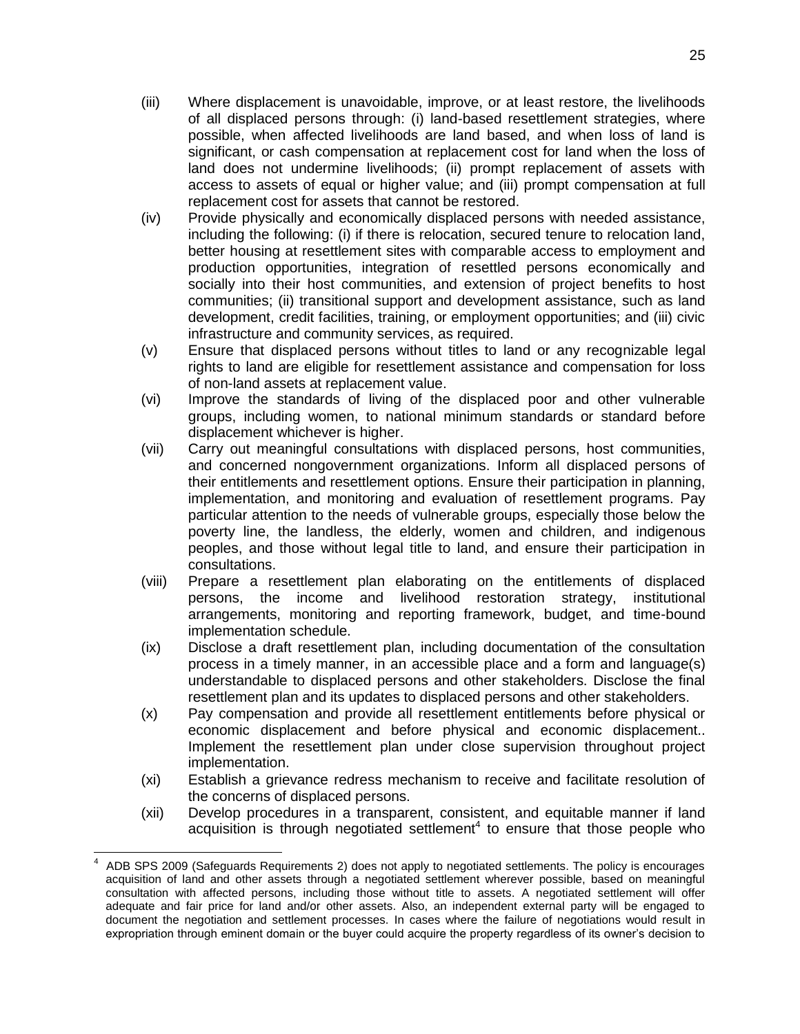(iii) Where displacement is unavoidable, improve, or at least restore, the livelihoods of all displaced persons through: (i) land-based resettlement strategies, where possible, when affected livelihoods are land based, and when loss of land is significant, or cash compensation at replacement cost for land when the loss of land does not undermine livelihoods; (ii) prompt replacement of assets with access to assets of equal or higher value; and (iii) prompt compensation at full replacement cost for assets that cannot be restored.

(iv) Provide physically and economically displaced persons with needed assistance, including the following: (i) if there is relocation, secured tenure to relocation land, better housing at resettlement sites with comparable access to employment and production opportunities, integration of resettled persons economically and socially into their host communities, and extension of project benefits to host communities; (ii) transitional support and development assistance, such as land development, credit facilities, training, or employment opportunities; and (iii) civic infrastructure and community services, as required.

(v) Ensure that displaced persons without titles to land or any recognizable legal rights to land are eligible for resettlement assistance and compensation for loss of non-land assets at replacement value.

(vi) Improve the standards of living of the displaced poor and other vulnerable groups, including women, to national minimum standards or standard before displacement whichever is higher.

(vii) Carry out meaningful consultations with displaced persons, host communities, and concerned nongovernment organizations. Inform all displaced persons of their entitlements and resettlement options. Ensure their participation in planning, implementation, and monitoring and evaluation of resettlement programs. Pay particular attention to the needs of vulnerable groups, especially those below the poverty line, the landless, the elderly, women and children, and indigenous peoples, and those without legal title to land, and ensure their participation in consultations.

(viii) Prepare a resettlement plan elaborating on the entitlements of displaced persons, the income and livelihood restoration strategy, institutional arrangements, monitoring and reporting framework, budget, and time-bound implementation schedule.

(ix) Disclose a draft resettlement plan, including documentation of the consultation process in a timely manner, in an accessible place and a form and language(s) understandable to displaced persons and other stakeholders. Disclose the final resettlement plan and its updates to displaced persons and other stakeholders.

(x) Pay compensation and provide all resettlement entitlements before physical or economic displacement and before physical and economic displacement.. Implement the resettlement plan under close supervision throughout project implementation.

(xi) Establish a grievance redress mechanism to receive and facilitate resolution of the concerns of displaced persons.

(xii) Develop procedures in a transparent, consistent, and equitable manner if land acquisition is through negotiated settlement[4] to ensure that those people who

---

[4] ADB SPS 2009 (Safeguards Requirements 2) does not apply to negotiated settlements. The policy is encourages acquisition of land and other assets through a negotiated settlement wherever possible, based on meaningful consultation with affected persons, including those without title to assets. A negotiated settlement will offer adequate and fair price for land and/or other assets. Also, an independent external party will be engaged to document the negotiation and settlement processes. In cases where the failure of negotiations would result in expropriation through eminent domain or the buyer could acquire the property regardless of its owner's decision to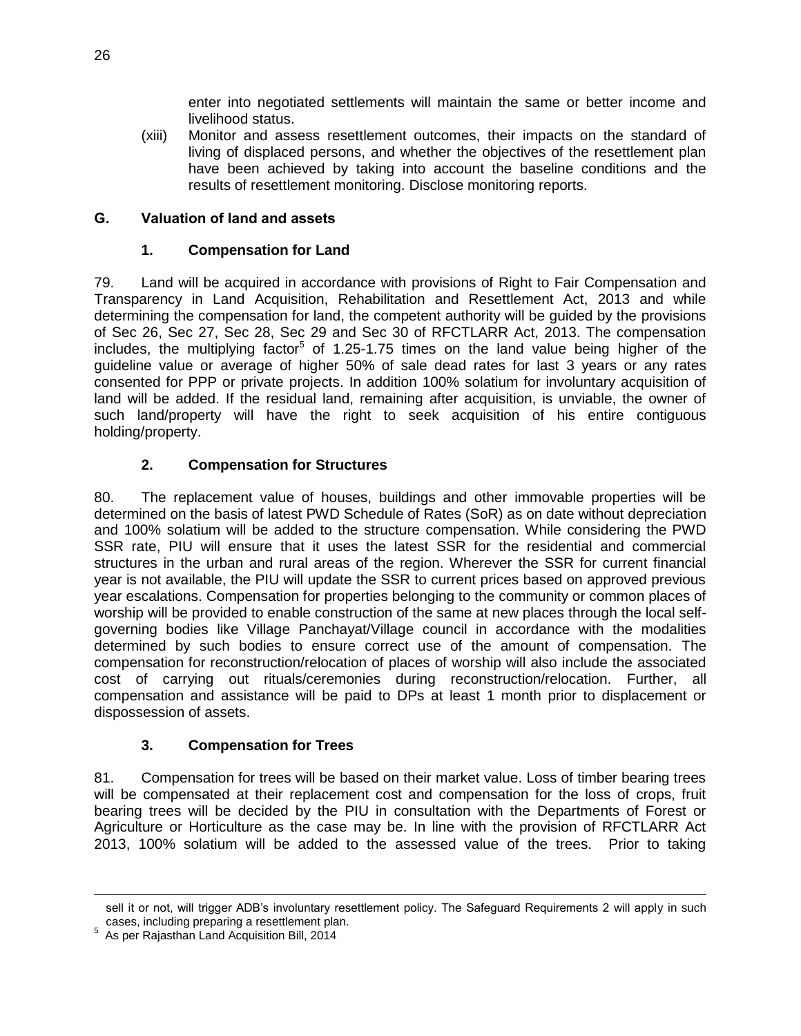enter into negotiated settlements will maintain the same or better income and livelihood status.

(xiii) Monitor and assess resettlement outcomes, their impacts on the standard of living of displaced persons, and whether the objectives of the resettlement plan have been achieved by taking into account the baseline conditions and the results of resettlement monitoring. Disclose monitoring reports.

## G. Valuation of land and assets

### 1. Compensation for Land

79. Land will be acquired in accordance with provisions of Right to Fair Compensation and Transparency in Land Acquisition, Rehabilitation and Resettlement Act, 2013 and while determining the compensation for land, the competent authority will be guided by the provisions of Sec 26, Sec 27, Sec 28, Sec 29 and Sec 30 of RFCTLARR Act, 2013. The compensation includes, the multiplying factor[5] of 1.25-1.75 times on the land value being higher of the guideline value or average of higher 50% of sale dead rates for last 3 years or any rates consented for PPP or private projects. In addition 100% solatium for involuntary acquisition of land will be added. If the residual land, remaining after acquisition, is unviable, the owner of such land/property will have the right to seek acquisition of his entire contiguous holding/property.

### 2. Compensation for Structures

80. The replacement value of houses, buildings and other immovable properties will be determined on the basis of latest PWD Schedule of Rates (SoR) as on date without depreciation and 100% solatium will be added to the structure compensation. While considering the PWD SSR rate, PIU will ensure that it uses the latest SSR for the residential and commercial structures in the urban and rural areas of the region. Wherever the SSR for current financial year is not available, the PIU will update the SSR to current prices based on approved previous year escalations. Compensation for properties belonging to the community or common places of worship will be provided to enable construction of the same at new places through the local self-governing bodies like Village Panchayat/Village council in accordance with the modalities determined by such bodies to ensure correct use of the amount of compensation. The compensation for reconstruction/relocation of places of worship will also include the associated cost of carrying out rituals/ceremonies during reconstruction/relocation. Further, all compensation and assistance will be paid to DPs at least 1 month prior to displacement or dispossession of assets.

### 3. Compensation for Trees

81. Compensation for trees will be based on their market value. Loss of timber bearing trees will be compensated at their replacement cost and compensation for the loss of crops, fruit bearing trees will be decided by the PIU in consultation with the Departments of Forest or Agriculture or Horticulture as the case may be. In line with the provision of RFCTLARR Act 2013, 100% solatium will be added to the assessed value of the trees. Prior to taking

---

sell it or not, will trigger ADB's involuntary resettlement policy. The Safeguard Requirements 2 will apply in such cases, including preparing a resettlement plan.

[5] As per Rajasthan Land Acquisition Bill, 2014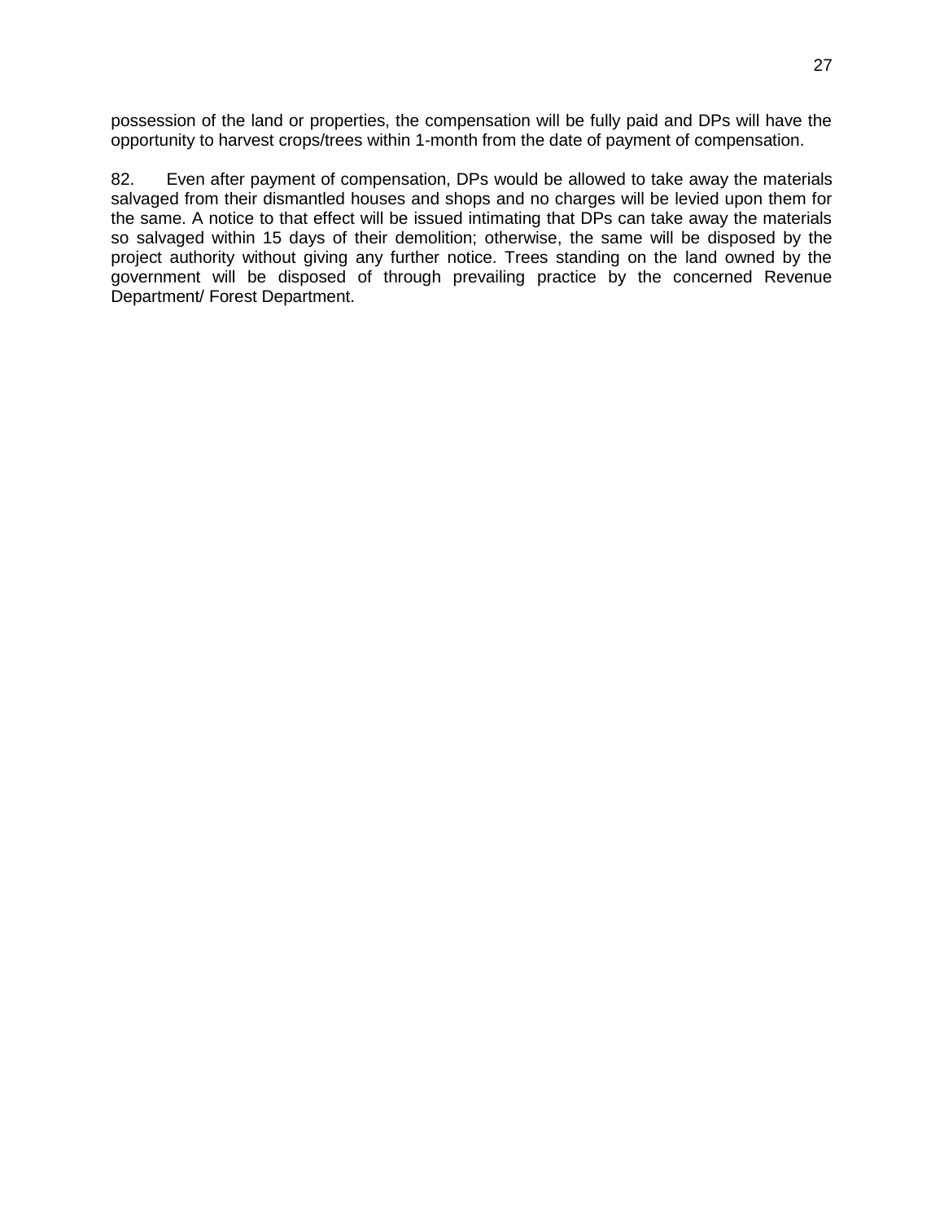possession of the land or properties, the compensation will be fully paid and DPs will have the opportunity to harvest crops/trees within 1-month from the date of payment of compensation.

82. Even after payment of compensation, DPs would be allowed to take away the materials salvaged from their dismantled houses and shops and no charges will be levied upon them for the same. A notice to that effect will be issued intimating that DPs can take away the materials so salvaged within 15 days of their demolition; otherwise, the same will be disposed by the project authority without giving any further notice. Trees standing on the land owned by the government will be disposed of through prevailing practice by the concerned Revenue Department/ Forest Department.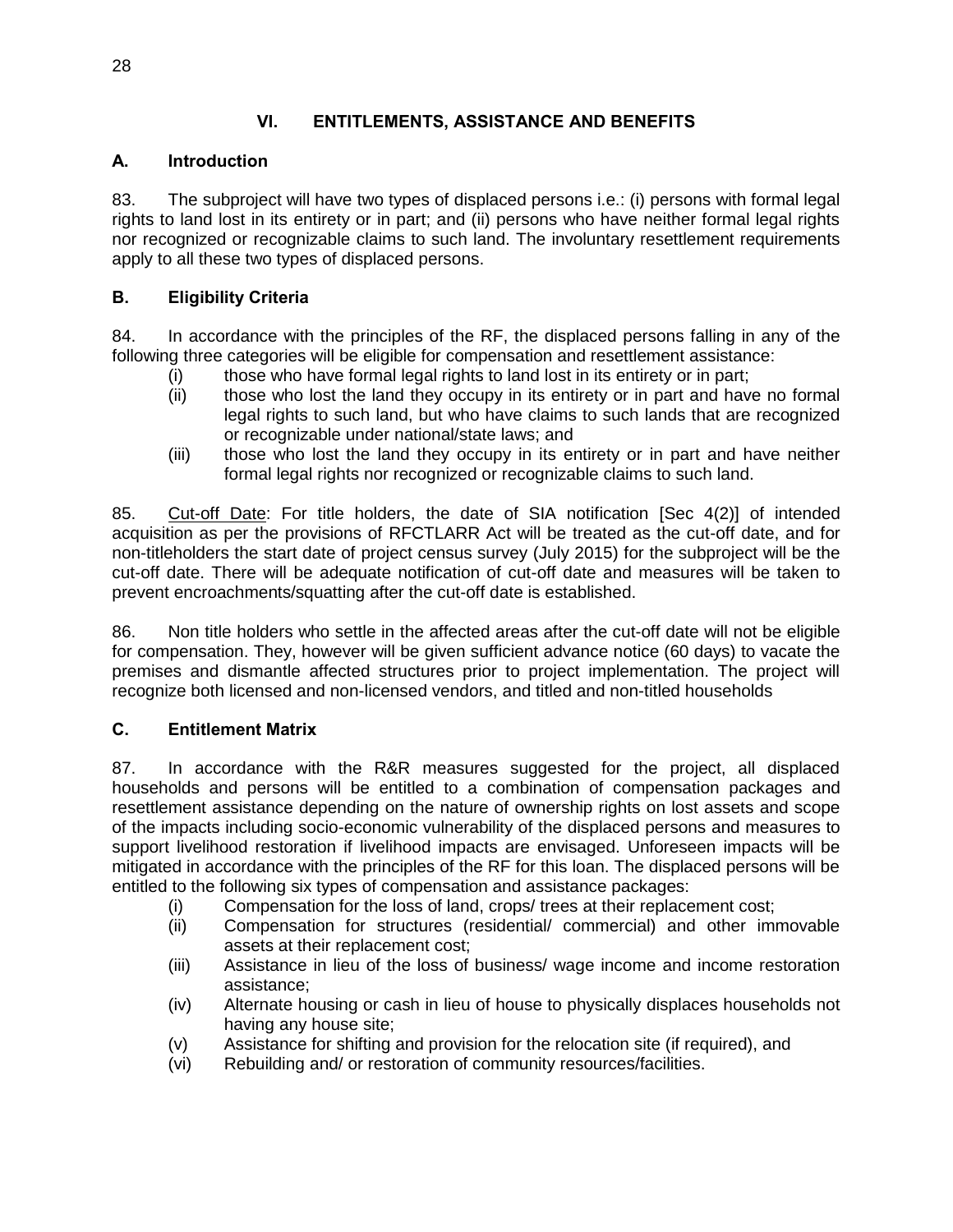# VI. ENTITLEMENTS, ASSISTANCE AND BENEFITS

## A. Introduction

83. The subproject will have two types of displaced persons i.e.: (i) persons with formal legal rights to land lost in its entirety or in part; and (ii) persons who have neither formal legal rights nor recognized or recognizable claims to such land. The involuntary resettlement requirements apply to all these two types of displaced persons.

## B. Eligibility Criteria

84. In accordance with the principles of the RF, the displaced persons falling in any of the following three categories will be eligible for compensation and resettlement assistance:

- (i) those who have formal legal rights to land lost in its entirety or in part;
- (ii) those who lost the land they occupy in its entirety or in part and have no formal legal rights to such land, but who have claims to such lands that are recognized or recognizable under national/state laws; and
- (iii) those who lost the land they occupy in its entirety or in part and have neither formal legal rights nor recognized or recognizable claims to such land.

85. Cut-off Date: For title holders, the date of SIA notification [Sec 4(2)] of intended acquisition as per the provisions of RFCTLARR Act will be treated as the cut-off date, and for non-titleholders the start date of project census survey (July 2015) for the subproject will be the cut-off date. There will be adequate notification of cut-off date and measures will be taken to prevent encroachments/squatting after the cut-off date is established.

86. Non title holders who settle in the affected areas after the cut-off date will not be eligible for compensation. They, however will be given sufficient advance notice (60 days) to vacate the premises and dismantle affected structures prior to project implementation. The project will recognize both licensed and non-licensed vendors, and titled and non-titled households

## C. Entitlement Matrix

87. In accordance with the R&R measures suggested for the project, all displaced households and persons will be entitled to a combination of compensation packages and resettlement assistance depending on the nature of ownership rights on lost assets and scope of the impacts including socio-economic vulnerability of the displaced persons and measures to support livelihood restoration if livelihood impacts are envisaged. Unforeseen impacts will be mitigated in accordance with the principles of the RF for this loan. The displaced persons will be entitled to the following six types of compensation and assistance packages:

- (i) Compensation for the loss of land, crops/ trees at their replacement cost;
- (ii) Compensation for structures (residential/ commercial) and other immovable assets at their replacement cost;
- (iii) Assistance in lieu of the loss of business/ wage income and income restoration assistance;
- (iv) Alternate housing or cash in lieu of house to physically displaces households not having any house site;
- (v) Assistance for shifting and provision for the relocation site (if required), and
- (vi) Rebuilding and/ or restoration of community resources/facilities.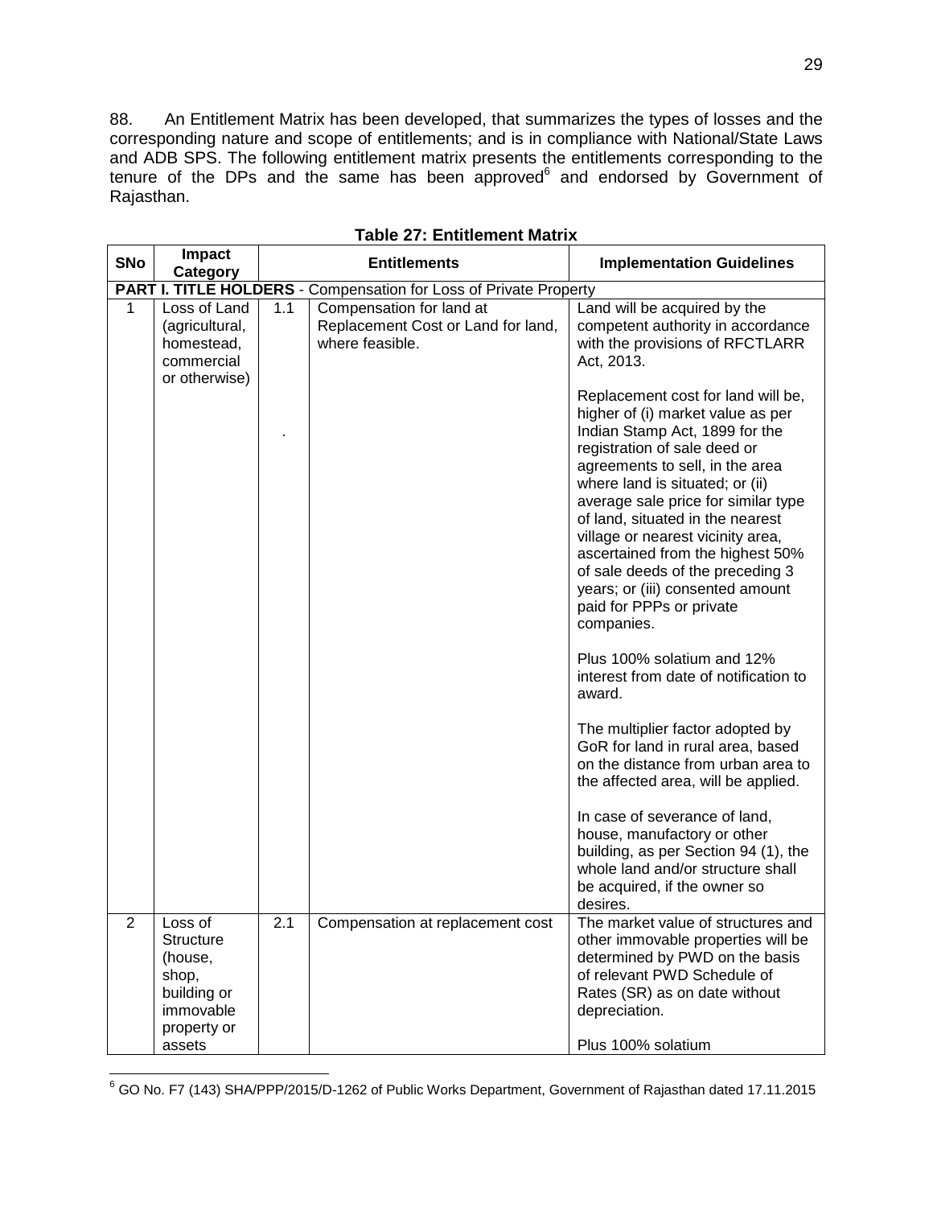88. An Entitlement Matrix has been developed, that summarizes the types of losses and the corresponding nature and scope of entitlements; and is in compliance with National/State Laws and ADB SPS. The following entitlement matrix presents the entitlements corresponding to the tenure of the DPs and the same has been approved[6] and endorsed by Government of Rajasthan.

**Table 27: Entitlement Matrix**

| SNo | Impact Category | Entitlements | | Implementation Guidelines |
|---|---|---|---|---|
| **PART I. TITLE HOLDERS** - Compensation for Loss of Private Property | | | | |
| 1 | Loss of Land (agricultural, homestead, commercial or otherwise) | 1.1<br><br>. | Compensation for land at Replacement Cost or Land for land, where feasible. | Land will be acquired by the competent authority in accordance with the provisions of RFCTLARR Act, 2013.<br><br>Replacement cost for land will be, higher of (i) market value as per Indian Stamp Act, 1899 for the registration of sale deed or agreements to sell, in the area where land is situated; or (ii) average sale price for similar type of land, situated in the nearest village or nearest vicinity area, ascertained from the highest 50% of sale deeds of the preceding 3 years; or (iii) consented amount paid for PPPs or private companies.<br><br>Plus 100% solatium and 12% interest from date of notification to award.<br><br>The multiplier factor adopted by GoR for land in rural area, based on the distance from urban area to the affected area, will be applied.<br><br>In case of severance of land, house, manufactory or other building, as per Section 94 (1), the whole land and/or structure shall be acquired, if the owner so desires. |
| 2 | Loss of Structure (house, shop, building or immovable property or assets | 2.1 | Compensation at replacement cost | The market value of structures and other immovable properties will be determined by PWD on the basis of relevant PWD Schedule of Rates (SR) as on date without depreciation.<br><br>Plus 100% solatium |

[6] GO No. F7 (143) SHA/PPP/2015/D-1262 of Public Works Department, Government of Rajasthan dated 17.11.2015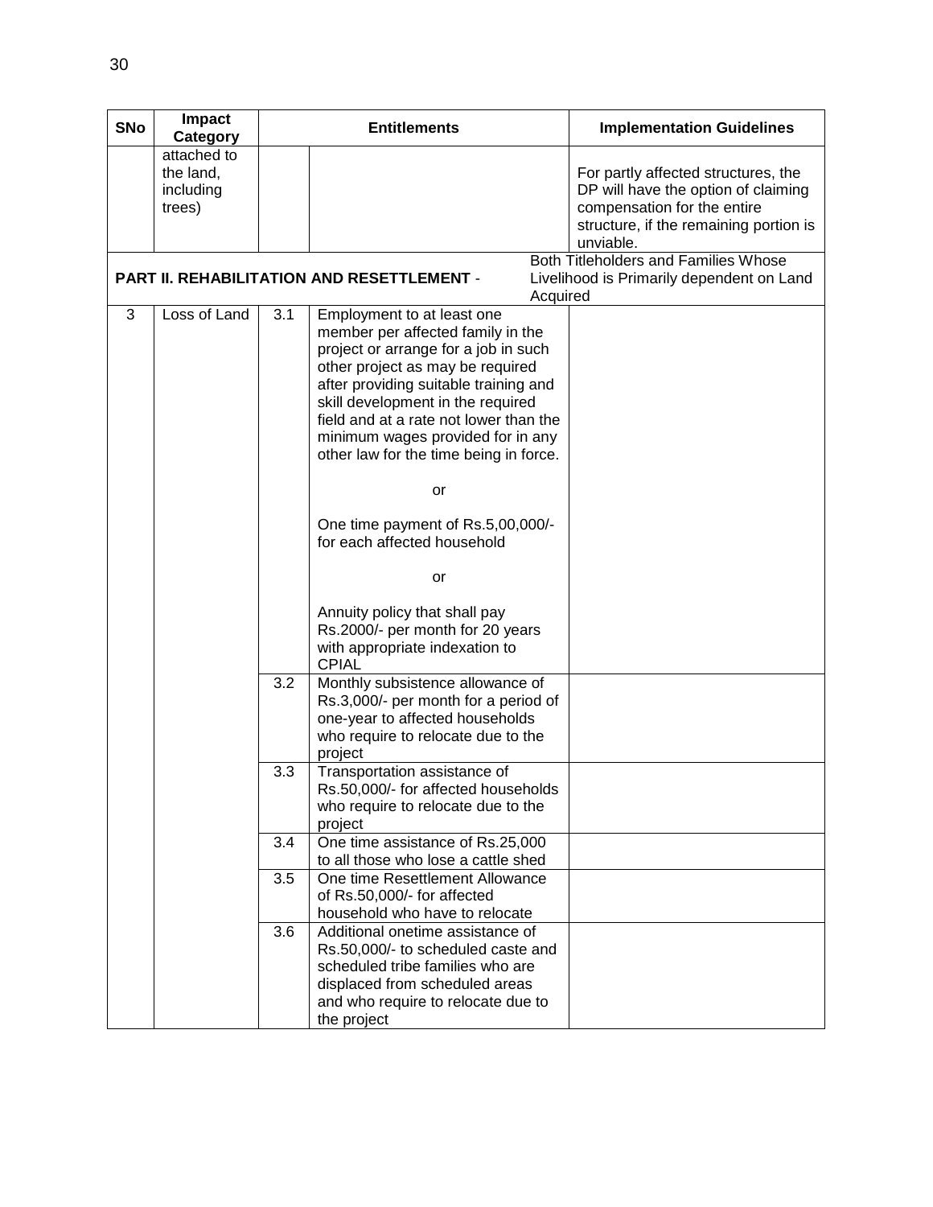| SNo | Impact Category | Entitlements | | Implementation Guidelines |
|---|---|---|---|---|
| | attached to the land, including trees) | | | For partly affected structures, the DP will have the option of claiming compensation for the entire structure, if the remaining portion is unviable. |
| **PART II. REHABILITATION AND RESETTLEMENT** - Both Titleholders and Families Whose Livelihood is Primarily dependent on Land Acquired | | | | |
| 3 | Loss of Land | 3.1 | Employment to at least one member per affected family in the project or arrange for a job in such other project as may be required after providing suitable training and skill development in the required field and at a rate not lower than the minimum wages provided for in any other law for the time being in force.<br><br>or<br><br>One time payment of Rs.5,00,000/- for each affected household<br><br>or<br><br>Annuity policy that shall pay Rs.2000/- per month for 20 years with appropriate indexation to CPIAL | |
| | | 3.2 | Monthly subsistence allowance of Rs.3,000/- per month for a period of one-year to affected households who require to relocate due to the project | |
| | | 3.3 | Transportation assistance of Rs.50,000/- for affected households who require to relocate due to the project | |
| | | 3.4 | One time assistance of Rs.25,000 to all those who lose a cattle shed | |
| | | 3.5 | One time Resettlement Allowance of Rs.50,000/- for affected household who have to relocate | |
| | | 3.6 | Additional onetime assistance of Rs.50,000/- to scheduled caste and scheduled tribe families who are displaced from scheduled areas and who require to relocate due to the project | |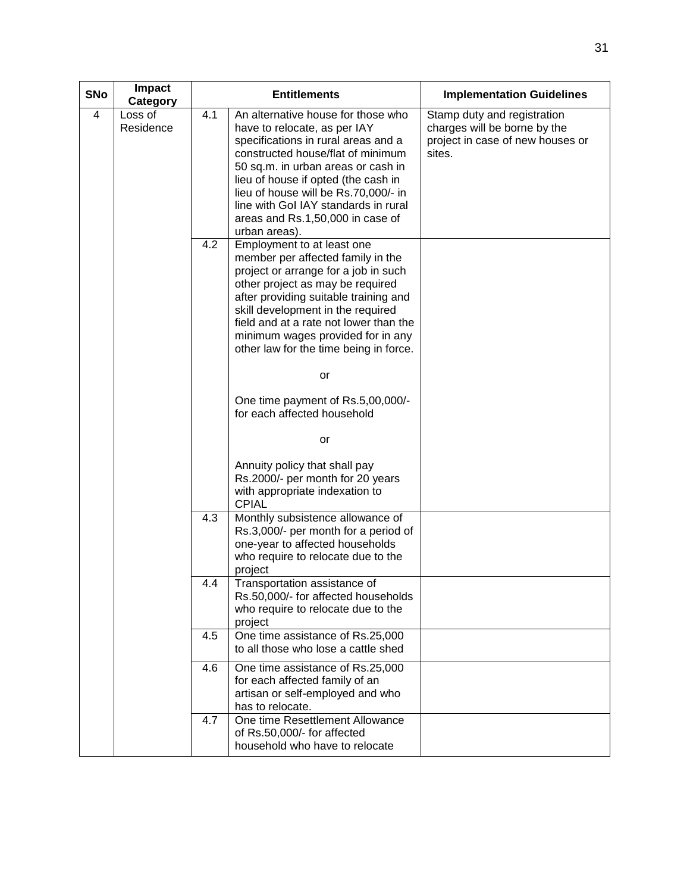| SNo | Impact Category | Entitlements | | Implementation Guidelines |
|---|---|---|---|---|
| 4 | Loss of Residence | 4.1 | An alternative house for those who have to relocate, as per IAY specifications in rural areas and a constructed house/flat of minimum 50 sq.m. in urban areas or cash in lieu of house if opted (the cash in lieu of house will be Rs.70,000/- in line with GoI IAY standards in rural areas and Rs.1,50,000 in case of urban areas). | Stamp duty and registration charges will be borne by the project in case of new houses or sites. |
| | | 4.2 | Employment to at least one member per affected family in the project or arrange for a job in such other project as may be required after providing suitable training and skill development in the required field and at a rate not lower than the minimum wages provided for in any other law for the time being in force.<br><br>or<br><br>One time payment of Rs.5,00,000/- for each affected household<br><br>or<br><br>Annuity policy that shall pay Rs.2000/- per month for 20 years with appropriate indexation to CPIAL | |
| | | 4.3 | Monthly subsistence allowance of Rs.3,000/- per month for a period of one-year to affected households who require to relocate due to the project | |
| | | 4.4 | Transportation assistance of Rs.50,000/- for affected households who require to relocate due to the project | |
| | | 4.5 | One time assistance of Rs.25,000 to all those who lose a cattle shed | |
| | | 4.6 | One time assistance of Rs.25,000 for each affected family of an artisan or self-employed and who has to relocate. | |
| | | 4.7 | One time Resettlement Allowance of Rs.50,000/- for affected household who have to relocate | |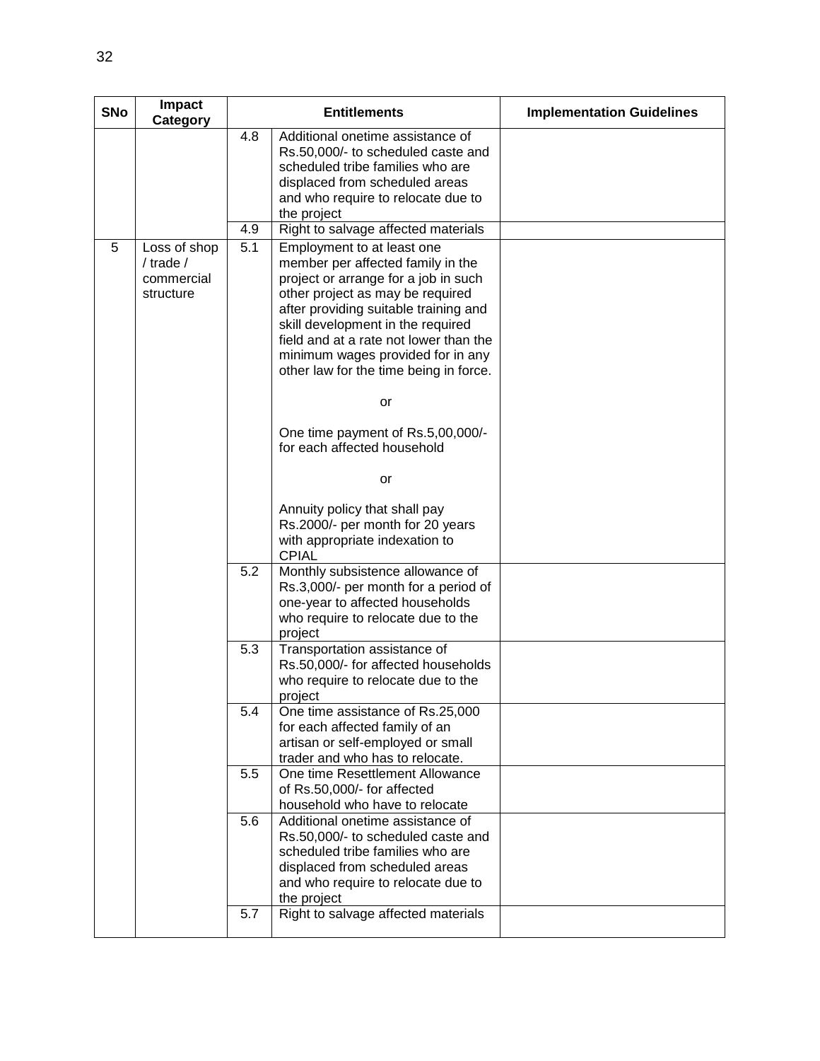| SNo | Impact Category | Entitlements | | Implementation Guidelines |
|---|---|---|---|---|
| | | 4.8 | Additional onetime assistance of Rs.50,000/- to scheduled caste and scheduled tribe families who are displaced from scheduled areas and who require to relocate due to the project | |
| | | 4.9 | Right to salvage affected materials | |
| 5 | Loss of shop / trade / commercial structure | 5.1 | Employment to at least one member per affected family in the project or arrange for a job in such other project as may be required after providing suitable training and skill development in the required field and at a rate not lower than the minimum wages provided for in any other law for the time being in force. <br><br> or <br><br> One time payment of Rs.5,00,000/- for each affected household <br><br> or <br><br> Annuity policy that shall pay Rs.2000/- per month for 20 years with appropriate indexation to CPIAL | |
| | | 5.2 | Monthly subsistence allowance of Rs.3,000/- per month for a period of one-year to affected households who require to relocate due to the project | |
| | | 5.3 | Transportation assistance of Rs.50,000/- for affected households who require to relocate due to the project | |
| | | 5.4 | One time assistance of Rs.25,000 for each affected family of an artisan or self-employed or small trader and who has to relocate. | |
| | | 5.5 | One time Resettlement Allowance of Rs.50,000/- for affected household who have to relocate | |
| | | 5.6 | Additional onetime assistance of Rs.50,000/- to scheduled caste and scheduled tribe families who are displaced from scheduled areas and who require to relocate due to the project | |
| | | 5.7 | Right to salvage affected materials | |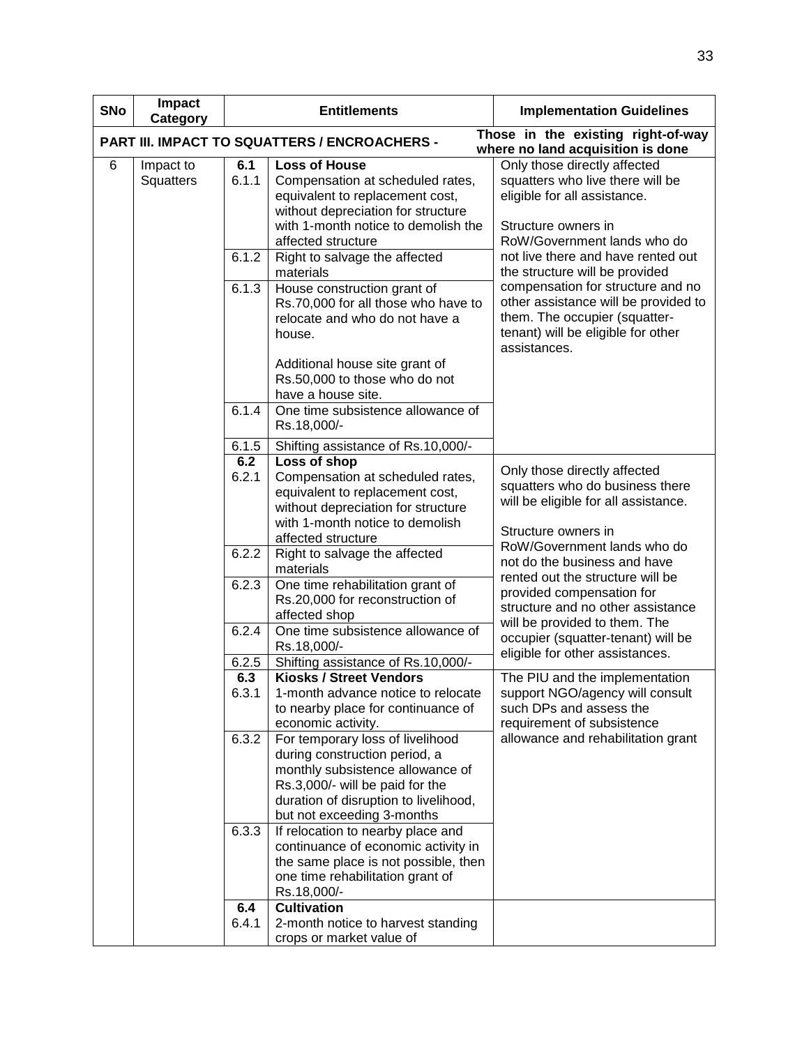| SNo | Impact Category | Entitlements | | Implementation Guidelines |
|---|---|---|---|---|
| **PART III. IMPACT TO SQUATTERS / ENCROACHERS -** | | | | **Those in the existing right-of-way where no land acquisition is done** |
| 6 | Impact to Squatters | **6.1** | **Loss of House** | Only those directly affected squatters who live there will be eligible for all assistance.<br><br>Structure owners in RoW/Government lands who do not live there and have rented out the structure will be provided compensation for structure and no other assistance will be provided to them. The occupier (squatter-tenant) will be eligible for other assistances. |
| | | 6.1.1 | Compensation at scheduled rates, equivalent to replacement cost, without depreciation for structure with 1-month notice to demolish the affected structure | |
| | | 6.1.2 | Right to salvage the affected materials | |
| | | 6.1.3 | House construction grant of Rs.70,000 for all those who have to relocate and who do not have a house.<br><br>Additional house site grant of Rs.50,000 to those who do not have a house site. | |
| | | 6.1.4 | One time subsistence allowance of Rs.18,000/- | |
| | | 6.1.5 | Shifting assistance of Rs.10,000/- | |
| | | **6.2** | **Loss of shop** | Only those directly affected squatters who do business there will be eligible for all assistance.<br><br>Structure owners in RoW/Government lands who do not do the business and have rented out the structure will be provided compensation for structure and no other assistance will be provided to them. The occupier (squatter-tenant) will be eligible for other assistances. |
| | | 6.2.1 | Compensation at scheduled rates, equivalent to replacement cost, without depreciation for structure with 1-month notice to demolish affected structure | |
| | | 6.2.2 | Right to salvage the affected materials | |
| | | 6.2.3 | One time rehabilitation grant of Rs.20,000 for reconstruction of affected shop | |
| | | 6.2.4 | One time subsistence allowance of Rs.18,000/- | |
| | | 6.2.5 | Shifting assistance of Rs.10,000/- | |
| | | **6.3** | **Kiosks / Street Vendors** | The PIU and the implementation support NGO/agency will consult such DPs and assess the requirement of subsistence allowance and rehabilitation grant |
| | | 6.3.1 | 1-month advance notice to relocate to nearby place for continuance of economic activity. | |
| | | 6.3.2 | For temporary loss of livelihood during construction period, a monthly subsistence allowance of Rs.3,000/- will be paid for the duration of disruption to livelihood, but not exceeding 3-months | |
| | | 6.3.3 | If relocation to nearby place and continuance of economic activity in the same place is not possible, then one time rehabilitation grant of Rs.18,000/- | |
| | | **6.4** | **Cultivation** | |
| | | 6.4.1 | 2-month notice to harvest standing crops or market value of | |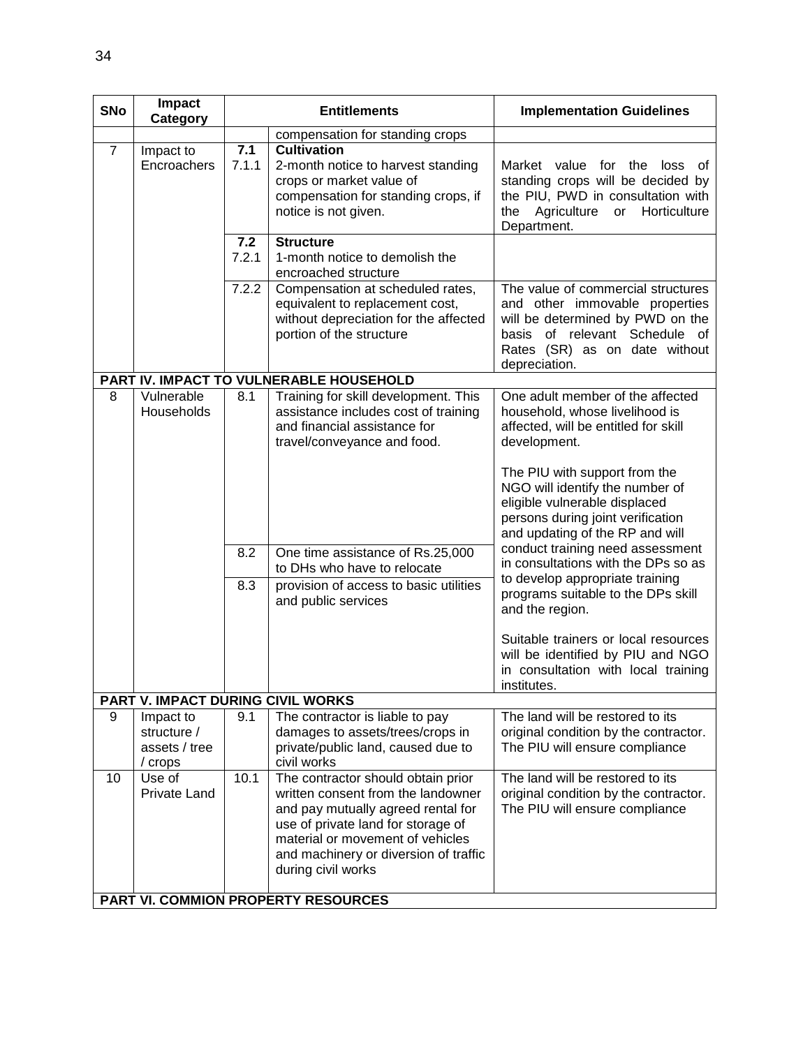| SNo | Impact Category | | Entitlements | Implementation Guidelines |
|---|---|---|---|---|
| | | | compensation for standing crops | |
| 7 | Impact to Encroachers | **7.1** | **Cultivation** | |
| | | 7.1.1 | 2-month notice to harvest standing crops or market value of compensation for standing crops, if notice is not given. | Market value for the loss of standing crops will be decided by the PIU, PWD in consultation with the Agriculture or Horticulture Department. |
| | | **7.2** | **Structure** | |
| | | 7.2.1 | 1-month notice to demolish the encroached structure | |
| | | 7.2.2 | Compensation at scheduled rates, equivalent to replacement cost, without depreciation for the affected portion of the structure | The value of commercial structures and other immovable properties will be determined by PWD on the basis of relevant Schedule of Rates (SR) as on date without depreciation. |
| **PART IV. IMPACT TO VULNERABLE HOUSEHOLD** | | | | |
| 8 | Vulnerable Households | 8.1 | Training for skill development. This assistance includes cost of training and financial assistance for travel/conveyance and food. | One adult member of the affected household, whose livelihood is affected, will be entitled for skill development.<br><br>The PIU with support from the NGO will identify the number of eligible vulnerable displaced persons during joint verification and updating of the RP and will conduct training need assessment in consultations with the DPs so as to develop appropriate training programs suitable to the DPs skill and the region.<br><br>Suitable trainers or local resources will be identified by PIU and NGO in consultation with local training institutes. |
| | | 8.2 | One time assistance of Rs.25,000 to DHs who have to relocate | |
| | | 8.3 | provision of access to basic utilities and public services | |
| **PART V. IMPACT DURING CIVIL WORKS** | | | | |
| 9 | Impact to structure / assets / tree / crops | 9.1 | The contractor is liable to pay damages to assets/trees/crops in private/public land, caused due to civil works | The land will be restored to its original condition by the contractor. The PIU will ensure compliance |
| 10 | Use of Private Land | 10.1 | The contractor should obtain prior written consent from the landowner and pay mutually agreed rental for use of private land for storage of material or movement of vehicles and machinery or diversion of traffic during civil works | The land will be restored to its original condition by the contractor. The PIU will ensure compliance |
| **PART VI. COMMION PROPERTY RESOURCES** | | | | |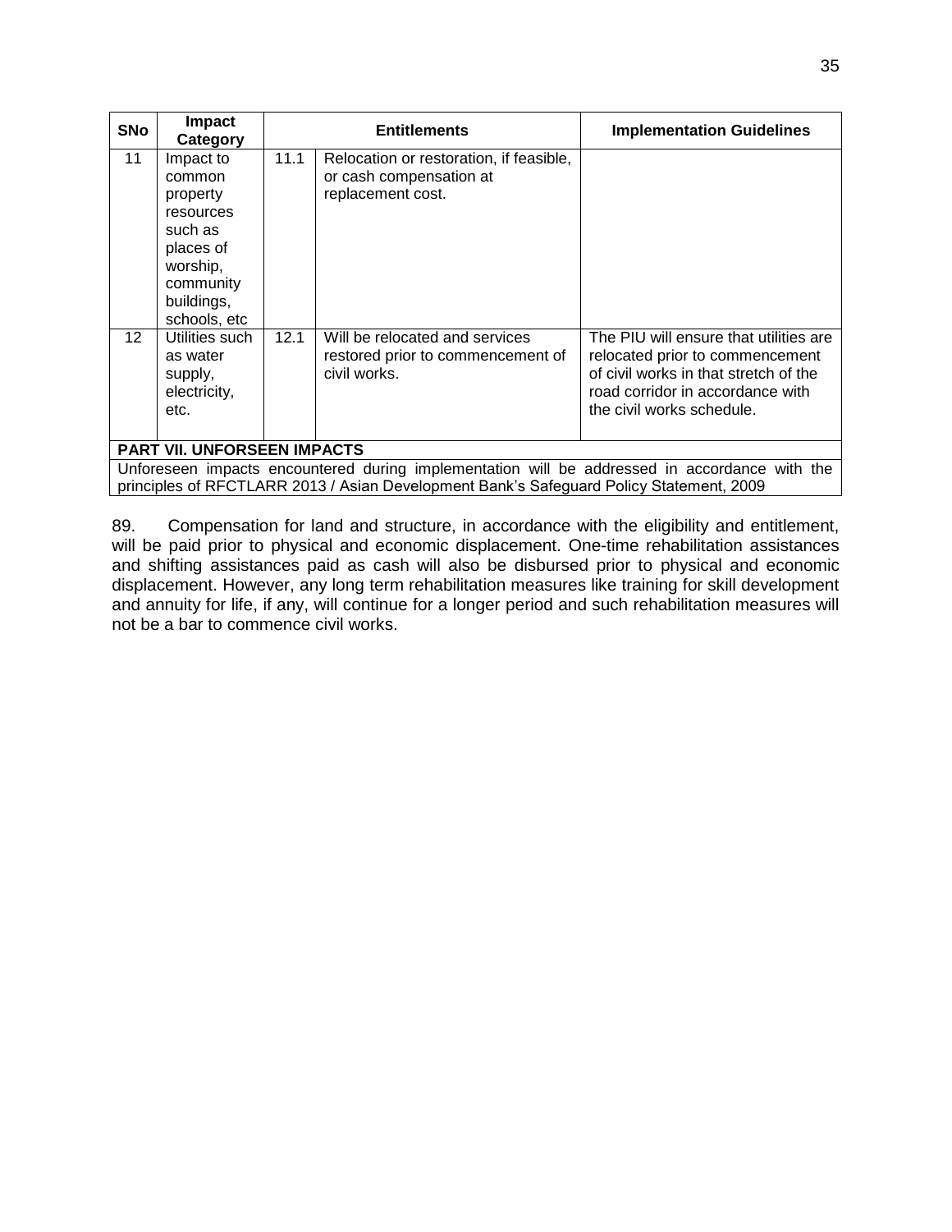| SNo | Impact Category | Entitlements | | Implementation Guidelines |
|---|---|---|---|---|
| 11 | Impact to common property resources such as places of worship, community buildings, schools, etc | 11.1 | Relocation or restoration, if feasible, or cash compensation at replacement cost. | |
| 12 | Utilities such as water supply, electricity, etc. | 12.1 | Will be relocated and services restored prior to commencement of civil works. | The PIU will ensure that utilities are relocated prior to commencement of civil works in that stretch of the road corridor in accordance with the civil works schedule. |
| **PART VII. UNFORSEEN IMPACTS** | | | | |
| Unforeseen impacts encountered during implementation will be addressed in accordance with the principles of RFCTLARR 2013 / Asian Development Bank's Safeguard Policy Statement, 2009 | | | | |

89. Compensation for land and structure, in accordance with the eligibility and entitlement, will be paid prior to physical and economic displacement. One-time rehabilitation assistances and shifting assistances paid as cash will also be disbursed prior to physical and economic displacement. However, any long term rehabilitation measures like training for skill development and annuity for life, if any, will continue for a longer period and such rehabilitation measures will not be a bar to commence civil works.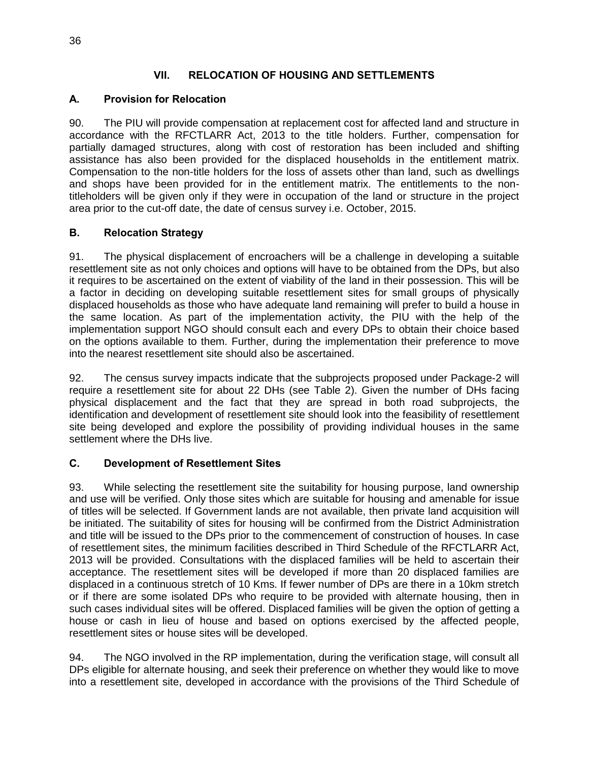## VII. RELOCATION OF HOUSING AND SETTLEMENTS

### A. Provision for Relocation

90. The PIU will provide compensation at replacement cost for affected land and structure in accordance with the RFCTLARR Act, 2013 to the title holders. Further, compensation for partially damaged structures, along with cost of restoration has been included and shifting assistance has also been provided for the displaced households in the entitlement matrix. Compensation to the non-title holders for the loss of assets other than land, such as dwellings and shops have been provided for in the entitlement matrix. The entitlements to the non-titleholders will be given only if they were in occupation of the land or structure in the project area prior to the cut-off date, the date of census survey i.e. October, 2015.

### B. Relocation Strategy

91. The physical displacement of encroachers will be a challenge in developing a suitable resettlement site as not only choices and options will have to be obtained from the DPs, but also it requires to be ascertained on the extent of viability of the land in their possession. This will be a factor in deciding on developing suitable resettlement sites for small groups of physically displaced households as those who have adequate land remaining will prefer to build a house in the same location. As part of the implementation activity, the PIU with the help of the implementation support NGO should consult each and every DPs to obtain their choice based on the options available to them. Further, during the implementation their preference to move into the nearest resettlement site should also be ascertained.

92. The census survey impacts indicate that the subprojects proposed under Package-2 will require a resettlement site for about 22 DHs (see Table 2). Given the number of DHs facing physical displacement and the fact that they are spread in both road subprojects, the identification and development of resettlement site should look into the feasibility of resettlement site being developed and explore the possibility of providing individual houses in the same settlement where the DHs live.

### C. Development of Resettlement Sites

93. While selecting the resettlement site the suitability for housing purpose, land ownership and use will be verified. Only those sites which are suitable for housing and amenable for issue of titles will be selected. If Government lands are not available, then private land acquisition will be initiated. The suitability of sites for housing will be confirmed from the District Administration and title will be issued to the DPs prior to the commencement of construction of houses. In case of resettlement sites, the minimum facilities described in Third Schedule of the RFCTLARR Act, 2013 will be provided. Consultations with the displaced families will be held to ascertain their acceptance. The resettlement sites will be developed if more than 20 displaced families are displaced in a continuous stretch of 10 Kms. If fewer number of DPs are there in a 10km stretch or if there are some isolated DPs who require to be provided with alternate housing, then in such cases individual sites will be offered. Displaced families will be given the option of getting a house or cash in lieu of house and based on options exercised by the affected people, resettlement sites or house sites will be developed.

94. The NGO involved in the RP implementation, during the verification stage, will consult all DPs eligible for alternate housing, and seek their preference on whether they would like to move into a resettlement site, developed in accordance with the provisions of the Third Schedule of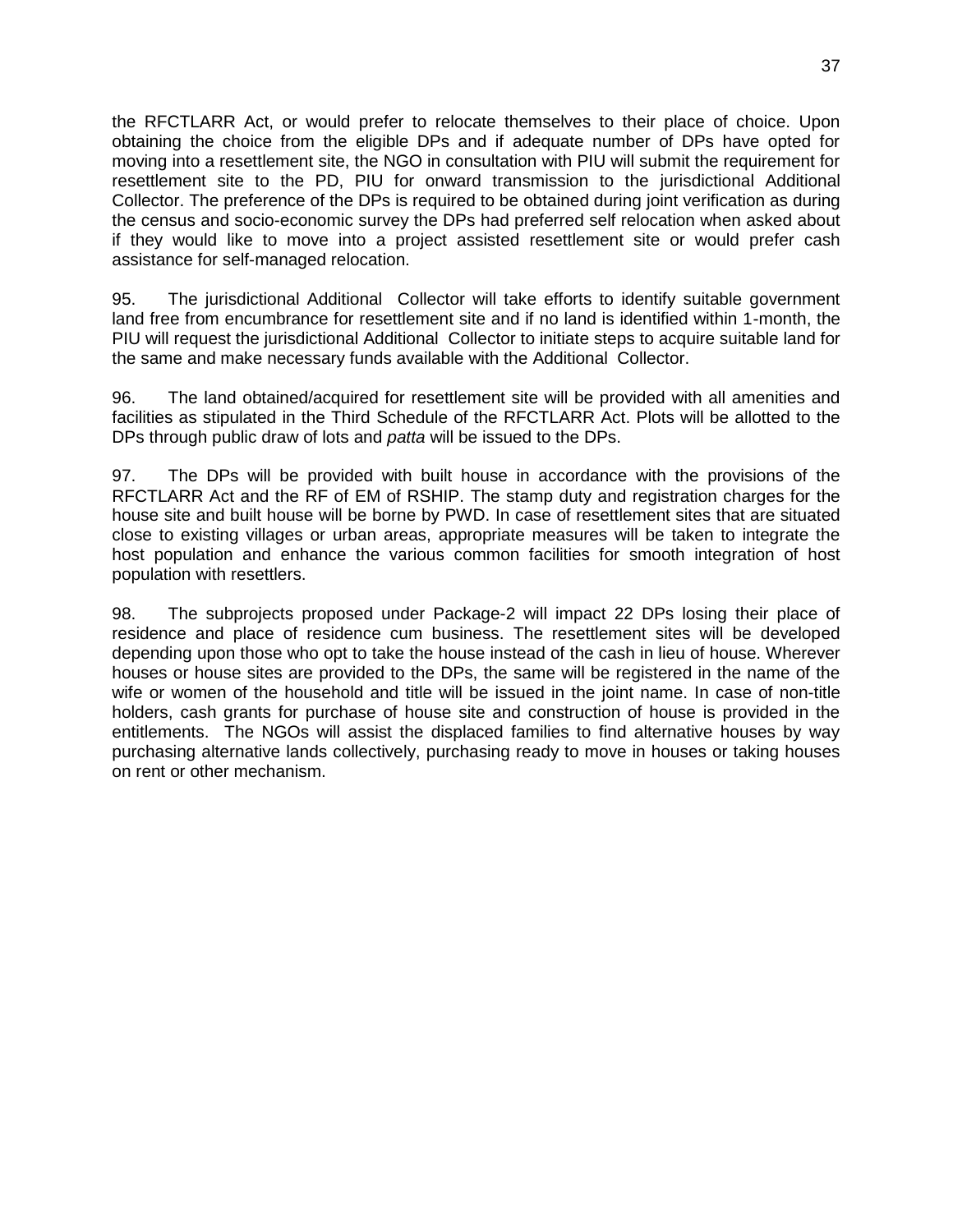the RFCTLARR Act, or would prefer to relocate themselves to their place of choice. Upon obtaining the choice from the eligible DPs and if adequate number of DPs have opted for moving into a resettlement site, the NGO in consultation with PIU will submit the requirement for resettlement site to the PD, PIU for onward transmission to the jurisdictional Additional Collector. The preference of the DPs is required to be obtained during joint verification as during the census and socio-economic survey the DPs had preferred self relocation when asked about if they would like to move into a project assisted resettlement site or would prefer cash assistance for self-managed relocation.

95. The jurisdictional Additional Collector will take efforts to identify suitable government land free from encumbrance for resettlement site and if no land is identified within 1-month, the PIU will request the jurisdictional Additional Collector to initiate steps to acquire suitable land for the same and make necessary funds available with the Additional Collector.

96. The land obtained/acquired for resettlement site will be provided with all amenities and facilities as stipulated in the Third Schedule of the RFCTLARR Act. Plots will be allotted to the DPs through public draw of lots and *patta* will be issued to the DPs.

97. The DPs will be provided with built house in accordance with the provisions of the RFCTLARR Act and the RF of EM of RSHIP. The stamp duty and registration charges for the house site and built house will be borne by PWD. In case of resettlement sites that are situated close to existing villages or urban areas, appropriate measures will be taken to integrate the host population and enhance the various common facilities for smooth integration of host population with resettlers.

98. The subprojects proposed under Package-2 will impact 22 DPs losing their place of residence and place of residence cum business. The resettlement sites will be developed depending upon those who opt to take the house instead of the cash in lieu of house. Wherever houses or house sites are provided to the DPs, the same will be registered in the name of the wife or women of the household and title will be issued in the joint name. In case of non-title holders, cash grants for purchase of house site and construction of house is provided in the entitlements. The NGOs will assist the displaced families to find alternative houses by way purchasing alternative lands collectively, purchasing ready to move in houses or taking houses on rent or other mechanism.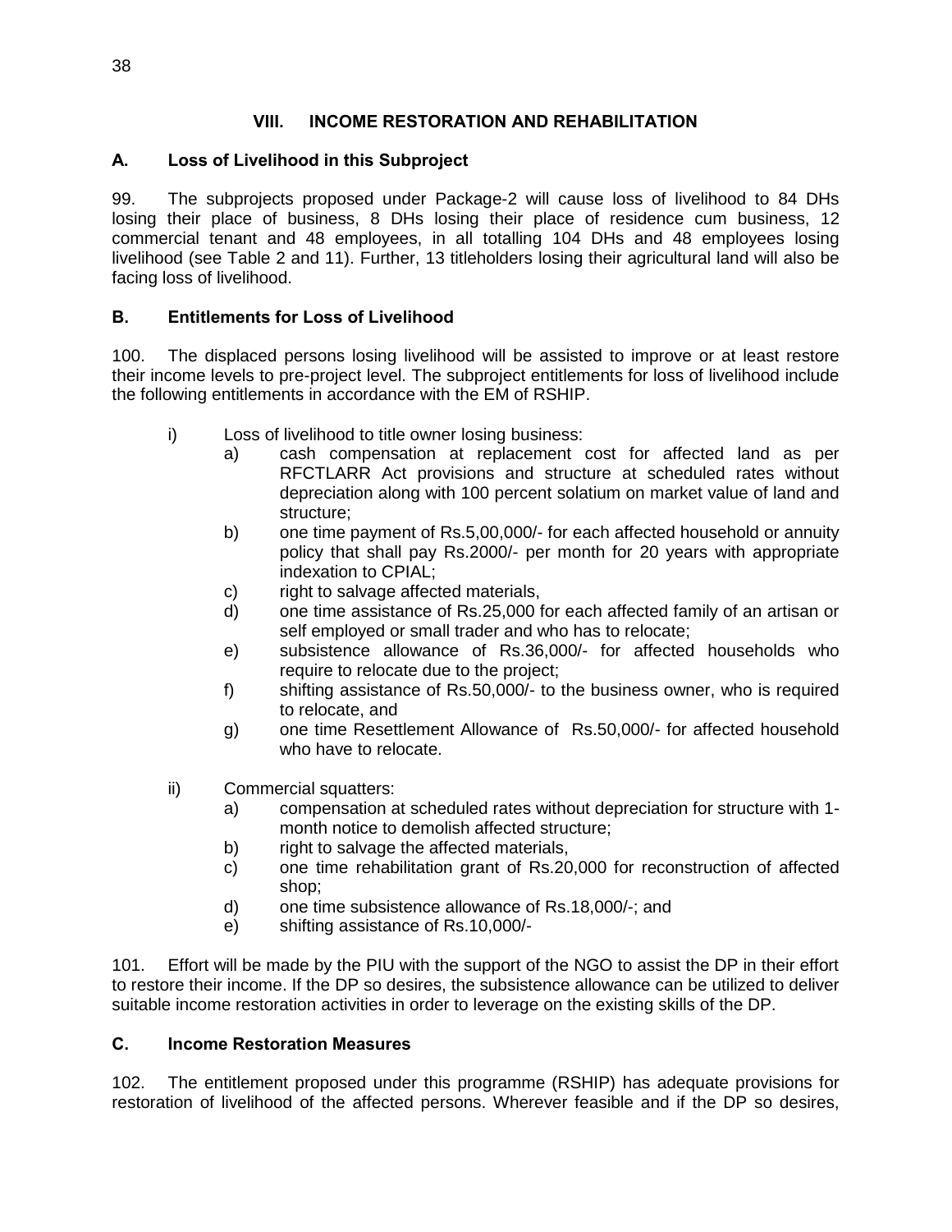## VIII. INCOME RESTORATION AND REHABILITATION

### A. Loss of Livelihood in this Subproject

99. The subprojects proposed under Package-2 will cause loss of livelihood to 84 DHs losing their place of business, 8 DHs losing their place of residence cum business, 12 commercial tenant and 48 employees, in all totalling 104 DHs and 48 employees losing livelihood (see Table 2 and 11). Further, 13 titleholders losing their agricultural land will also be facing loss of livelihood.

### B. Entitlements for Loss of Livelihood

100. The displaced persons losing livelihood will be assisted to improve or at least restore their income levels to pre-project level. The subproject entitlements for loss of livelihood include the following entitlements in accordance with the EM of RSHIP.

i) Loss of livelihood to title owner losing business:
   a) cash compensation at replacement cost for affected land as per RFCTLARR Act provisions and structure at scheduled rates without depreciation along with 100 percent solatium on market value of land and structure;
   b) one time payment of Rs.5,00,000/- for each affected household or annuity policy that shall pay Rs.2000/- per month for 20 years with appropriate indexation to CPIAL;
   c) right to salvage affected materials,
   d) one time assistance of Rs.25,000 for each affected family of an artisan or self employed or small trader and who has to relocate;
   e) subsistence allowance of Rs.36,000/- for affected households who require to relocate due to the project;
   f) shifting assistance of Rs.50,000/- to the business owner, who is required to relocate, and
   g) one time Resettlement Allowance of Rs.50,000/- for affected household who have to relocate.

ii) Commercial squatters:
   a) compensation at scheduled rates without depreciation for structure with 1-month notice to demolish affected structure;
   b) right to salvage the affected materials,
   c) one time rehabilitation grant of Rs.20,000 for reconstruction of affected shop;
   d) one time subsistence allowance of Rs.18,000/-; and
   e) shifting assistance of Rs.10,000/-

101. Effort will be made by the PIU with the support of the NGO to assist the DP in their effort to restore their income. If the DP so desires, the subsistence allowance can be utilized to deliver suitable income restoration activities in order to leverage on the existing skills of the DP.

### C. Income Restoration Measures

102. The entitlement proposed under this programme (RSHIP) has adequate provisions for restoration of livelihood of the affected persons. Wherever feasible and if the DP so desires,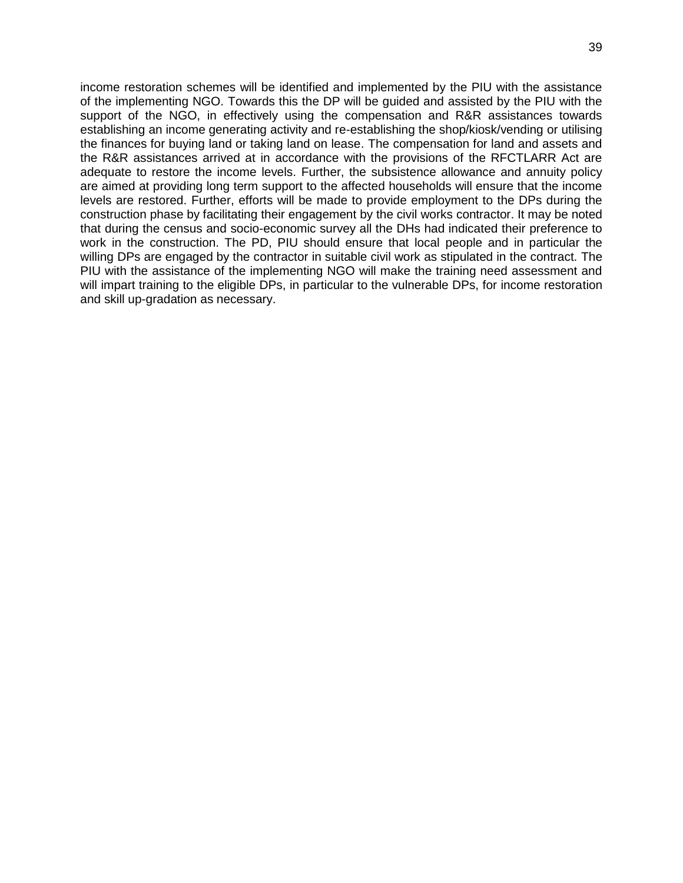income restoration schemes will be identified and implemented by the PIU with the assistance of the implementing NGO. Towards this the DP will be guided and assisted by the PIU with the support of the NGO, in effectively using the compensation and R&R assistances towards establishing an income generating activity and re-establishing the shop/kiosk/vending or utilising the finances for buying land or taking land on lease. The compensation for land and assets and the R&R assistances arrived at in accordance with the provisions of the RFCTLARR Act are adequate to restore the income levels. Further, the subsistence allowance and annuity policy are aimed at providing long term support to the affected households will ensure that the income levels are restored. Further, efforts will be made to provide employment to the DPs during the construction phase by facilitating their engagement by the civil works contractor. It may be noted that during the census and socio-economic survey all the DHs had indicated their preference to work in the construction. The PD, PIU should ensure that local people and in particular the willing DPs are engaged by the contractor in suitable civil work as stipulated in the contract. The PIU with the assistance of the implementing NGO will make the training need assessment and will impart training to the eligible DPs, in particular to the vulnerable DPs, for income restoration and skill up-gradation as necessary.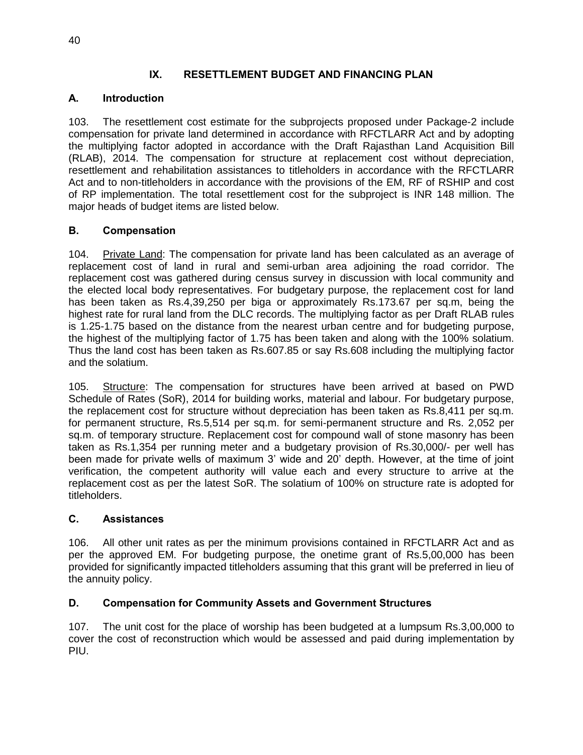## IX. RESETTLEMENT BUDGET AND FINANCING PLAN

### A. Introduction

103. The resettlement cost estimate for the subprojects proposed under Package-2 include compensation for private land determined in accordance with RFCTLARR Act and by adopting the multiplying factor adopted in accordance with the Draft Rajasthan Land Acquisition Bill (RLAB), 2014. The compensation for structure at replacement cost without depreciation, resettlement and rehabilitation assistances to titleholders in accordance with the RFCTLARR Act and to non-titleholders in accordance with the provisions of the EM, RF of RSHIP and cost of RP implementation. The total resettlement cost for the subproject is INR 148 million. The major heads of budget items are listed below.

### B. Compensation

104. Private Land: The compensation for private land has been calculated as an average of replacement cost of land in rural and semi-urban area adjoining the road corridor. The replacement cost was gathered during census survey in discussion with local community and the elected local body representatives. For budgetary purpose, the replacement cost for land has been taken as Rs.4,39,250 per biga or approximately Rs.173.67 per sq.m, being the highest rate for rural land from the DLC records. The multiplying factor as per Draft RLAB rules is 1.25-1.75 based on the distance from the nearest urban centre and for budgeting purpose, the highest of the multiplying factor of 1.75 has been taken and along with the 100% solatium. Thus the land cost has been taken as Rs.607.85 or say Rs.608 including the multiplying factor and the solatium.

105. Structure: The compensation for structures have been arrived at based on PWD Schedule of Rates (SoR), 2014 for building works, material and labour. For budgetary purpose, the replacement cost for structure without depreciation has been taken as Rs.8,411 per sq.m. for permanent structure, Rs.5,514 per sq.m. for semi-permanent structure and Rs. 2,052 per sq.m. of temporary structure. Replacement cost for compound wall of stone masonry has been taken as Rs.1,354 per running meter and a budgetary provision of Rs.30,000/- per well has been made for private wells of maximum 3' wide and 20' depth. However, at the time of joint verification, the competent authority will value each and every structure to arrive at the replacement cost as per the latest SoR. The solatium of 100% on structure rate is adopted for titleholders.

### C. Assistances

106. All other unit rates as per the minimum provisions contained in RFCTLARR Act and as per the approved EM. For budgeting purpose, the onetime grant of Rs.5,00,000 has been provided for significantly impacted titleholders assuming that this grant will be preferred in lieu of the annuity policy.

### D. Compensation for Community Assets and Government Structures

107. The unit cost for the place of worship has been budgeted at a lumpsum Rs.3,00,000 to cover the cost of reconstruction which would be assessed and paid during implementation by PIU.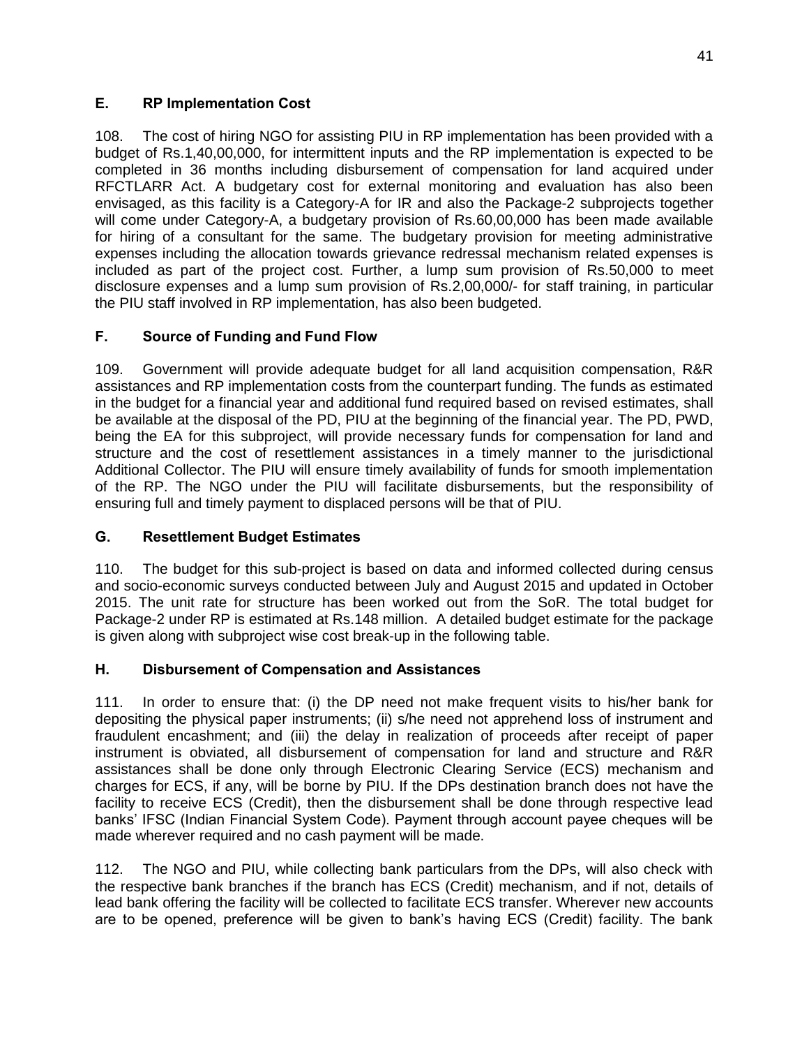## E. RP Implementation Cost

108. The cost of hiring NGO for assisting PIU in RP implementation has been provided with a budget of Rs.1,40,00,000, for intermittent inputs and the RP implementation is expected to be completed in 36 months including disbursement of compensation for land acquired under RFCTLARR Act. A budgetary cost for external monitoring and evaluation has also been envisaged, as this facility is a Category-A for IR and also the Package-2 subprojects together will come under Category-A, a budgetary provision of Rs.60,00,000 has been made available for hiring of a consultant for the same. The budgetary provision for meeting administrative expenses including the allocation towards grievance redressal mechanism related expenses is included as part of the project cost. Further, a lump sum provision of Rs.50,000 to meet disclosure expenses and a lump sum provision of Rs.2,00,000/- for staff training, in particular the PIU staff involved in RP implementation, has also been budgeted.

## F. Source of Funding and Fund Flow

109. Government will provide adequate budget for all land acquisition compensation, R&R assistances and RP implementation costs from the counterpart funding. The funds as estimated in the budget for a financial year and additional fund required based on revised estimates, shall be available at the disposal of the PD, PIU at the beginning of the financial year. The PD, PWD, being the EA for this subproject, will provide necessary funds for compensation for land and structure and the cost of resettlement assistances in a timely manner to the jurisdictional Additional Collector. The PIU will ensure timely availability of funds for smooth implementation of the RP. The NGO under the PIU will facilitate disbursements, but the responsibility of ensuring full and timely payment to displaced persons will be that of PIU.

## G. Resettlement Budget Estimates

110. The budget for this sub-project is based on data and informed collected during census and socio-economic surveys conducted between July and August 2015 and updated in October 2015. The unit rate for structure has been worked out from the SoR. The total budget for Package-2 under RP is estimated at Rs.148 million. A detailed budget estimate for the package is given along with subproject wise cost break-up in the following table.

## H. Disbursement of Compensation and Assistances

111. In order to ensure that: (i) the DP need not make frequent visits to his/her bank for depositing the physical paper instruments; (ii) s/he need not apprehend loss of instrument and fraudulent encashment; and (iii) the delay in realization of proceeds after receipt of paper instrument is obviated, all disbursement of compensation for land and structure and R&R assistances shall be done only through Electronic Clearing Service (ECS) mechanism and charges for ECS, if any, will be borne by PIU. If the DPs destination branch does not have the facility to receive ECS (Credit), then the disbursement shall be done through respective lead banks' IFSC (Indian Financial System Code). Payment through account payee cheques will be made wherever required and no cash payment will be made.

112. The NGO and PIU, while collecting bank particulars from the DPs, will also check with the respective bank branches if the branch has ECS (Credit) mechanism, and if not, details of lead bank offering the facility will be collected to facilitate ECS transfer. Wherever new accounts are to be opened, preference will be given to bank's having ECS (Credit) facility. The bank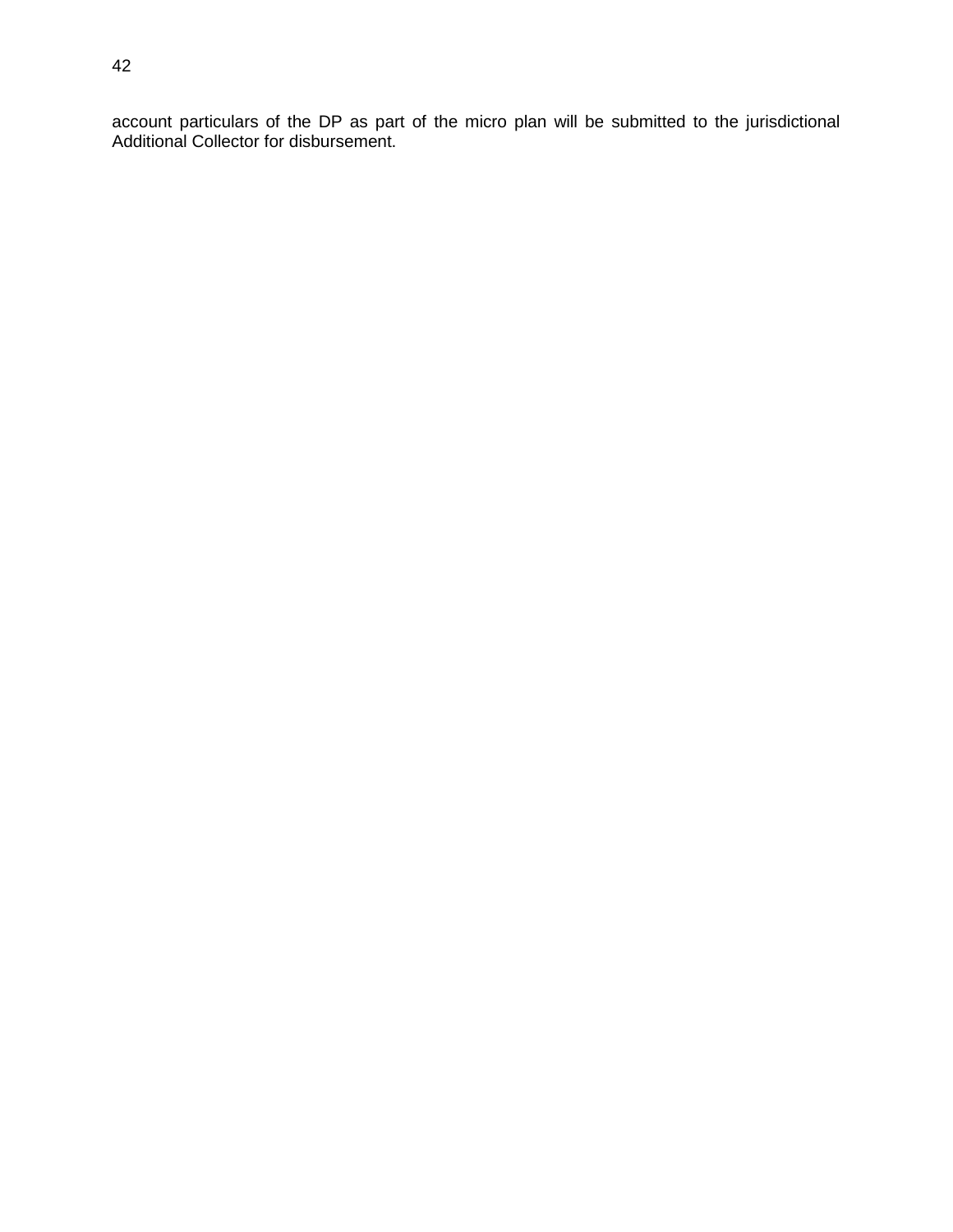account particulars of the DP as part of the micro plan will be submitted to the jurisdictional Additional Collector for disbursement.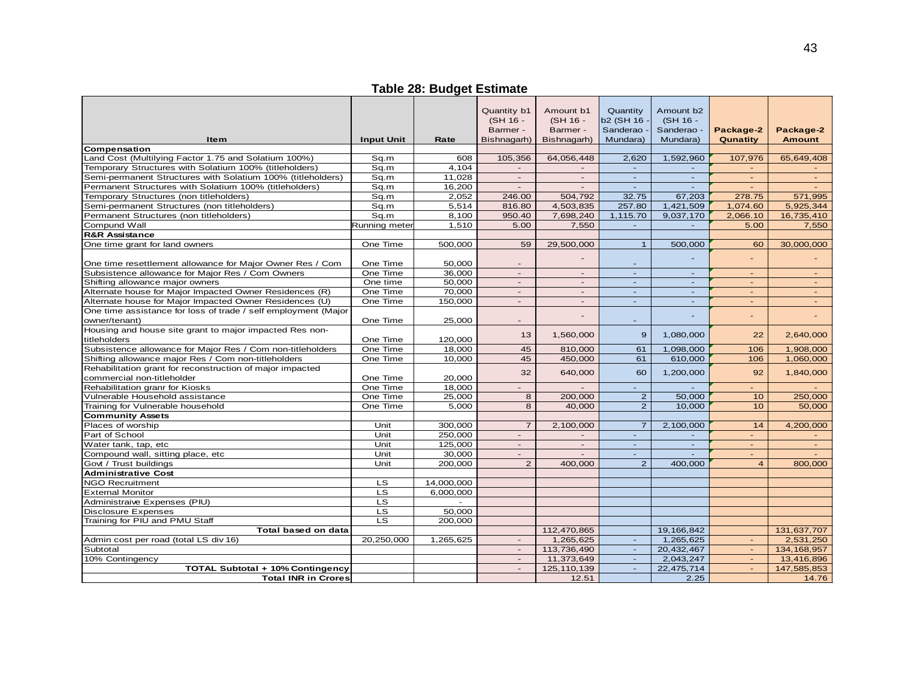**Table 28: Budget Estimate**

| Item | Input Unit | Rate | Quantity b1 (SH 16 - Barmer - Bishnagarh) | Amount b1 (SH 16 - Barmer - Bishnagarh) | Quantity b2 (SH 16 - Sanderao - Mundara) | Amount b2 (SH 16 - Sanderao - Mundara) | Package-2 Qunatity | Package-2 Amount |
|---|---|---|---|---|---|---|---|---|
| **Compensation** | | | | | | | | |
| Land Cost (Multilying Factor 1.75 and Solatium 100%) | Sq.m | 608 | 105,356 | 64,056,448 | 2,620 | 1,592,960 | 107,976 | 65,649,408 |
| Temporary Structures with Solatium 100% (titleholders) | Sq.m | 4,104 | - | - | - | - | - | - |
| Semi-permanent Structures with Solatium 100% (titleholders) | Sq.m | 11,028 | - | - | - | - | - | - |
| Permanent Structures with Solatium 100% (titleholders) | Sq.m | 16,200 | - | - | - | - | - | - |
| Temporary Structures (non titleholders) | Sq.m | 2,052 | 246.00 | 504,792 | 32.75 | 67,203 | 278.75 | 571,995 |
| Semi-permanent Structures (non titleholders) | Sq.m | 5,514 | 816.80 | 4,503,835 | 257.80 | 1,421,509 | 1,074.60 | 5,925,344 |
| Permanent Structures (non titleholders) | Sq.m | 8,100 | 950.40 | 7,698,240 | 1,115.70 | 9,037,170 | 2,066.10 | 16,735,410 |
| Compund Wall | Running meter | 1,510 | 5.00 | 7,550 | - | - | 5.00 | 7,550 |
| **R&R Assistance** | | | | | | | | |
| One time grant for land owners | One Time | 500,000 | 59 | 29,500,000 | 1 | 500,000 | 60 | 30,000,000 |
| One time resettlement allowance for Major Owner Res / Com | One Time | 50,000 | - | - | - | - | - | - |
| Subsistence allowance for Major Res / Com Owners | One Time | 36,000 | - | - | - | - | - | - |
| Shifting allowance major owners | One time | 50,000 | - | - | - | - | - | - |
| Alternate house for Major Impacted Owner Residences (R) | One Time | 70,000 | - | - | - | - | - | - |
| Alternate house for Major Impacted Owner Residences (U) | One Time | 150,000 | - | - | - | - | - | - |
| One time assistance for loss of trade / self employment (Major owner/tenant) | One Time | 25,000 | - | - | - | - | - | - |
| Housing and house site grant to major impacted Res non-titleholders | One Time | 120,000 | 13 | 1,560,000 | 9 | 1,080,000 | 22 | 2,640,000 |
| Subsistence allowance for Major Res / Com non-titleholders | One Time | 18,000 | 45 | 810,000 | 61 | 1,098,000 | 106 | 1,908,000 |
| Shifting allowance major Res / Com non-titleholders | One Time | 10,000 | 45 | 450,000 | 61 | 610,000 | 106 | 1,060,000 |
| Rehabilitation grant for reconstruction of major impacted commercial non-titleholder | One Time | 20,000 | 32 | 640,000 | 60 | 1,200,000 | 92 | 1,840,000 |
| Rehabilitation granr for Kiosks | One Time | 18,000 | - | - | - | - | - | - |
| Vulnerable Household assistance | One Time | 25,000 | 8 | 200,000 | 2 | 50,000 | 10 | 250,000 |
| Training for Vulnerable household | One Time | 5,000 | 8 | 40,000 | 2 | 10,000 | 10 | 50,000 |
| **Community Assets** | | | | | | | | |
| Places of worship | Unit | 300,000 | 7 | 2,100,000 | 7 | 2,100,000 | 14 | 4,200,000 |
| Part of School | Unit | 250,000 | - | - | - | - | - | - |
| Water tank, tap, etc | Unit | 125,000 | - | - | - | - | - | - |
| Compound wall, sitting place, etc | Unit | 30,000 | - | - | - | - | - | - |
| Govt / Trust buildings | Unit | 200,000 | 2 | 400,000 | 2 | 400,000 | 4 | 800,000 |
| **Administrative Cost** | | | | | | | | |
| NGO Recruitment | LS | 14,000,000 | | | | | | |
| External Monitor | LS | 6,000,000 | | | | | | |
| Administraive Expenses (PIU) | LS | - | | | | | | |
| Disclosure Expenses | LS | 50,000 | | | | | | |
| Training for PIU and PMU Staff | LS | 200,000 | | | | | | |
| **Total based on data** | | | | 112,470,865 | | 19,166,842 | | 131,637,707 |
| Admin cost per road (total LS div 16) | 20,250,000 | 1,265,625 | - | 1,265,625 | - | 1,265,625 | - | 2,531,250 |
| Subtotal | | | - | 113,736,490 | - | 20,432,467 | - | 134,168,957 |
| 10% Contingency | | | - | 11,373,649 | - | 2,043,247 | - | 13,416,896 |
| **TOTAL Subtotal + 10% Contingency** | | | - | 125,110,139 | - | 22,475,714 | - | 147,585,853 |
| **Total INR in Crores** | | | | 12.51 | | 2.25 | | 14.76 |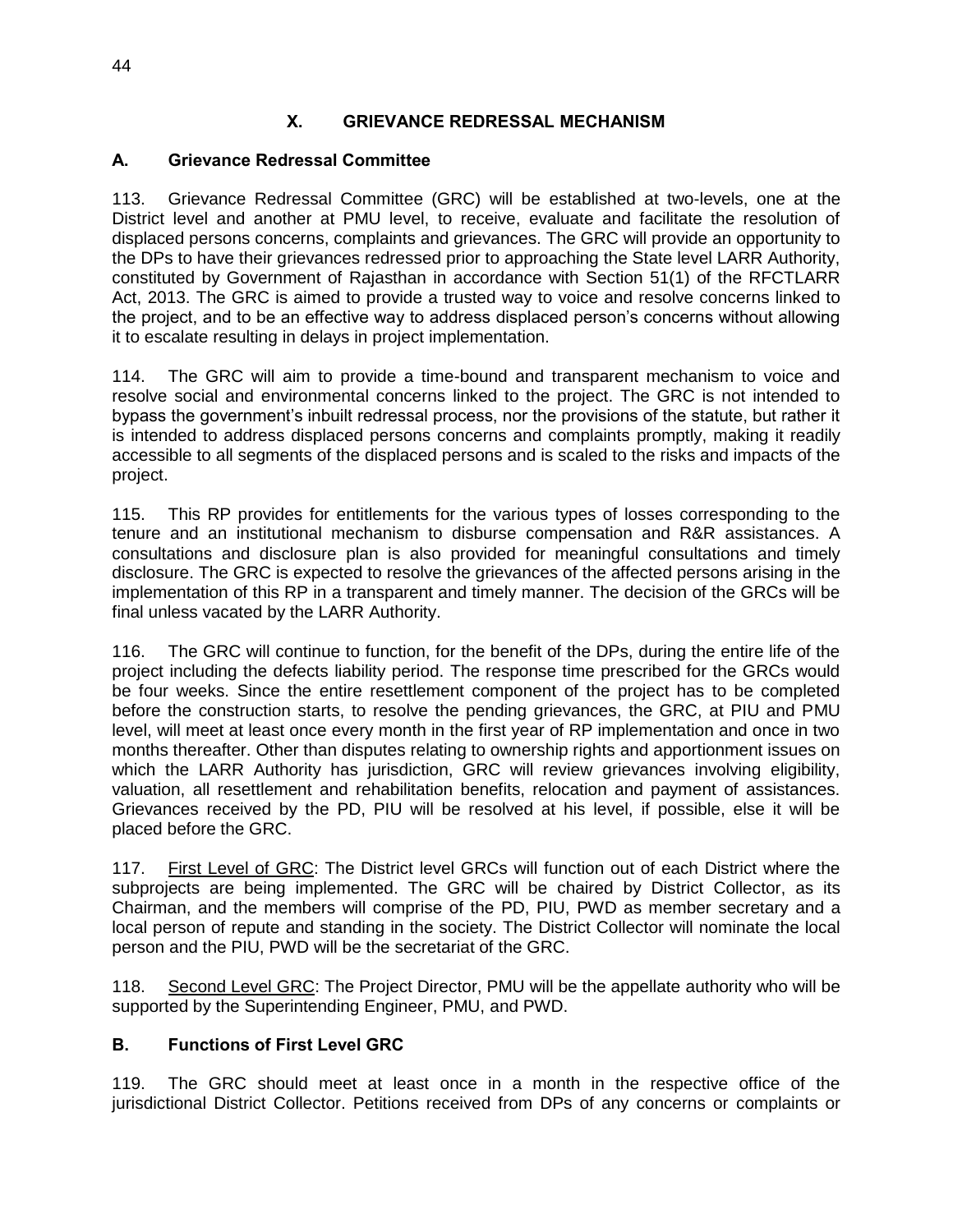# X. GRIEVANCE REDRESSAL MECHANISM

## A. Grievance Redressal Committee

113. Grievance Redressal Committee (GRC) will be established at two-levels, one at the District level and another at PMU level, to receive, evaluate and facilitate the resolution of displaced persons concerns, complaints and grievances. The GRC will provide an opportunity to the DPs to have their grievances redressed prior to approaching the State level LARR Authority, constituted by Government of Rajasthan in accordance with Section 51(1) of the RFCTLARR Act, 2013. The GRC is aimed to provide a trusted way to voice and resolve concerns linked to the project, and to be an effective way to address displaced person's concerns without allowing it to escalate resulting in delays in project implementation.

114. The GRC will aim to provide a time-bound and transparent mechanism to voice and resolve social and environmental concerns linked to the project. The GRC is not intended to bypass the government's inbuilt redressal process, nor the provisions of the statute, but rather it is intended to address displaced persons concerns and complaints promptly, making it readily accessible to all segments of the displaced persons and is scaled to the risks and impacts of the project.

115. This RP provides for entitlements for the various types of losses corresponding to the tenure and an institutional mechanism to disburse compensation and R&R assistances. A consultations and disclosure plan is also provided for meaningful consultations and timely disclosure. The GRC is expected to resolve the grievances of the affected persons arising in the implementation of this RP in a transparent and timely manner. The decision of the GRCs will be final unless vacated by the LARR Authority.

116. The GRC will continue to function, for the benefit of the DPs, during the entire life of the project including the defects liability period. The response time prescribed for the GRCs would be four weeks. Since the entire resettlement component of the project has to be completed before the construction starts, to resolve the pending grievances, the GRC, at PIU and PMU level, will meet at least once every month in the first year of RP implementation and once in two months thereafter. Other than disputes relating to ownership rights and apportionment issues on which the LARR Authority has jurisdiction, GRC will review grievances involving eligibility, valuation, all resettlement and rehabilitation benefits, relocation and payment of assistances. Grievances received by the PD, PIU will be resolved at his level, if possible, else it will be placed before the GRC.

117. <u>First Level of GRC</u>: The District level GRCs will function out of each District where the subprojects are being implemented. The GRC will be chaired by District Collector, as its Chairman, and the members will comprise of the PD, PIU, PWD as member secretary and a local person of repute and standing in the society. The District Collector will nominate the local person and the PIU, PWD will be the secretariat of the GRC.

118. <u>Second Level GRC</u>: The Project Director, PMU will be the appellate authority who will be supported by the Superintending Engineer, PMU, and PWD.

## B. Functions of First Level GRC

119. The GRC should meet at least once in a month in the respective office of the jurisdictional District Collector. Petitions received from DPs of any concerns or complaints or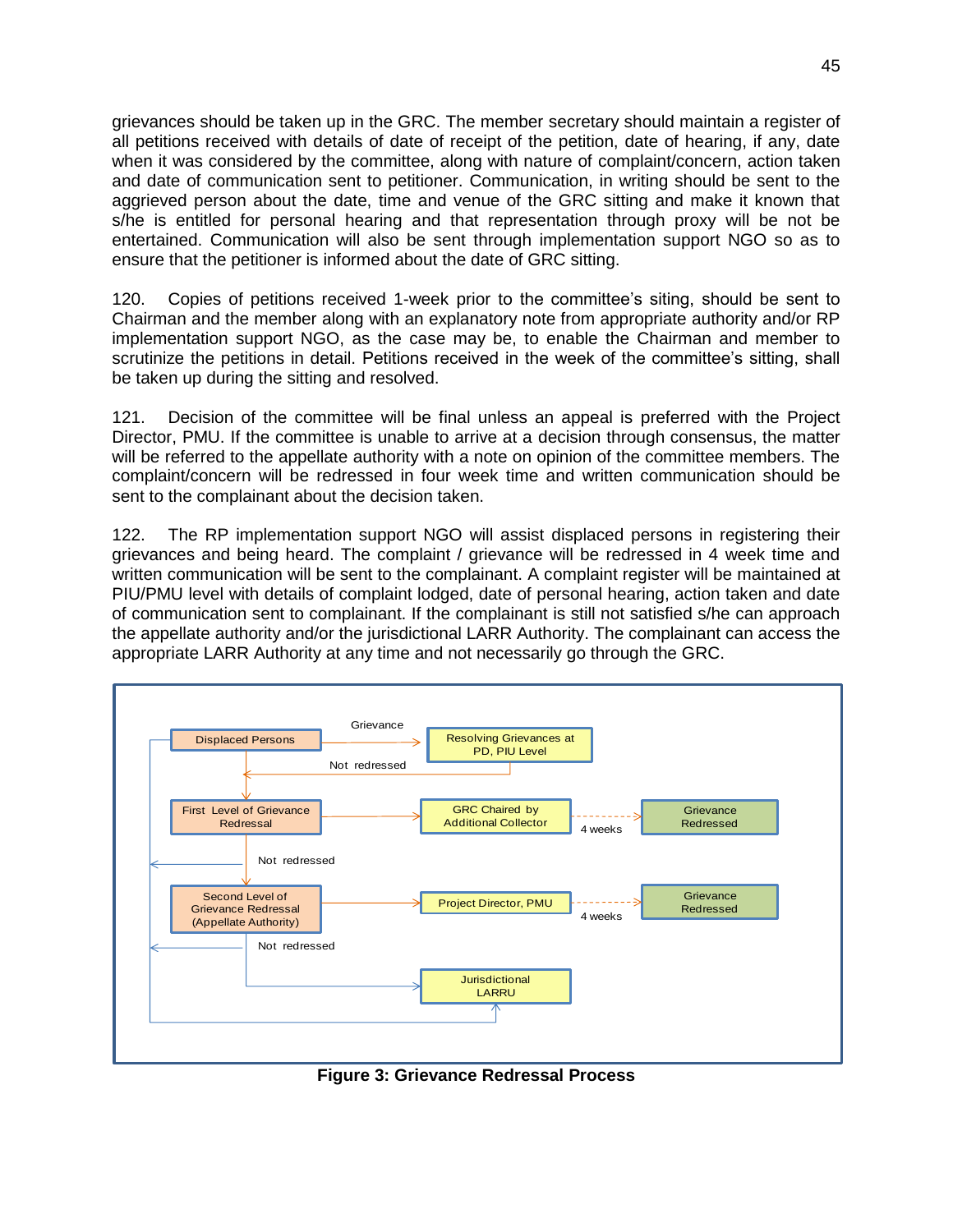grievances should be taken up in the GRC. The member secretary should maintain a register of all petitions received with details of date of receipt of the petition, date of hearing, if any, date when it was considered by the committee, along with nature of complaint/concern, action taken and date of communication sent to petitioner. Communication, in writing should be sent to the aggrieved person about the date, time and venue of the GRC sitting and make it known that s/he is entitled for personal hearing and that representation through proxy will be not be entertained. Communication will also be sent through implementation support NGO so as to ensure that the petitioner is informed about the date of GRC sitting.

120. Copies of petitions received 1-week prior to the committee's siting, should be sent to Chairman and the member along with an explanatory note from appropriate authority and/or RP implementation support NGO, as the case may be, to enable the Chairman and member to scrutinize the petitions in detail. Petitions received in the week of the committee's sitting, shall be taken up during the sitting and resolved.

121. Decision of the committee will be final unless an appeal is preferred with the Project Director, PMU. If the committee is unable to arrive at a decision through consensus, the matter will be referred to the appellate authority with a note on opinion of the committee members. The complaint/concern will be redressed in four week time and written communication should be sent to the complainant about the decision taken.

122. The RP implementation support NGO will assist displaced persons in registering their grievances and being heard. The complaint / grievance will be redressed in 4 week time and written communication will be sent to the complainant. A complaint register will be maintained at PIU/PMU level with details of complaint lodged, date of personal hearing, action taken and date of communication sent to complainant. If the complainant is still not satisfied s/he can approach the appellate authority and/or the jurisdictional LARR Authority. The complainant can access the appropriate LARR Authority at any time and not necessarily go through the GRC.

Displaced Persons → (Grievance) → Resolving Grievances at PD, PIU Level

Resolving Grievances at PD, PIU Level → (Not redressed) → First Level of Grievance Redressal

First Level of Grievance Redressal → GRC Chaired by Additional Collector → (4 weeks) → Grievance Redressed

First Level of Grievance Redressal → (Not redressed) → Second Level of Grievance Redressal (Appellate Authority)

Second Level of Grievance Redressal (Appellate Authority) → Project Director, PMU → (4 weeks) → Grievance Redressed

Second Level of Grievance Redressal (Appellate Authority) → (Not redressed) → Jurisdictional LARRU

Displaced Persons → Jurisdictional LARRU

**Figure 3: Grievance Redressal Process**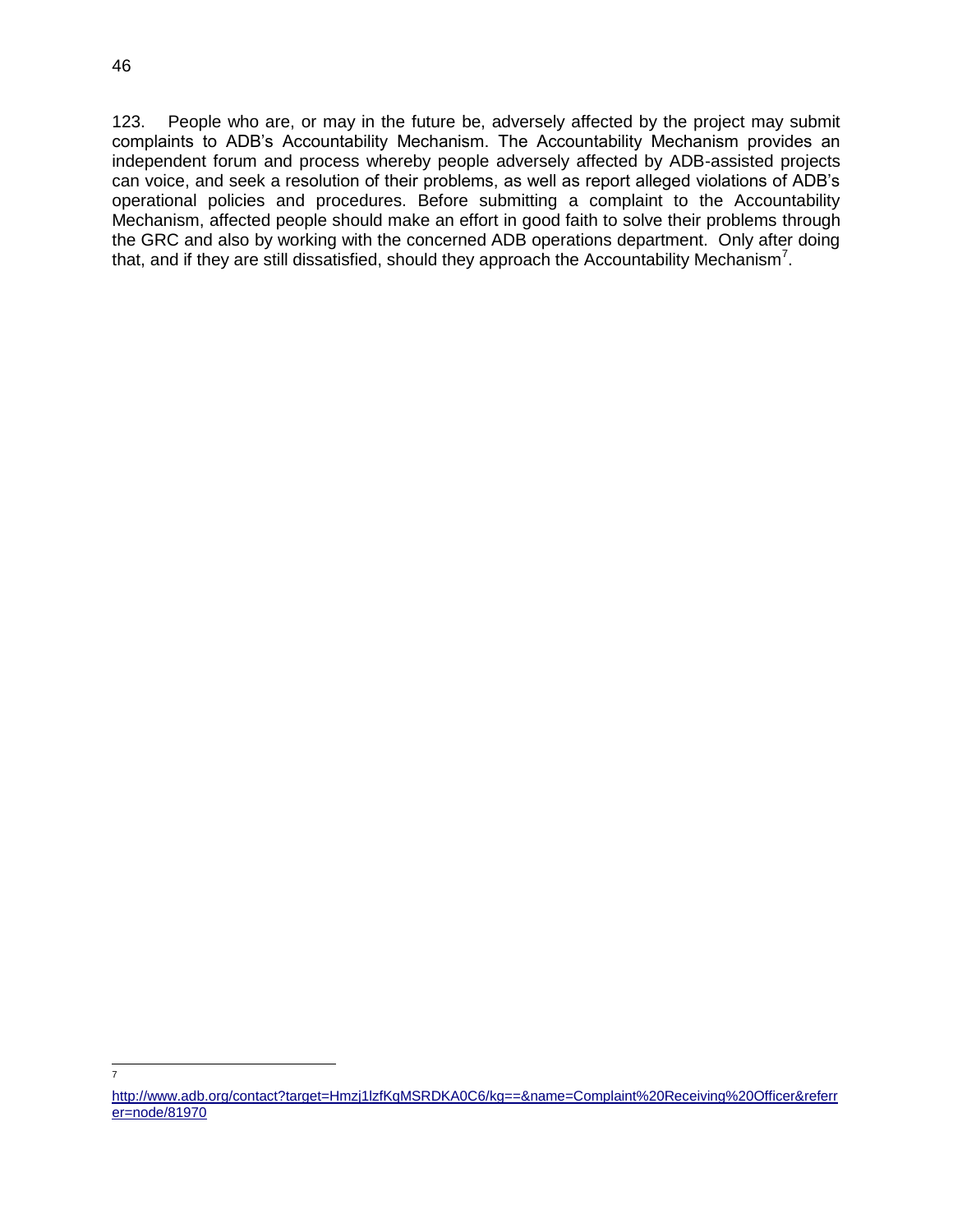123. People who are, or may in the future be, adversely affected by the project may submit complaints to ADB's Accountability Mechanism. The Accountability Mechanism provides an independent forum and process whereby people adversely affected by ADB-assisted projects can voice, and seek a resolution of their problems, as well as report alleged violations of ADB's operational policies and procedures. Before submitting a complaint to the Accountability Mechanism, affected people should make an effort in good faith to solve their problems through the GRC and also by working with the concerned ADB operations department. Only after doing that, and if they are still dissatisfied, should they approach the Accountability Mechanism[7].

---

[7] http://www.adb.org/contact?target=Hmzj1lzfKqMSRDKA0C6/kg==&name=Complaint%20Receiving%20Officer&referrer=node/81970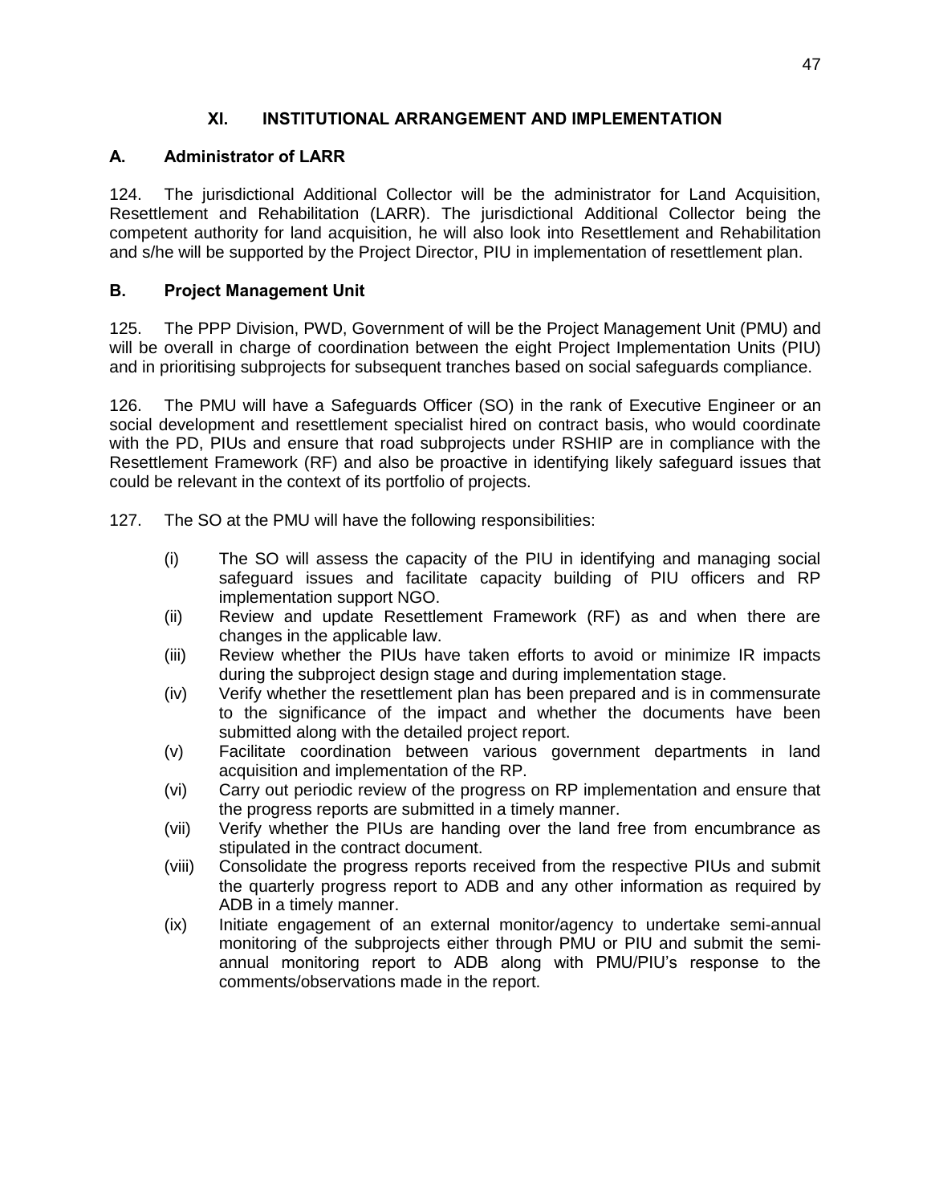# XI. INSTITUTIONAL ARRANGEMENT AND IMPLEMENTATION

## A. Administrator of LARR

124. The jurisdictional Additional Collector will be the administrator for Land Acquisition, Resettlement and Rehabilitation (LARR). The jurisdictional Additional Collector being the competent authority for land acquisition, he will also look into Resettlement and Rehabilitation and s/he will be supported by the Project Director, PIU in implementation of resettlement plan.

## B. Project Management Unit

125. The PPP Division, PWD, Government of will be the Project Management Unit (PMU) and will be overall in charge of coordination between the eight Project Implementation Units (PIU) and in prioritising subprojects for subsequent tranches based on social safeguards compliance.

126. The PMU will have a Safeguards Officer (SO) in the rank of Executive Engineer or an social development and resettlement specialist hired on contract basis, who would coordinate with the PD, PIUs and ensure that road subprojects under RSHIP are in compliance with the Resettlement Framework (RF) and also be proactive in identifying likely safeguard issues that could be relevant in the context of its portfolio of projects.

127. The SO at the PMU will have the following responsibilities:

- (i) The SO will assess the capacity of the PIU in identifying and managing social safeguard issues and facilitate capacity building of PIU officers and RP implementation support NGO.
- (ii) Review and update Resettlement Framework (RF) as and when there are changes in the applicable law.
- (iii) Review whether the PIUs have taken efforts to avoid or minimize IR impacts during the subproject design stage and during implementation stage.
- (iv) Verify whether the resettlement plan has been prepared and is in commensurate to the significance of the impact and whether the documents have been submitted along with the detailed project report.
- (v) Facilitate coordination between various government departments in land acquisition and implementation of the RP.
- (vi) Carry out periodic review of the progress on RP implementation and ensure that the progress reports are submitted in a timely manner.
- (vii) Verify whether the PIUs are handing over the land free from encumbrance as stipulated in the contract document.
- (viii) Consolidate the progress reports received from the respective PIUs and submit the quarterly progress report to ADB and any other information as required by ADB in a timely manner.
- (ix) Initiate engagement of an external monitor/agency to undertake semi-annual monitoring of the subprojects either through PMU or PIU and submit the semi-annual monitoring report to ADB along with PMU/PIU's response to the comments/observations made in the report.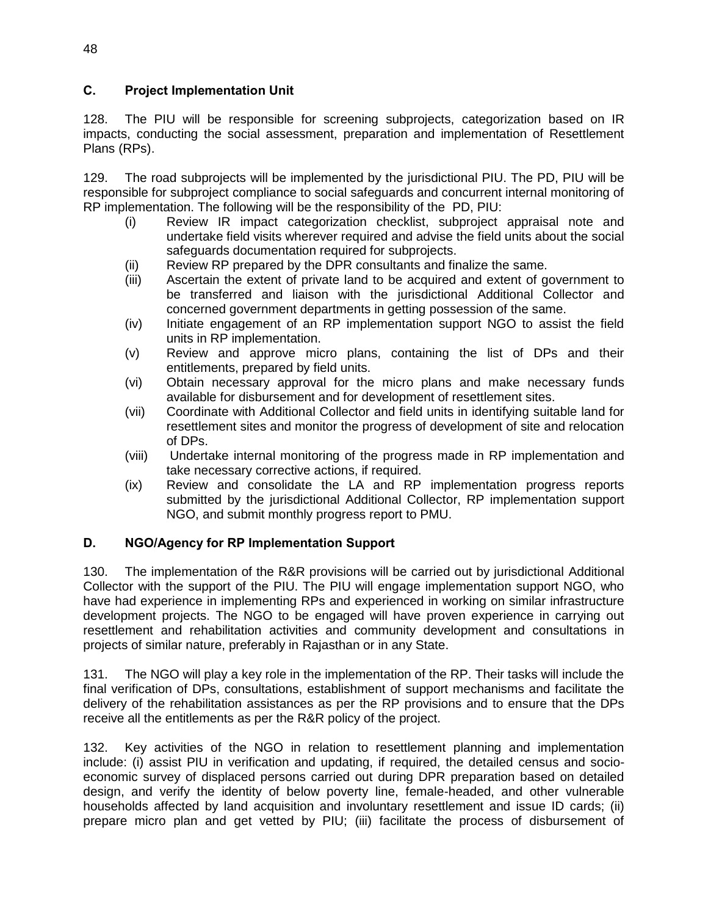### C. Project Implementation Unit

128. The PIU will be responsible for screening subprojects, categorization based on IR impacts, conducting the social assessment, preparation and implementation of Resettlement Plans (RPs).

129. The road subprojects will be implemented by the jurisdictional PIU. The PD, PIU will be responsible for subproject compliance to social safeguards and concurrent internal monitoring of RP implementation. The following will be the responsibility of the PD, PIU:

- (i) Review IR impact categorization checklist, subproject appraisal note and undertake field visits wherever required and advise the field units about the social safeguards documentation required for subprojects.
- (ii) Review RP prepared by the DPR consultants and finalize the same.
- (iii) Ascertain the extent of private land to be acquired and extent of government to be transferred and liaison with the jurisdictional Additional Collector and concerned government departments in getting possession of the same.
- (iv) Initiate engagement of an RP implementation support NGO to assist the field units in RP implementation.
- (v) Review and approve micro plans, containing the list of DPs and their entitlements, prepared by field units.
- (vi) Obtain necessary approval for the micro plans and make necessary funds available for disbursement and for development of resettlement sites.
- (vii) Coordinate with Additional Collector and field units in identifying suitable land for resettlement sites and monitor the progress of development of site and relocation of DPs.
- (viii) Undertake internal monitoring of the progress made in RP implementation and take necessary corrective actions, if required.
- (ix) Review and consolidate the LA and RP implementation progress reports submitted by the jurisdictional Additional Collector, RP implementation support NGO, and submit monthly progress report to PMU.

### D. NGO/Agency for RP Implementation Support

130. The implementation of the R&R provisions will be carried out by jurisdictional Additional Collector with the support of the PIU. The PIU will engage implementation support NGO, who have had experience in implementing RPs and experienced in working on similar infrastructure development projects. The NGO to be engaged will have proven experience in carrying out resettlement and rehabilitation activities and community development and consultations in projects of similar nature, preferably in Rajasthan or in any State.

131. The NGO will play a key role in the implementation of the RP. Their tasks will include the final verification of DPs, consultations, establishment of support mechanisms and facilitate the delivery of the rehabilitation assistances as per the RP provisions and to ensure that the DPs receive all the entitlements as per the R&R policy of the project.

132. Key activities of the NGO in relation to resettlement planning and implementation include: (i) assist PIU in verification and updating, if required, the detailed census and socio-economic survey of displaced persons carried out during DPR preparation based on detailed design, and verify the identity of below poverty line, female-headed, and other vulnerable households affected by land acquisition and involuntary resettlement and issue ID cards; (ii) prepare micro plan and get vetted by PIU; (iii) facilitate the process of disbursement of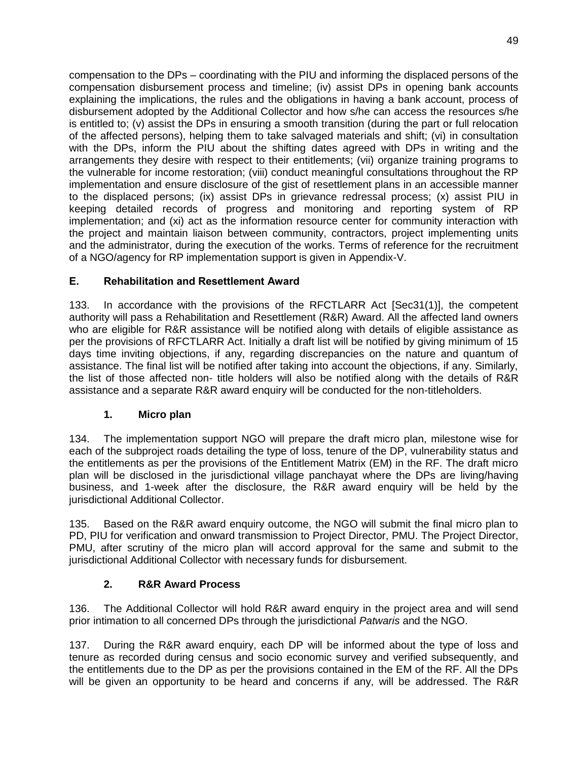compensation to the DPs – coordinating with the PIU and informing the displaced persons of the compensation disbursement process and timeline; (iv) assist DPs in opening bank accounts explaining the implications, the rules and the obligations in having a bank account, process of disbursement adopted by the Additional Collector and how s/he can access the resources s/he is entitled to; (v) assist the DPs in ensuring a smooth transition (during the part or full relocation of the affected persons), helping them to take salvaged materials and shift; (vi) in consultation with the DPs, inform the PIU about the shifting dates agreed with DPs in writing and the arrangements they desire with respect to their entitlements; (vii) organize training programs to the vulnerable for income restoration; (viii) conduct meaningful consultations throughout the RP implementation and ensure disclosure of the gist of resettlement plans in an accessible manner to the displaced persons; (ix) assist DPs in grievance redressal process; (x) assist PIU in keeping detailed records of progress and monitoring and reporting system of RP implementation; and (xi) act as the information resource center for community interaction with the project and maintain liaison between community, contractors, project implementing units and the administrator, during the execution of the works. Terms of reference for the recruitment of a NGO/agency for RP implementation support is given in Appendix-V.

## E. Rehabilitation and Resettlement Award

133. In accordance with the provisions of the RFCTLARR Act [Sec31(1)], the competent authority will pass a Rehabilitation and Resettlement (R&R) Award. All the affected land owners who are eligible for R&R assistance will be notified along with details of eligible assistance as per the provisions of RFCTLARR Act. Initially a draft list will be notified by giving minimum of 15 days time inviting objections, if any, regarding discrepancies on the nature and quantum of assistance. The final list will be notified after taking into account the objections, if any. Similarly, the list of those affected non- title holders will also be notified along with the details of R&R assistance and a separate R&R award enquiry will be conducted for the non-titleholders.

### 1. Micro plan

134. The implementation support NGO will prepare the draft micro plan, milestone wise for each of the subproject roads detailing the type of loss, tenure of the DP, vulnerability status and the entitlements as per the provisions of the Entitlement Matrix (EM) in the RF. The draft micro plan will be disclosed in the jurisdictional village panchayat where the DPs are living/having business, and 1-week after the disclosure, the R&R award enquiry will be held by the jurisdictional Additional Collector.

135. Based on the R&R award enquiry outcome, the NGO will submit the final micro plan to PD, PIU for verification and onward transmission to Project Director, PMU. The Project Director, PMU, after scrutiny of the micro plan will accord approval for the same and submit to the jurisdictional Additional Collector with necessary funds for disbursement.

### 2. R&R Award Process

136. The Additional Collector will hold R&R award enquiry in the project area and will send prior intimation to all concerned DPs through the jurisdictional *Patwaris* and the NGO.

137. During the R&R award enquiry, each DP will be informed about the type of loss and tenure as recorded during census and socio economic survey and verified subsequently, and the entitlements due to the DP as per the provisions contained in the EM of the RF. All the DPs will be given an opportunity to be heard and concerns if any, will be addressed. The R&R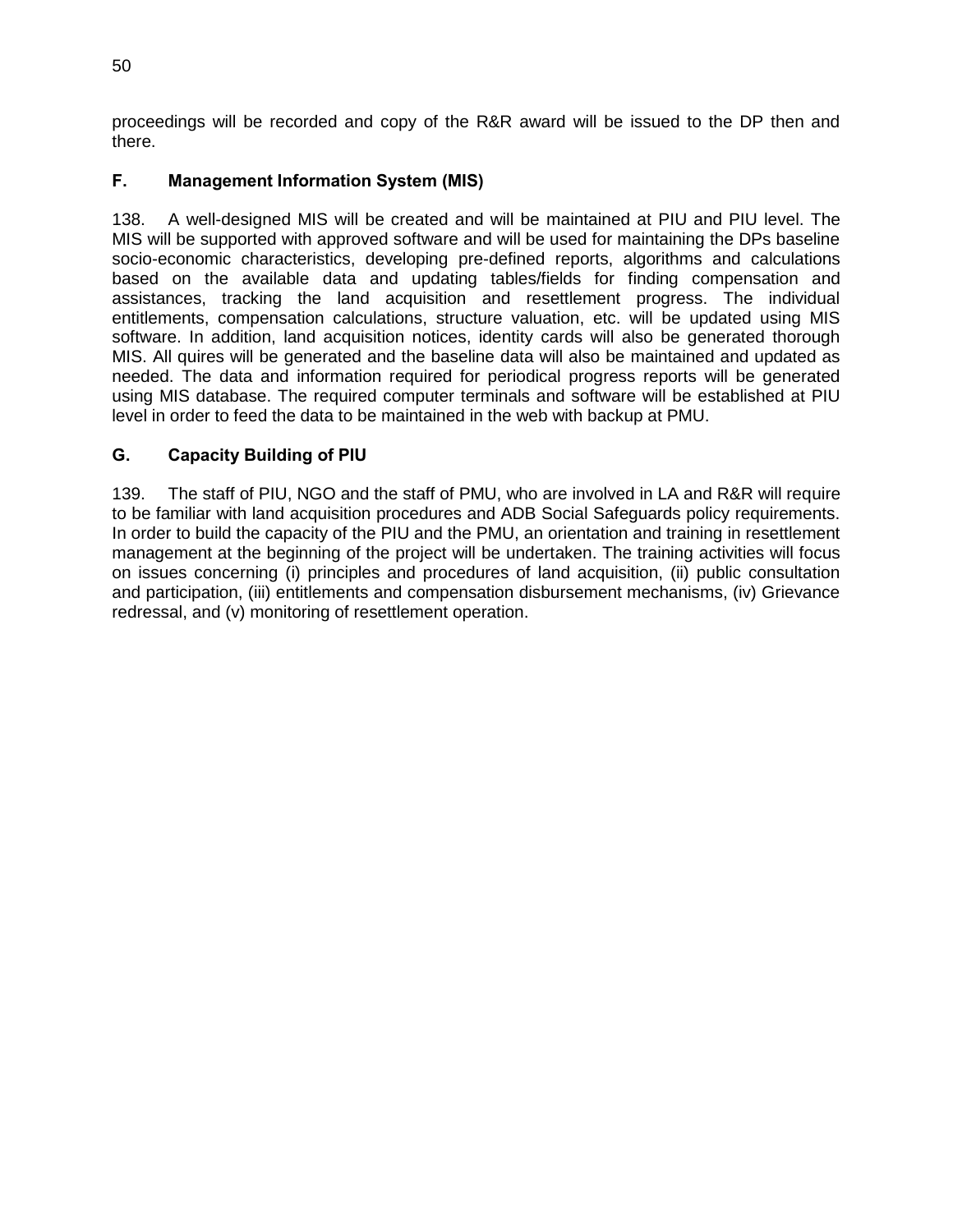proceedings will be recorded and copy of the R&R award will be issued to the DP then and there.

### F. Management Information System (MIS)

138. A well-designed MIS will be created and will be maintained at PIU and PIU level. The MIS will be supported with approved software and will be used for maintaining the DPs baseline socio-economic characteristics, developing pre-defined reports, algorithms and calculations based on the available data and updating tables/fields for finding compensation and assistances, tracking the land acquisition and resettlement progress. The individual entitlements, compensation calculations, structure valuation, etc. will be updated using MIS software. In addition, land acquisition notices, identity cards will also be generated thorough MIS. All quires will be generated and the baseline data will also be maintained and updated as needed. The data and information required for periodical progress reports will be generated using MIS database. The required computer terminals and software will be established at PIU level in order to feed the data to be maintained in the web with backup at PMU.

### G. Capacity Building of PIU

139. The staff of PIU, NGO and the staff of PMU, who are involved in LA and R&R will require to be familiar with land acquisition procedures and ADB Social Safeguards policy requirements. In order to build the capacity of the PIU and the PMU, an orientation and training in resettlement management at the beginning of the project will be undertaken. The training activities will focus on issues concerning (i) principles and procedures of land acquisition, (ii) public consultation and participation, (iii) entitlements and compensation disbursement mechanisms, (iv) Grievance redressal, and (v) monitoring of resettlement operation.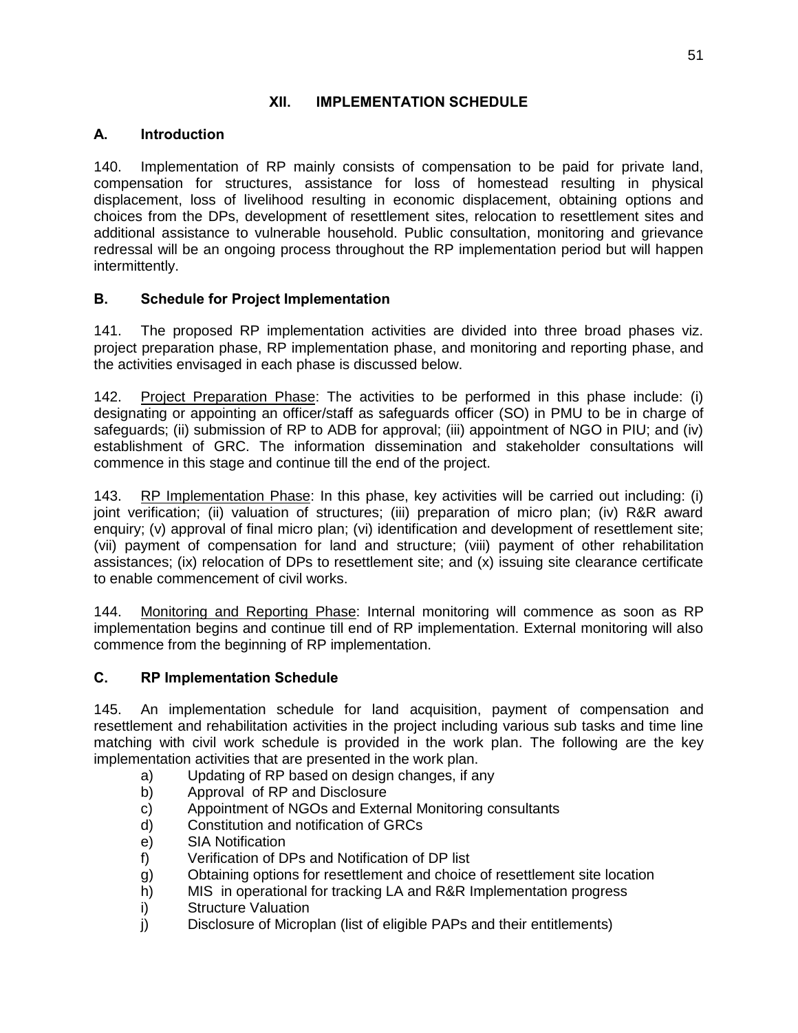# XII. IMPLEMENTATION SCHEDULE

## A. Introduction

140. Implementation of RP mainly consists of compensation to be paid for private land, compensation for structures, assistance for loss of homestead resulting in physical displacement, loss of livelihood resulting in economic displacement, obtaining options and choices from the DPs, development of resettlement sites, relocation to resettlement sites and additional assistance to vulnerable household. Public consultation, monitoring and grievance redressal will be an ongoing process throughout the RP implementation period but will happen intermittently.

## B. Schedule for Project Implementation

141. The proposed RP implementation activities are divided into three broad phases viz. project preparation phase, RP implementation phase, and monitoring and reporting phase, and the activities envisaged in each phase is discussed below.

142. Project Preparation Phase: The activities to be performed in this phase include: (i) designating or appointing an officer/staff as safeguards officer (SO) in PMU to be in charge of safeguards; (ii) submission of RP to ADB for approval; (iii) appointment of NGO in PIU; and (iv) establishment of GRC. The information dissemination and stakeholder consultations will commence in this stage and continue till the end of the project.

143. RP Implementation Phase: In this phase, key activities will be carried out including: (i) joint verification; (ii) valuation of structures; (iii) preparation of micro plan; (iv) R&R award enquiry; (v) approval of final micro plan; (vi) identification and development of resettlement site; (vii) payment of compensation for land and structure; (viii) payment of other rehabilitation assistances; (ix) relocation of DPs to resettlement site; and (x) issuing site clearance certificate to enable commencement of civil works.

144. Monitoring and Reporting Phase: Internal monitoring will commence as soon as RP implementation begins and continue till end of RP implementation. External monitoring will also commence from the beginning of RP implementation.

## C. RP Implementation Schedule

145. An implementation schedule for land acquisition, payment of compensation and resettlement and rehabilitation activities in the project including various sub tasks and time line matching with civil work schedule is provided in the work plan. The following are the key implementation activities that are presented in the work plan.

a) Updating of RP based on design changes, if any
b) Approval of RP and Disclosure
c) Appointment of NGOs and External Monitoring consultants
d) Constitution and notification of GRCs
e) SIA Notification
f) Verification of DPs and Notification of DP list
g) Obtaining options for resettlement and choice of resettlement site location
h) MIS in operational for tracking LA and R&R Implementation progress
i) Structure Valuation
j) Disclosure of Microplan (list of eligible PAPs and their entitlements)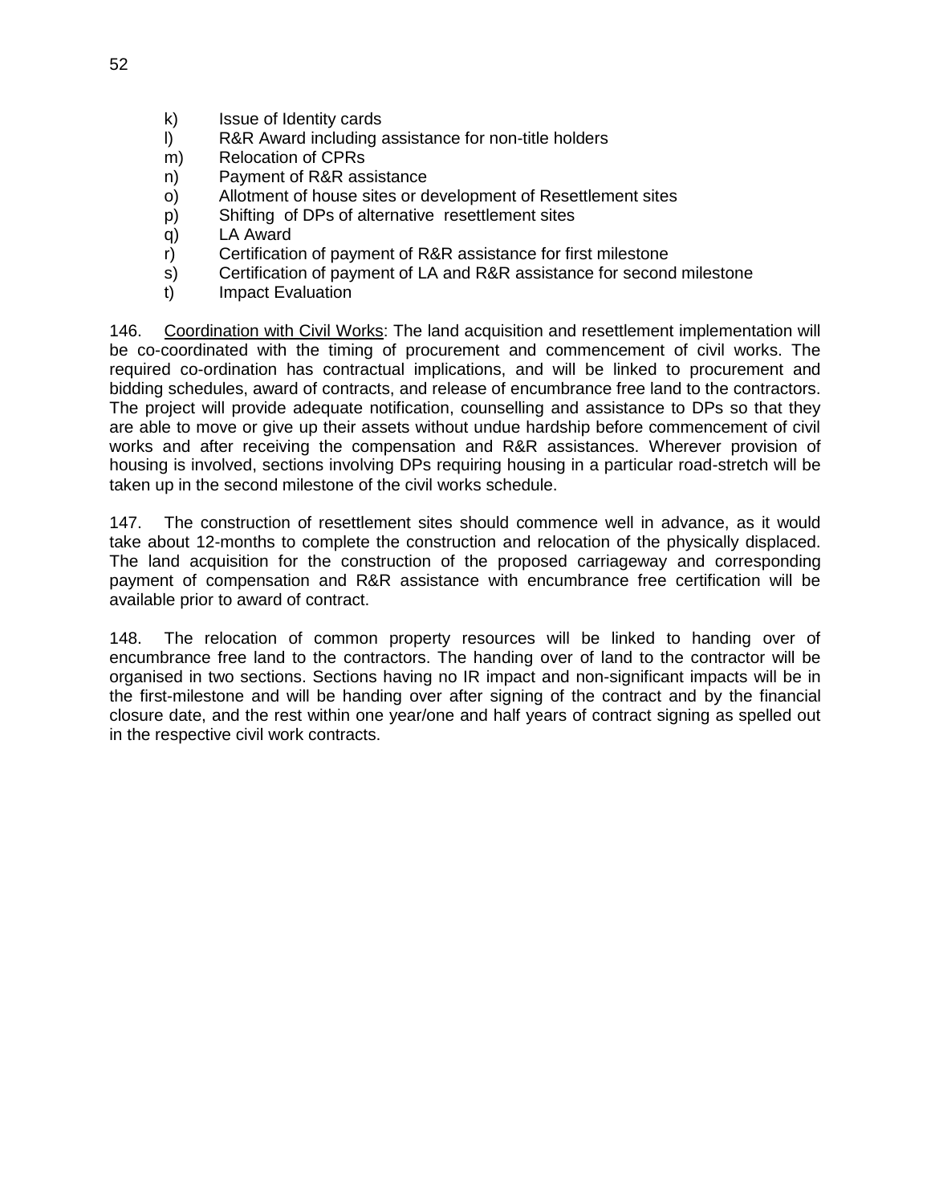k) Issue of Identity cards
l) R&R Award including assistance for non-title holders
m) Relocation of CPRs
n) Payment of R&R assistance
o) Allotment of house sites or development of Resettlement sites
p) Shifting of DPs of alternative resettlement sites
q) LA Award
r) Certification of payment of R&R assistance for first milestone
s) Certification of payment of LA and R&R assistance for second milestone
t) Impact Evaluation

146. Coordination with Civil Works: The land acquisition and resettlement implementation will be co-coordinated with the timing of procurement and commencement of civil works. The required co-ordination has contractual implications, and will be linked to procurement and bidding schedules, award of contracts, and release of encumbrance free land to the contractors. The project will provide adequate notification, counselling and assistance to DPs so that they are able to move or give up their assets without undue hardship before commencement of civil works and after receiving the compensation and R&R assistances. Wherever provision of housing is involved, sections involving DPs requiring housing in a particular road-stretch will be taken up in the second milestone of the civil works schedule.

147. The construction of resettlement sites should commence well in advance, as it would take about 12-months to complete the construction and relocation of the physically displaced. The land acquisition for the construction of the proposed carriageway and corresponding payment of compensation and R&R assistance with encumbrance free certification will be available prior to award of contract.

148. The relocation of common property resources will be linked to handing over of encumbrance free land to the contractors. The handing over of land to the contractor will be organised in two sections. Sections having no IR impact and non-significant impacts will be in the first-milestone and will be handing over after signing of the contract and by the financial closure date, and the rest within one year/one and half years of contract signing as spelled out in the respective civil work contracts.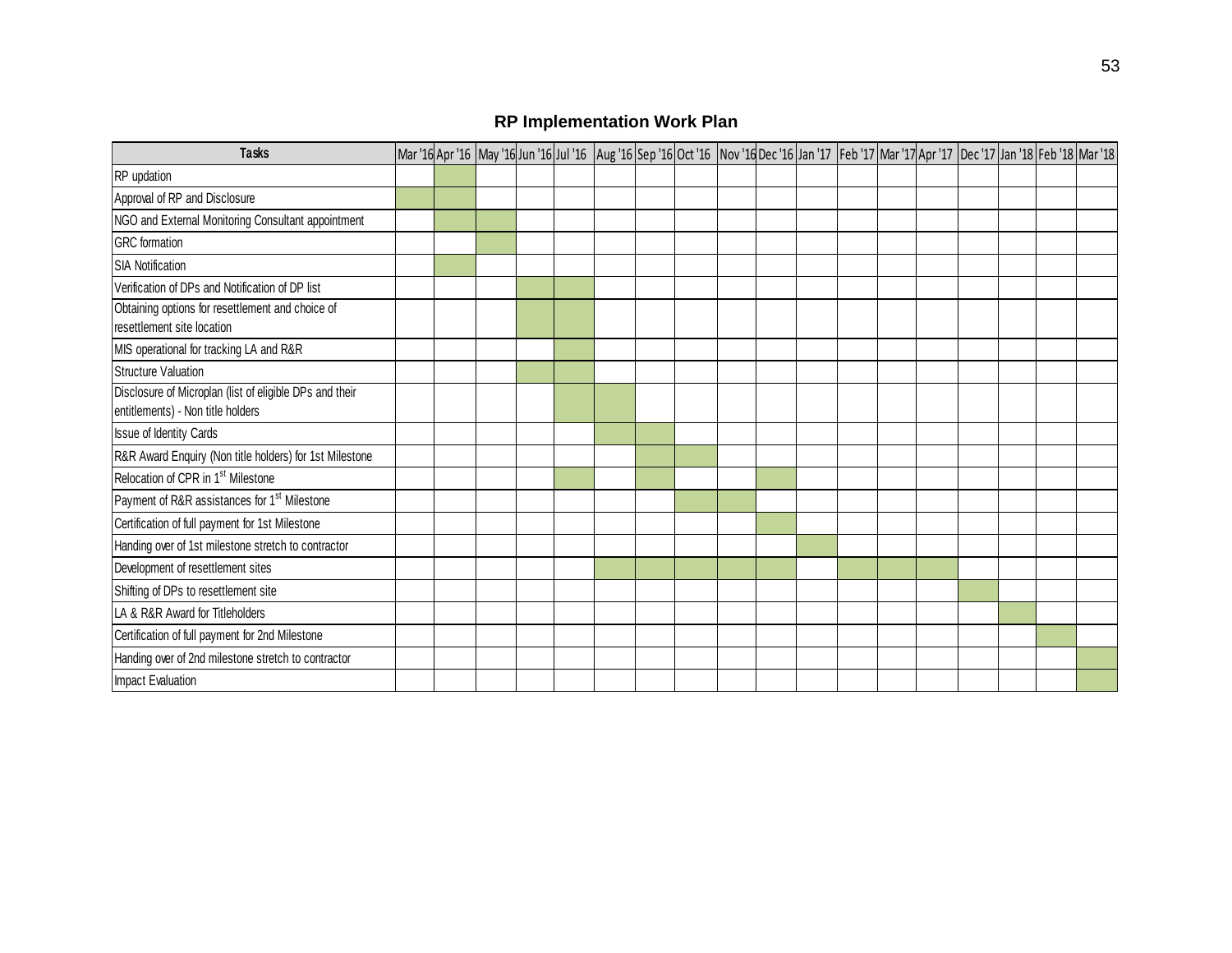## RP Implementation Work Plan

Shaded cells in the original chart are marked with ■.

| Tasks | Mar '16 | Apr '16 | May '16 | Jun '16 | Jul '16 | Aug '16 | Sep '16 | Oct '16 | Nov '16 | Dec '16 | Jan '17 | Feb '17 | Mar '17 | Apr '17 | Dec '17 | Jan '18 | Feb '18 | Mar '18 |
|---|---|---|---|---|---|---|---|---|---|---|---|---|---|---|---|---|---|---|
| RP updation | | ■ | | | | | | | | | | | | | | | | |
| Approval of RP and Disclosure | ■ | ■ | | | | | | | | | | | | | | | | |
| NGO and External Monitoring Consultant appointment | | ■ | ■ | | | | | | | | | | | | | | | |
| GRC formation | | | ■ | | | | | | | | | | | | | | | |
| SIA Notification | | ■ | | | | | | | | | | | | | | | | |
| Verification of DPs and Notification of DP list | | | | ■ | ■ | | | | | | | | | | | | | |
| Obtaining options for resettlement and choice of resettlement site location | | | | ■ | ■ | | | | | | | | | | | | | |
| MIS operational for tracking LA and R&R | | | | | ■ | | | | | | | | | | | | | |
| Structure Valuation | | | | ■ | ■ | | | | | | | | | | | | | |
| Disclosure of Microplan (list of eligible DPs and their entitlements) - Non title holders | | | | | ■ | ■ | | | | | | | | | | | | |
| Issue of Identity Cards | | | | | | ■ | ■ | | | | | | | | | | | |
| R&R Award Enquiry (Non title holders) for 1st Milestone | | | | | | | ■ | ■ | | | | | | | | | | |
| Relocation of CPR in 1st Milestone | | | | | ■ | | ■ | | | ■ | | | | | | | | |
| Payment of R&R assistances for 1st Milestone | | | | | | | | ■ | ■ | | | | | | | | | |
| Certification of full payment for 1st Milestone | | | | | | | | | | ■ | | | | | | | | |
| Handing over of 1st milestone stretch to contractor | | | | | | | | | | | ■ | | | | | | | |
| Development of resettlement sites | | | | | | ■ | ■ | ■ | ■ | ■ | | ■ | ■ | ■ | | | | |
| Shifting of DPs to resettlement site | | | | | | | | | | | | | | | ■ | | | |
| LA & R&R Award for Titleholders | | | | | | | | | | | | | | | | ■ | | |
| Certification of full payment for 2nd Milestone | | | | | | | | | | | | | | | | | ■ | |
| Handing over of 2nd milestone stretch to contractor | | | | | | | | | | | | | | | | | | ■ |
| Impact Evaluation | | | | | | | | | | | | | | | | | | ■ |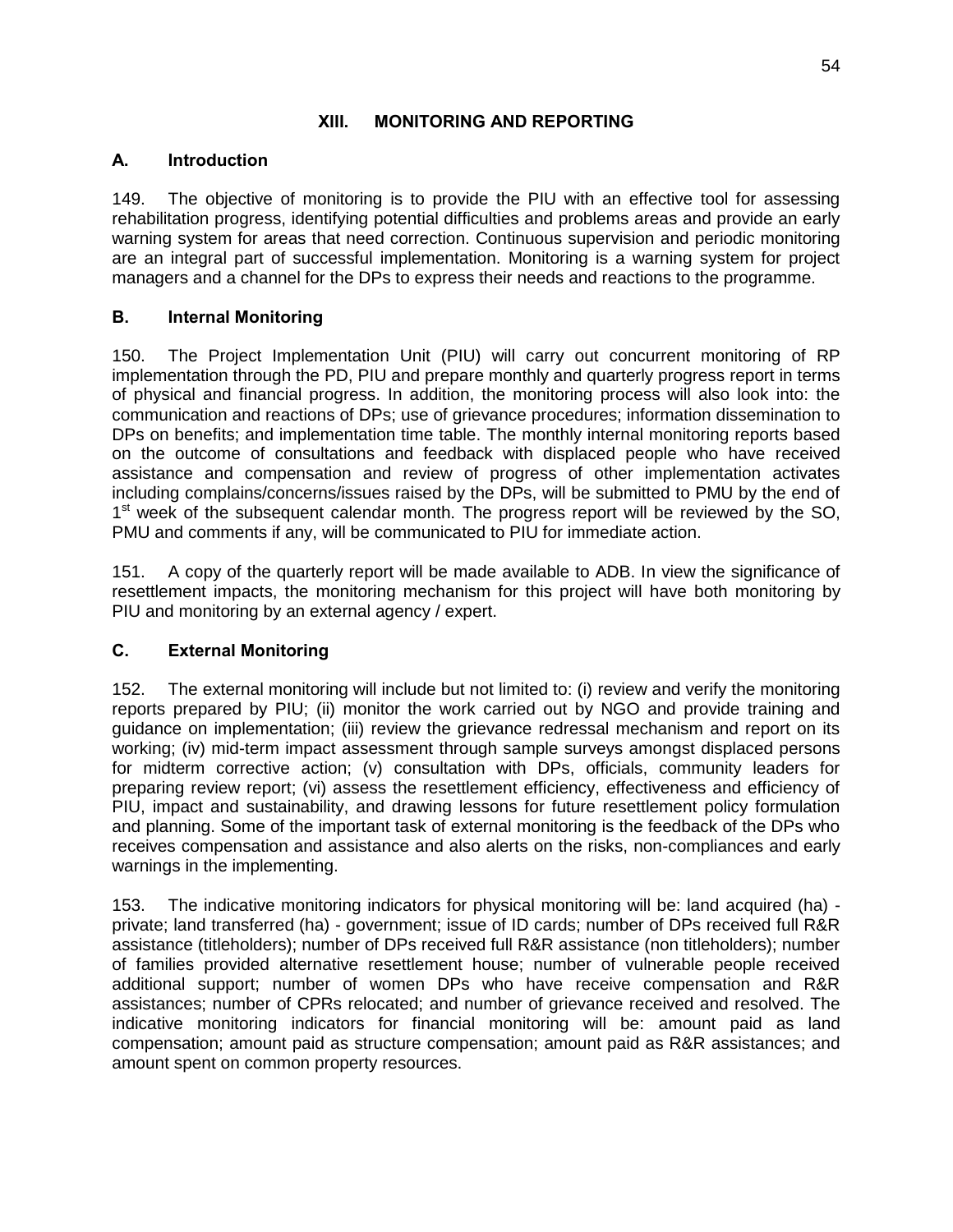# XIII. MONITORING AND REPORTING

## A. Introduction

149. The objective of monitoring is to provide the PIU with an effective tool for assessing rehabilitation progress, identifying potential difficulties and problems areas and provide an early warning system for areas that need correction. Continuous supervision and periodic monitoring are an integral part of successful implementation. Monitoring is a warning system for project managers and a channel for the DPs to express their needs and reactions to the programme.

## B. Internal Monitoring

150. The Project Implementation Unit (PIU) will carry out concurrent monitoring of RP implementation through the PD, PIU and prepare monthly and quarterly progress report in terms of physical and financial progress. In addition, the monitoring process will also look into: the communication and reactions of DPs; use of grievance procedures; information dissemination to DPs on benefits; and implementation time table. The monthly internal monitoring reports based on the outcome of consultations and feedback with displaced people who have received assistance and compensation and review of progress of other implementation activates including complains/concerns/issues raised by the DPs, will be submitted to PMU by the end of 1st week of the subsequent calendar month. The progress report will be reviewed by the SO, PMU and comments if any, will be communicated to PIU for immediate action.

151. A copy of the quarterly report will be made available to ADB. In view the significance of resettlement impacts, the monitoring mechanism for this project will have both monitoring by PIU and monitoring by an external agency / expert.

## C. External Monitoring

152. The external monitoring will include but not limited to: (i) review and verify the monitoring reports prepared by PIU; (ii) monitor the work carried out by NGO and provide training and guidance on implementation; (iii) review the grievance redressal mechanism and report on its working; (iv) mid-term impact assessment through sample surveys amongst displaced persons for midterm corrective action; (v) consultation with DPs, officials, community leaders for preparing review report; (vi) assess the resettlement efficiency, effectiveness and efficiency of PIU, impact and sustainability, and drawing lessons for future resettlement policy formulation and planning. Some of the important task of external monitoring is the feedback of the DPs who receives compensation and assistance and also alerts on the risks, non-compliances and early warnings in the implementing.

153. The indicative monitoring indicators for physical monitoring will be: land acquired (ha) - private; land transferred (ha) - government; issue of ID cards; number of DPs received full R&R assistance (titleholders); number of DPs received full R&R assistance (non titleholders); number of families provided alternative resettlement house; number of vulnerable people received additional support; number of women DPs who have receive compensation and R&R assistances; number of CPRs relocated; and number of grievance received and resolved. The indicative monitoring indicators for financial monitoring will be: amount paid as land compensation; amount paid as structure compensation; amount paid as R&R assistances; and amount spent on common property resources.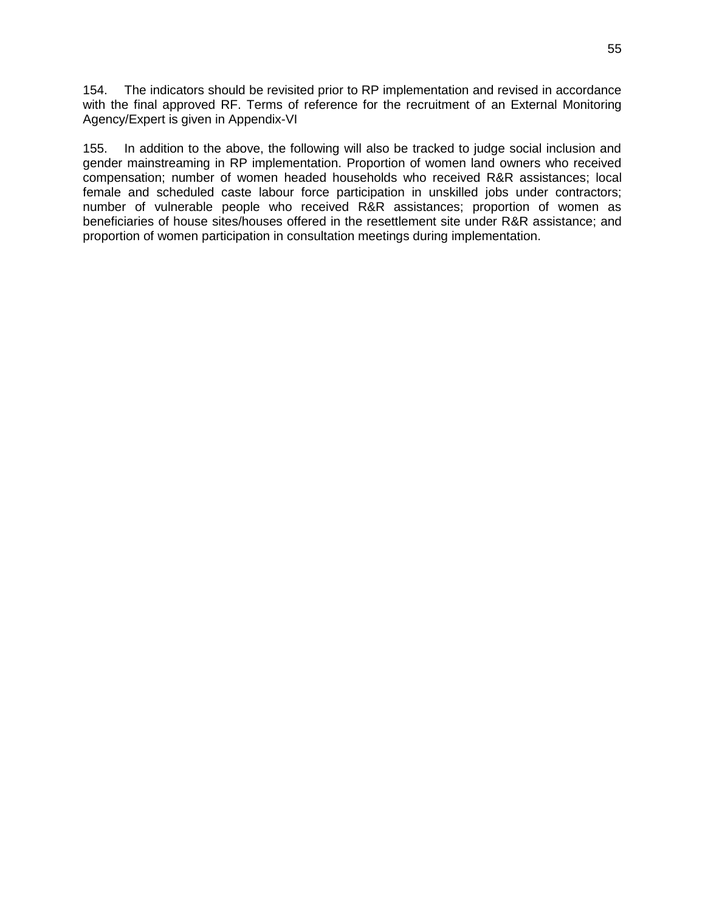154. The indicators should be revisited prior to RP implementation and revised in accordance with the final approved RF. Terms of reference for the recruitment of an External Monitoring Agency/Expert is given in Appendix-VI

155. In addition to the above, the following will also be tracked to judge social inclusion and gender mainstreaming in RP implementation. Proportion of women land owners who received compensation; number of women headed households who received R&R assistances; local female and scheduled caste labour force participation in unskilled jobs under contractors; number of vulnerable people who received R&R assistances; proportion of women as beneficiaries of house sites/houses offered in the resettlement site under R&R assistance; and proportion of women participation in consultation meetings during implementation.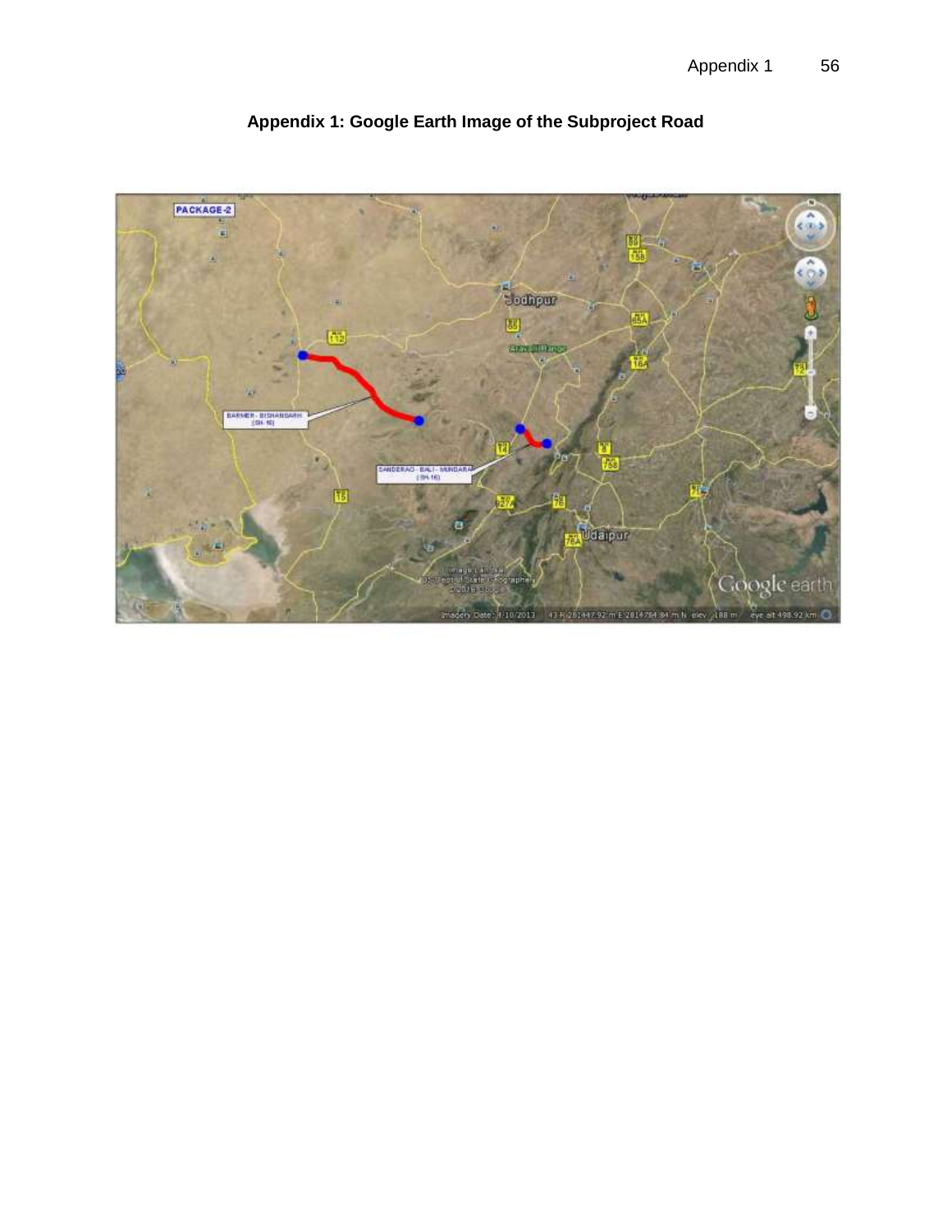# Appendix 1: Google Earth Image of the Subproject Road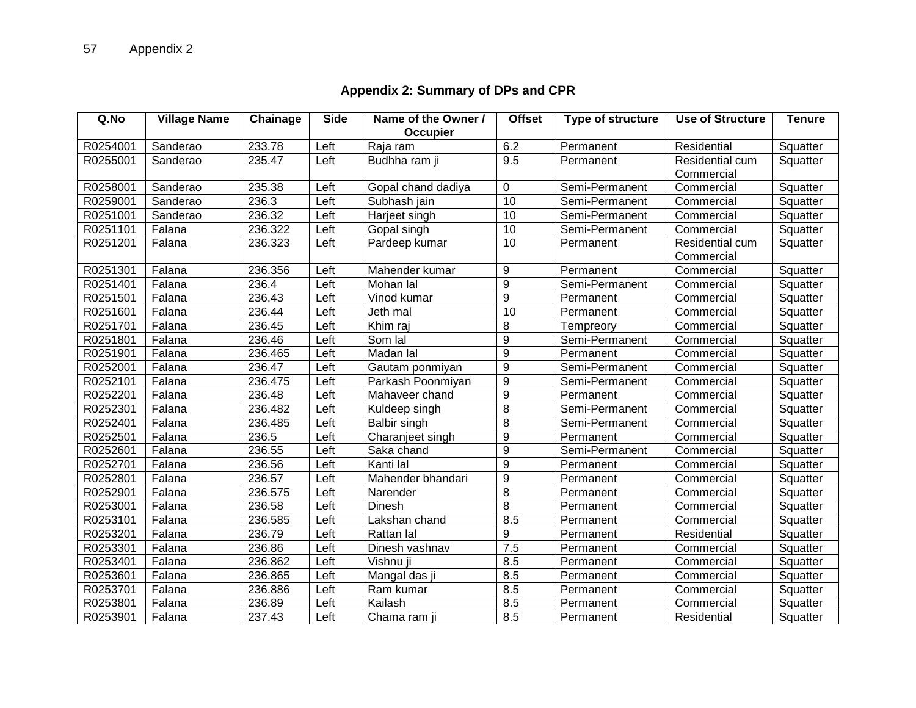## Appendix 2: Summary of DPs and CPR

| Q.No | Village Name | Chainage | Side | Name of the Owner / Occupier | Offset | Type of structure | Use of Structure | Tenure |
|---|---|---|---|---|---|---|---|---|
| R0254001 | Sanderao | 233.78 | Left | Raja ram | 6.2 | Permanent | Residential | Squatter |
| R0255001 | Sanderao | 235.47 | Left | Budhha ram ji | 9.5 | Permanent | Residential cum Commercial | Squatter |
| R0258001 | Sanderao | 235.38 | Left | Gopal chand dadiya | 0 | Semi-Permanent | Commercial | Squatter |
| R0259001 | Sanderao | 236.3 | Left | Subhash jain | 10 | Semi-Permanent | Commercial | Squatter |
| R0251001 | Sanderao | 236.32 | Left | Harjeet singh | 10 | Semi-Permanent | Commercial | Squatter |
| R0251101 | Falana | 236.322 | Left | Gopal singh | 10 | Semi-Permanent | Commercial | Squatter |
| R0251201 | Falana | 236.323 | Left | Pardeep kumar | 10 | Permanent | Residential cum Commercial | Squatter |
| R0251301 | Falana | 236.356 | Left | Mahender kumar | 9 | Permanent | Commercial | Squatter |
| R0251401 | Falana | 236.4 | Left | Mohan lal | 9 | Semi-Permanent | Commercial | Squatter |
| R0251501 | Falana | 236.43 | Left | Vinod kumar | 9 | Permanent | Commercial | Squatter |
| R0251601 | Falana | 236.44 | Left | Jeth mal | 10 | Permanent | Commercial | Squatter |
| R0251701 | Falana | 236.45 | Left | Khim raj | 8 | Tempreory | Commercial | Squatter |
| R0251801 | Falana | 236.46 | Left | Som lal | 9 | Semi-Permanent | Commercial | Squatter |
| R0251901 | Falana | 236.465 | Left | Madan lal | 9 | Permanent | Commercial | Squatter |
| R0252001 | Falana | 236.47 | Left | Gautam ponmiyan | 9 | Semi-Permanent | Commercial | Squatter |
| R0252101 | Falana | 236.475 | Left | Parkash Poonmiyan | 9 | Semi-Permanent | Commercial | Squatter |
| R0252201 | Falana | 236.48 | Left | Mahaveer chand | 9 | Permanent | Commercial | Squatter |
| R0252301 | Falana | 236.482 | Left | Kuldeep singh | 8 | Semi-Permanent | Commercial | Squatter |
| R0252401 | Falana | 236.485 | Left | Balbir singh | 8 | Semi-Permanent | Commercial | Squatter |
| R0252501 | Falana | 236.5 | Left | Charanjeet singh | 9 | Permanent | Commercial | Squatter |
| R0252601 | Falana | 236.55 | Left | Saka chand | 9 | Semi-Permanent | Commercial | Squatter |
| R0252701 | Falana | 236.56 | Left | Kanti lal | 9 | Permanent | Commercial | Squatter |
| R0252801 | Falana | 236.57 | Left | Mahender bhandari | 9 | Permanent | Commercial | Squatter |
| R0252901 | Falana | 236.575 | Left | Narender | 8 | Permanent | Commercial | Squatter |
| R0253001 | Falana | 236.58 | Left | Dinesh | 8 | Permanent | Commercial | Squatter |
| R0253101 | Falana | 236.585 | Left | Lakshan chand | 8.5 | Permanent | Commercial | Squatter |
| R0253201 | Falana | 236.79 | Left | Rattan lal | 9 | Permanent | Residential | Squatter |
| R0253301 | Falana | 236.86 | Left | Dinesh vashnav | 7.5 | Permanent | Commercial | Squatter |
| R0253401 | Falana | 236.862 | Left | Vishnu ji | 8.5 | Permanent | Commercial | Squatter |
| R0253601 | Falana | 236.865 | Left | Mangal das ji | 8.5 | Permanent | Commercial | Squatter |
| R0253701 | Falana | 236.886 | Left | Ram kumar | 8.5 | Permanent | Commercial | Squatter |
| R0253801 | Falana | 236.89 | Left | Kailash | 8.5 | Permanent | Commercial | Squatter |
| R0253901 | Falana | 237.43 | Left | Chama ram ji | 8.5 | Permanent | Residential | Squatter |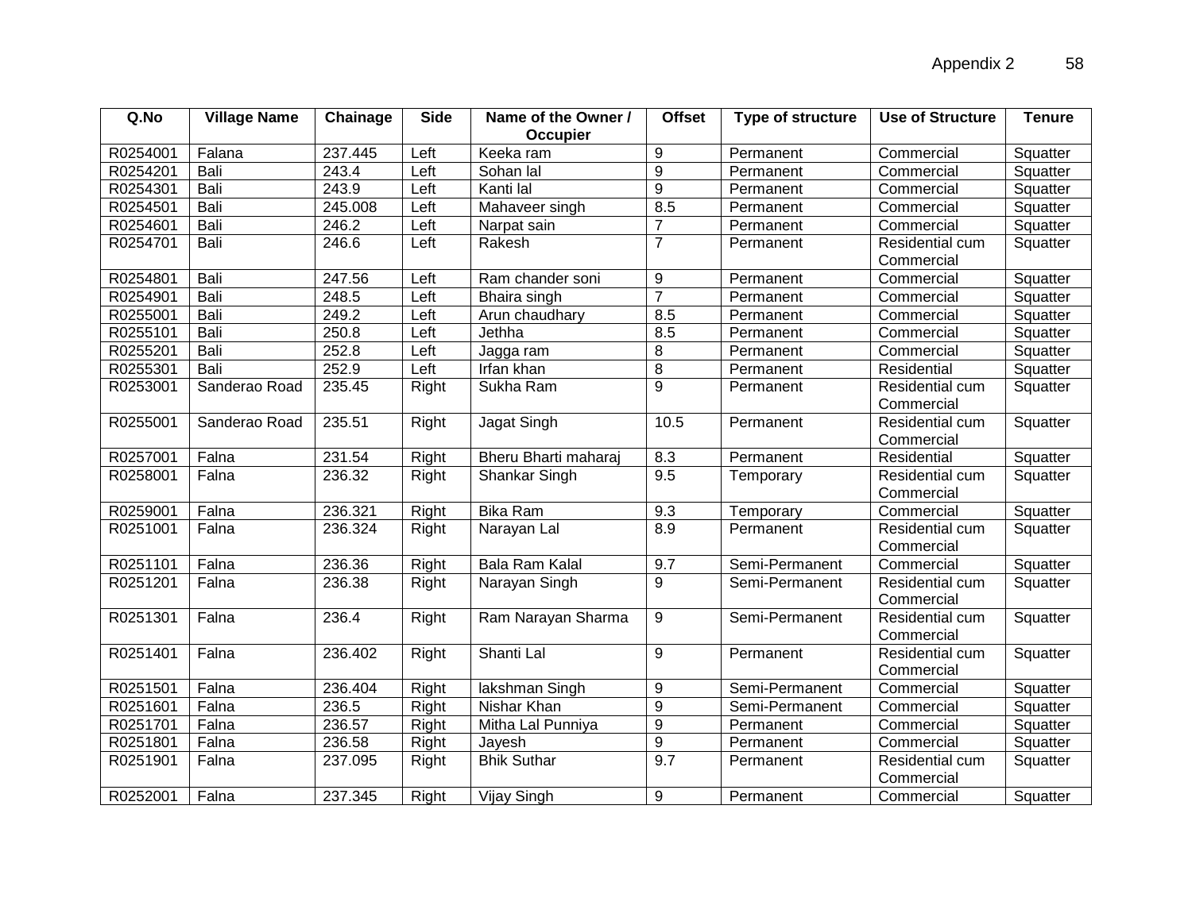| Q.No | Village Name | Chainage | Side | Name of the Owner / Occupier | Offset | Type of structure | Use of Structure | Tenure |
|---|---|---|---|---|---|---|---|---|
| R0254001 | Falana | 237.445 | Left | Keeka ram | 9 | Permanent | Commercial | Squatter |
| R0254201 | Bali | 243.4 | Left | Sohan lal | 9 | Permanent | Commercial | Squatter |
| R0254301 | Bali | 243.9 | Left | Kanti lal | 9 | Permanent | Commercial | Squatter |
| R0254501 | Bali | 245.008 | Left | Mahaveer singh | 8.5 | Permanent | Commercial | Squatter |
| R0254601 | Bali | 246.2 | Left | Narpat sain | 7 | Permanent | Commercial | Squatter |
| R0254701 | Bali | 246.6 | Left | Rakesh | 7 | Permanent | Residential cum Commercial | Squatter |
| R0254801 | Bali | 247.56 | Left | Ram chander soni | 9 | Permanent | Commercial | Squatter |
| R0254901 | Bali | 248.5 | Left | Bhaira singh | 7 | Permanent | Commercial | Squatter |
| R0255001 | Bali | 249.2 | Left | Arun chaudhary | 8.5 | Permanent | Commercial | Squatter |
| R0255101 | Bali | 250.8 | Left | Jethha | 8.5 | Permanent | Commercial | Squatter |
| R0255201 | Bali | 252.8 | Left | Jagga ram | 8 | Permanent | Commercial | Squatter |
| R0255301 | Bali | 252.9 | Left | Irfan khan | 8 | Permanent | Residential | Squatter |
| R0253001 | Sanderao Road | 235.45 | Right | Sukha Ram | 9 | Permanent | Residential cum Commercial | Squatter |
| R0255001 | Sanderao Road | 235.51 | Right | Jagat Singh | 10.5 | Permanent | Residential cum Commercial | Squatter |
| R0257001 | Falna | 231.54 | Right | Bheru Bharti maharaj | 8.3 | Permanent | Residential | Squatter |
| R0258001 | Falna | 236.32 | Right | Shankar Singh | 9.5 | Temporary | Residential cum Commercial | Squatter |
| R0259001 | Falna | 236.321 | Right | Bika Ram | 9.3 | Temporary | Commercial | Squatter |
| R0251001 | Falna | 236.324 | Right | Narayan Lal | 8.9 | Permanent | Residential cum Commercial | Squatter |
| R0251101 | Falna | 236.36 | Right | Bala Ram Kalal | 9.7 | Semi-Permanent | Commercial | Squatter |
| R0251201 | Falna | 236.38 | Right | Narayan Singh | 9 | Semi-Permanent | Residential cum Commercial | Squatter |
| R0251301 | Falna | 236.4 | Right | Ram Narayan Sharma | 9 | Semi-Permanent | Residential cum Commercial | Squatter |
| R0251401 | Falna | 236.402 | Right | Shanti Lal | 9 | Permanent | Residential cum Commercial | Squatter |
| R0251501 | Falna | 236.404 | Right | lakshman Singh | 9 | Semi-Permanent | Commercial | Squatter |
| R0251601 | Falna | 236.5 | Right | Nishar Khan | 9 | Semi-Permanent | Commercial | Squatter |
| R0251701 | Falna | 236.57 | Right | Mitha Lal Punniya | 9 | Permanent | Commercial | Squatter |
| R0251801 | Falna | 236.58 | Right | Jayesh | 9 | Permanent | Commercial | Squatter |
| R0251901 | Falna | 237.095 | Right | Bhik Suthar | 9.7 | Permanent | Residential cum Commercial | Squatter |
| R0252001 | Falna | 237.345 | Right | Vijay Singh | 9 | Permanent | Commercial | Squatter |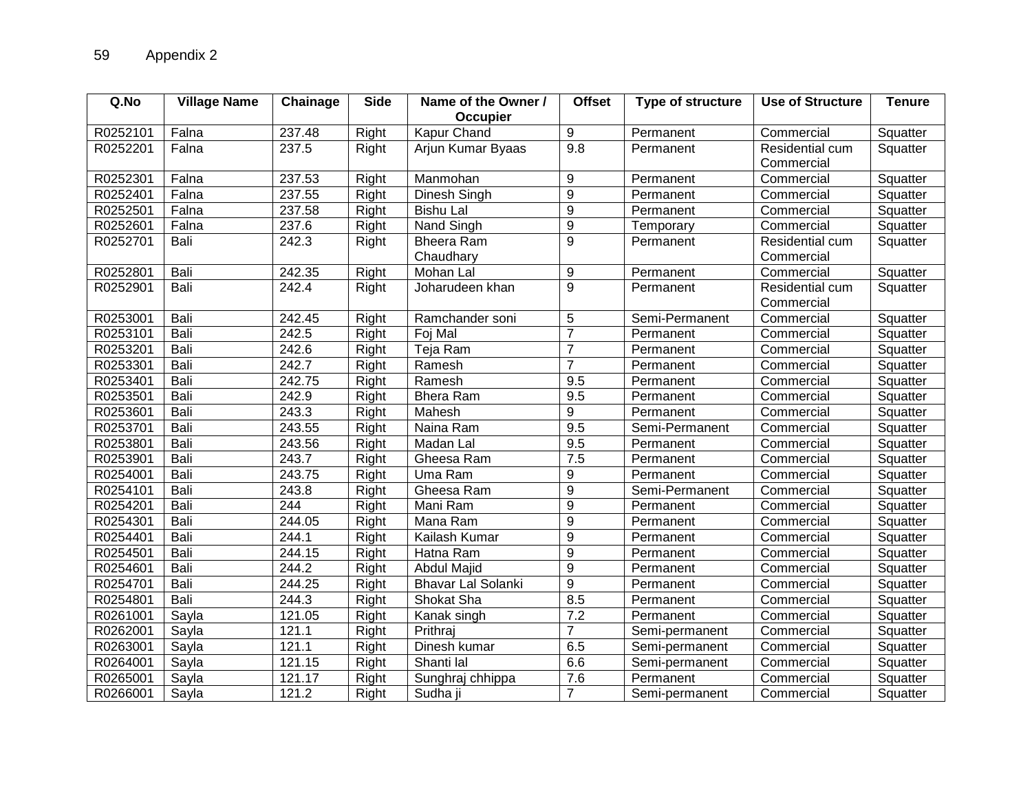59 Appendix 2

| Q.No | Village Name | Chainage | Side | Name of the Owner / Occupier | Offset | Type of structure | Use of Structure | Tenure |
|---|---|---|---|---|---|---|---|---|
| R0252101 | Falna | 237.48 | Right | Kapur Chand | 9 | Permanent | Commercial | Squatter |
| R0252201 | Falna | 237.5 | Right | Arjun Kumar Byaas | 9.8 | Permanent | Residential cum Commercial | Squatter |
| R0252301 | Falna | 237.53 | Right | Manmohan | 9 | Permanent | Commercial | Squatter |
| R0252401 | Falna | 237.55 | Right | Dinesh Singh | 9 | Permanent | Commercial | Squatter |
| R0252501 | Falna | 237.58 | Right | Bishu Lal | 9 | Permanent | Commercial | Squatter |
| R0252601 | Falna | 237.6 | Right | Nand Singh | 9 | Temporary | Commercial | Squatter |
| R0252701 | Bali | 242.3 | Right | Bheera Ram Chaudhary | 9 | Permanent | Residential cum Commercial | Squatter |
| R0252801 | Bali | 242.35 | Right | Mohan Lal | 9 | Permanent | Commercial | Squatter |
| R0252901 | Bali | 242.4 | Right | Joharudeen khan | 9 | Permanent | Residential cum Commercial | Squatter |
| R0253001 | Bali | 242.45 | Right | Ramchander soni | 5 | Semi-Permanent | Commercial | Squatter |
| R0253101 | Bali | 242.5 | Right | Foj Mal | 7 | Permanent | Commercial | Squatter |
| R0253201 | Bali | 242.6 | Right | Teja Ram | 7 | Permanent | Commercial | Squatter |
| R0253301 | Bali | 242.7 | Right | Ramesh | 7 | Permanent | Commercial | Squatter |
| R0253401 | Bali | 242.75 | Right | Ramesh | 9.5 | Permanent | Commercial | Squatter |
| R0253501 | Bali | 242.9 | Right | Bhera Ram | 9.5 | Permanent | Commercial | Squatter |
| R0253601 | Bali | 243.3 | Right | Mahesh | 9 | Permanent | Commercial | Squatter |
| R0253701 | Bali | 243.55 | Right | Naina Ram | 9.5 | Semi-Permanent | Commercial | Squatter |
| R0253801 | Bali | 243.56 | Right | Madan Lal | 9.5 | Permanent | Commercial | Squatter |
| R0253901 | Bali | 243.7 | Right | Gheesa Ram | 7.5 | Permanent | Commercial | Squatter |
| R0254001 | Bali | 243.75 | Right | Uma Ram | 9 | Permanent | Commercial | Squatter |
| R0254101 | Bali | 243.8 | Right | Gheesa Ram | 9 | Semi-Permanent | Commercial | Squatter |
| R0254201 | Bali | 244 | Right | Mani Ram | 9 | Permanent | Commercial | Squatter |
| R0254301 | Bali | 244.05 | Right | Mana Ram | 9 | Permanent | Commercial | Squatter |
| R0254401 | Bali | 244.1 | Right | Kailash Kumar | 9 | Permanent | Commercial | Squatter |
| R0254501 | Bali | 244.15 | Right | Hatna Ram | 9 | Permanent | Commercial | Squatter |
| R0254601 | Bali | 244.2 | Right | Abdul Majid | 9 | Permanent | Commercial | Squatter |
| R0254701 | Bali | 244.25 | Right | Bhavar Lal Solanki | 9 | Permanent | Commercial | Squatter |
| R0254801 | Bali | 244.3 | Right | Shokat Sha | 8.5 | Permanent | Commercial | Squatter |
| R0261001 | Sayla | 121.05 | Right | Kanak singh | 7.2 | Permanent | Commercial | Squatter |
| R0262001 | Sayla | 121.1 | Right | Prithraj | 7 | Semi-permanent | Commercial | Squatter |
| R0263001 | Sayla | 121.1 | Right | Dinesh kumar | 6.5 | Semi-permanent | Commercial | Squatter |
| R0264001 | Sayla | 121.15 | Right | Shanti lal | 6.6 | Semi-permanent | Commercial | Squatter |
| R0265001 | Sayla | 121.17 | Right | Sunghraj chhippa | 7.6 | Permanent | Commercial | Squatter |
| R0266001 | Sayla | 121.2 | Right | Sudha ji | 7 | Semi-permanent | Commercial | Squatter |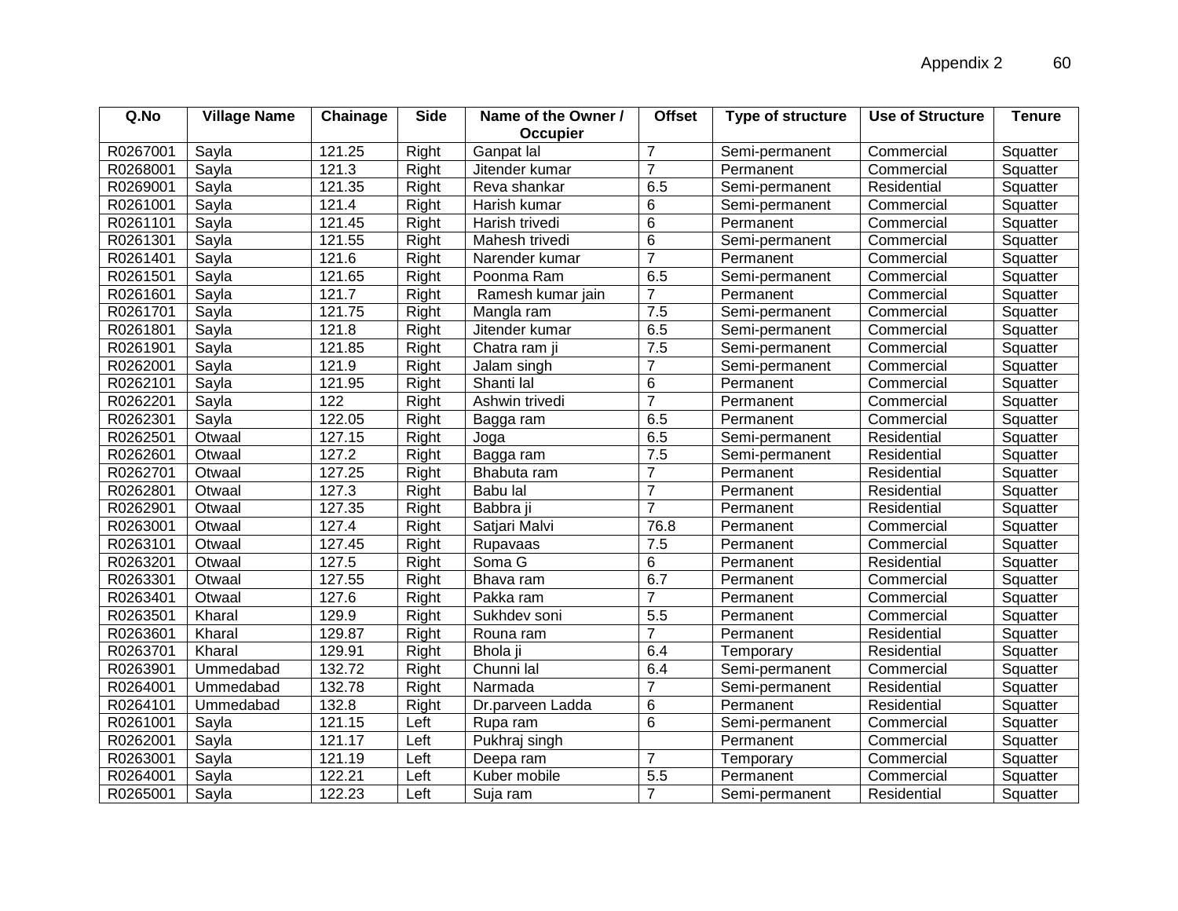| Q.No | Village Name | Chainage | Side | Name of the Owner / Occupier | Offset | Type of structure | Use of Structure | Tenure |
|---|---|---|---|---|---|---|---|---|
| R0267001 | Sayla | 121.25 | Right | Ganpat lal | 7 | Semi-permanent | Commercial | Squatter |
| R0268001 | Sayla | 121.3 | Right | Jitender kumar | 7 | Permanent | Commercial | Squatter |
| R0269001 | Sayla | 121.35 | Right | Reva shankar | 6.5 | Semi-permanent | Residential | Squatter |
| R0261001 | Sayla | 121.4 | Right | Harish kumar | 6 | Semi-permanent | Commercial | Squatter |
| R0261101 | Sayla | 121.45 | Right | Harish trivedi | 6 | Permanent | Commercial | Squatter |
| R0261301 | Sayla | 121.55 | Right | Mahesh trivedi | 6 | Semi-permanent | Commercial | Squatter |
| R0261401 | Sayla | 121.6 | Right | Narender kumar | 7 | Permanent | Commercial | Squatter |
| R0261501 | Sayla | 121.65 | Right | Poonma Ram | 6.5 | Semi-permanent | Commercial | Squatter |
| R0261601 | Sayla | 121.7 | Right | Ramesh kumar jain | 7 | Permanent | Commercial | Squatter |
| R0261701 | Sayla | 121.75 | Right | Mangla ram | 7.5 | Semi-permanent | Commercial | Squatter |
| R0261801 | Sayla | 121.8 | Right | Jitender kumar | 6.5 | Semi-permanent | Commercial | Squatter |
| R0261901 | Sayla | 121.85 | Right | Chatra ram ji | 7.5 | Semi-permanent | Commercial | Squatter |
| R0262001 | Sayla | 121.9 | Right | Jalam singh | 7 | Semi-permanent | Commercial | Squatter |
| R0262101 | Sayla | 121.95 | Right | Shanti lal | 6 | Permanent | Commercial | Squatter |
| R0262201 | Sayla | 122 | Right | Ashwin trivedi | 7 | Permanent | Commercial | Squatter |
| R0262301 | Sayla | 122.05 | Right | Bagga ram | 6.5 | Permanent | Commercial | Squatter |
| R0262501 | Otwaal | 127.15 | Right | Joga | 6.5 | Semi-permanent | Residential | Squatter |
| R0262601 | Otwaal | 127.2 | Right | Bagga ram | 7.5 | Semi-permanent | Residential | Squatter |
| R0262701 | Otwaal | 127.25 | Right | Bhabuta ram | 7 | Permanent | Residential | Squatter |
| R0262801 | Otwaal | 127.3 | Right | Babu lal | 7 | Permanent | Residential | Squatter |
| R0262901 | Otwaal | 127.35 | Right | Babbra ji | 7 | Permanent | Residential | Squatter |
| R0263001 | Otwaal | 127.4 | Right | Satjari Malvi | 76.8 | Permanent | Commercial | Squatter |
| R0263101 | Otwaal | 127.45 | Right | Rupavaas | 7.5 | Permanent | Commercial | Squatter |
| R0263201 | Otwaal | 127.5 | Right | Soma G | 6 | Permanent | Residential | Squatter |
| R0263301 | Otwaal | 127.55 | Right | Bhava ram | 6.7 | Permanent | Commercial | Squatter |
| R0263401 | Otwaal | 127.6 | Right | Pakka ram | 7 | Permanent | Commercial | Squatter |
| R0263501 | Kharal | 129.9 | Right | Sukhdev soni | 5.5 | Permanent | Commercial | Squatter |
| R0263601 | Kharal | 129.87 | Right | Rouna ram | 7 | Permanent | Residential | Squatter |
| R0263701 | Kharal | 129.91 | Right | Bhola ji | 6.4 | Temporary | Residential | Squatter |
| R0263901 | Ummedabad | 132.72 | Right | Chunni lal | 6.4 | Semi-permanent | Commercial | Squatter |
| R0264001 | Ummedabad | 132.78 | Right | Narmada | 7 | Semi-permanent | Residential | Squatter |
| R0264101 | Ummedabad | 132.8 | Right | Dr.parveen Ladda | 6 | Permanent | Residential | Squatter |
| R0261001 | Sayla | 121.15 | Left | Rupa ram | 6 | Semi-permanent | Commercial | Squatter |
| R0262001 | Sayla | 121.17 | Left | Pukhraj singh | | Permanent | Commercial | Squatter |
| R0263001 | Sayla | 121.19 | Left | Deepa ram | 7 | Temporary | Commercial | Squatter |
| R0264001 | Sayla | 122.21 | Left | Kuber mobile | 5.5 | Permanent | Commercial | Squatter |
| R0265001 | Sayla | 122.23 | Left | Suja ram | 7 | Semi-permanent | Residential | Squatter |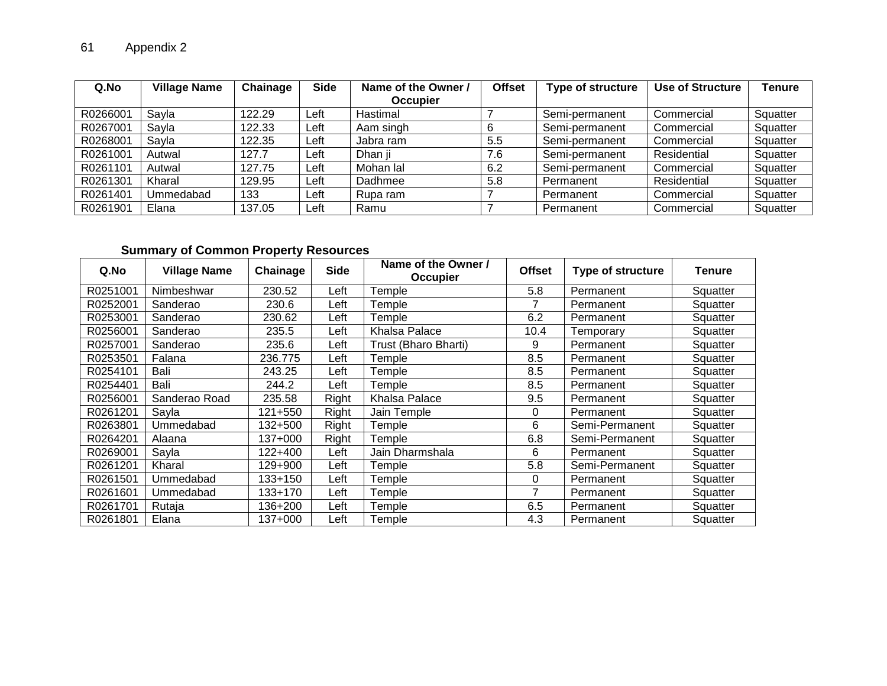Appendix 2

| Q.No | Village Name | Chainage | Side | Name of the Owner / Occupier | Offset | Type of structure | Use of Structure | Tenure |
|---|---|---|---|---|---|---|---|---|
| R0266001 | Sayla | 122.29 | Left | Hastimal | 7 | Semi-permanent | Commercial | Squatter |
| R0267001 | Sayla | 122.33 | Left | Aam singh | 6 | Semi-permanent | Commercial | Squatter |
| R0268001 | Sayla | 122.35 | Left | Jabra ram | 5.5 | Semi-permanent | Commercial | Squatter |
| R0261001 | Autwal | 127.7 | Left | Dhan ji | 7.6 | Semi-permanent | Residential | Squatter |
| R0261101 | Autwal | 127.75 | Left | Mohan lal | 6.2 | Semi-permanent | Commercial | Squatter |
| R0261301 | Kharal | 129.95 | Left | Dadhmee | 5.8 | Permanent | Residential | Squatter |
| R0261401 | Ummedabad | 133 | Left | Rupa ram | 7 | Permanent | Commercial | Squatter |
| R0261901 | Elana | 137.05 | Left | Ramu | 7 | Permanent | Commercial | Squatter |

**Summary of Common Property Resources**

| Q.No | Village Name | Chainage | Side | Name of the Owner / Occupier | Offset | Type of structure | Tenure |
|---|---|---|---|---|---|---|---|
| R0251001 | Nimbeshwar | 230.52 | Left | Temple | 5.8 | Permanent | Squatter |
| R0252001 | Sanderao | 230.6 | Left | Temple | 7 | Permanent | Squatter |
| R0253001 | Sanderao | 230.62 | Left | Temple | 6.2 | Permanent | Squatter |
| R0256001 | Sanderao | 235.5 | Left | Khalsa Palace | 10.4 | Temporary | Squatter |
| R0257001 | Sanderao | 235.6 | Left | Trust (Bharo Bharti) | 9 | Permanent | Squatter |
| R0253501 | Falana | 236.775 | Left | Temple | 8.5 | Permanent | Squatter |
| R0254101 | Bali | 243.25 | Left | Temple | 8.5 | Permanent | Squatter |
| R0254401 | Bali | 244.2 | Left | Temple | 8.5 | Permanent | Squatter |
| R0256001 | Sanderao Road | 235.58 | Right | Khalsa Palace | 9.5 | Permanent | Squatter |
| R0261201 | Sayla | 121+550 | Right | Jain Temple | 0 | Permanent | Squatter |
| R0263801 | Ummedabad | 132+500 | Right | Temple | 6 | Semi-Permanent | Squatter |
| R0264201 | Alaana | 137+000 | Right | Temple | 6.8 | Semi-Permanent | Squatter |
| R0269001 | Sayla | 122+400 | Left | Jain Dharmshala | 6 | Permanent | Squatter |
| R0261201 | Kharal | 129+900 | Left | Temple | 5.8 | Semi-Permanent | Squatter |
| R0261501 | Ummedabad | 133+150 | Left | Temple | 0 | Permanent | Squatter |
| R0261601 | Ummedabad | 133+170 | Left | Temple | 7 | Permanent | Squatter |
| R0261701 | Rutaja | 136+200 | Left | Temple | 6.5 | Permanent | Squatter |
| R0261801 | Elana | 137+000 | Left | Temple | 4.3 | Permanent | Squatter |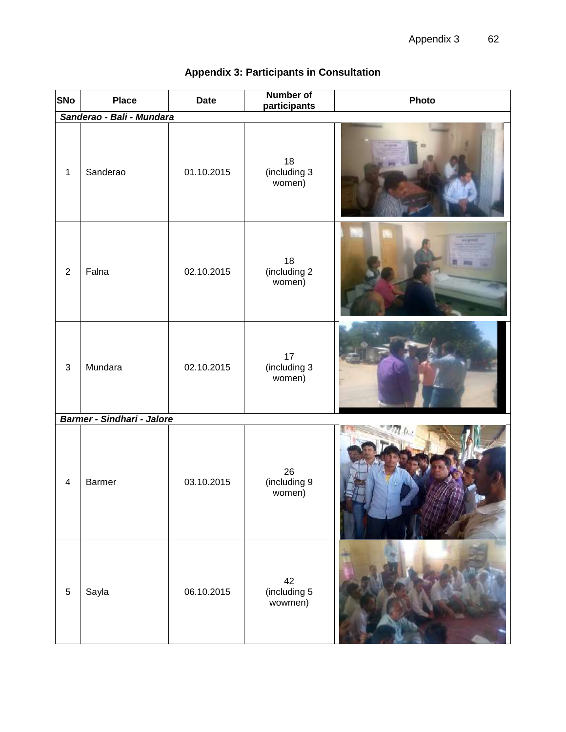## Appendix 3: Participants in Consultation

| SNo | Place | Date | Number of participants | Photo |
|---|---|---|---|---|
| ***Sanderao - Bali - Mundara*** | | | | |
| 1 | Sanderao | 01.10.2015 | 18 (including 3 women) | |
| 2 | Falna | 02.10.2015 | 18 (including 2 women) | |
| 3 | Mundara | 02.10.2015 | 17 (including 3 women) | |
| ***Barmer - Sindhari - Jalore*** | | | | |
| 4 | Barmer | 03.10.2015 | 26 (including 9 women) | |
| 5 | Sayla | 06.10.2015 | 42 (including 5 wowmen) | |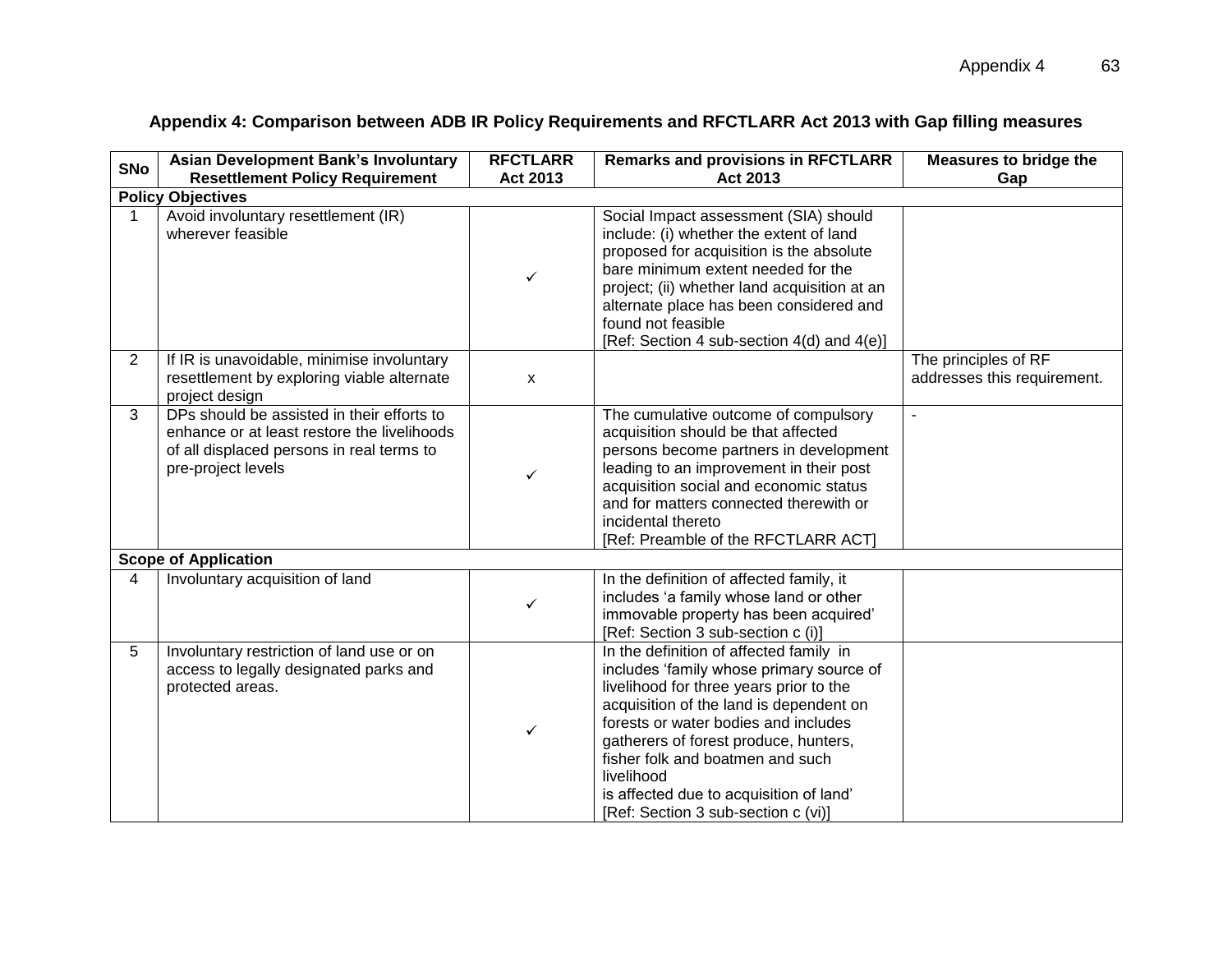## Appendix 4: Comparison between ADB IR Policy Requirements and RFCTLARR Act 2013 with Gap filling measures

| SNo | Asian Development Bank's Involuntary Resettlement Policy Requirement | RFCTLARR Act 2013 | Remarks and provisions in RFCTLARR Act 2013 | Measures to bridge the Gap |
|---|---|---|---|---|
| **Policy Objectives** | | | | |
| 1 | Avoid involuntary resettlement (IR) wherever feasible | ✓ | Social Impact assessment (SIA) should include: (i) whether the extent of land proposed for acquisition is the absolute bare minimum extent needed for the project; (ii) whether land acquisition at an alternate place has been considered and found not feasible [Ref: Section 4 sub-section 4(d) and 4(e)] | |
| 2 | If IR is unavoidable, minimise involuntary resettlement by exploring viable alternate project design | x | | The principles of RF addresses this requirement. |
| 3 | DPs should be assisted in their efforts to enhance or at least restore the livelihoods of all displaced persons in real terms to pre-project levels | ✓ | The cumulative outcome of compulsory acquisition should be that affected persons become partners in development leading to an improvement in their post acquisition social and economic status and for matters connected therewith or incidental thereto [Ref: Preamble of the RFCTLARR ACT] | - |
| **Scope of Application** | | | | |
| 4 | Involuntary acquisition of land | ✓ | In the definition of affected family, it includes 'a family whose land or other immovable property has been acquired' [Ref: Section 3 sub-section c (i)] | |
| 5 | Involuntary restriction of land use or on access to legally designated parks and protected areas. | ✓ | In the definition of affected family in includes 'family whose primary source of livelihood for three years prior to the acquisition of the land is dependent on forests or water bodies and includes gatherers of forest produce, hunters, fisher folk and boatmen and such livelihood is affected due to acquisition of land' [Ref: Section 3 sub-section c (vi)] | |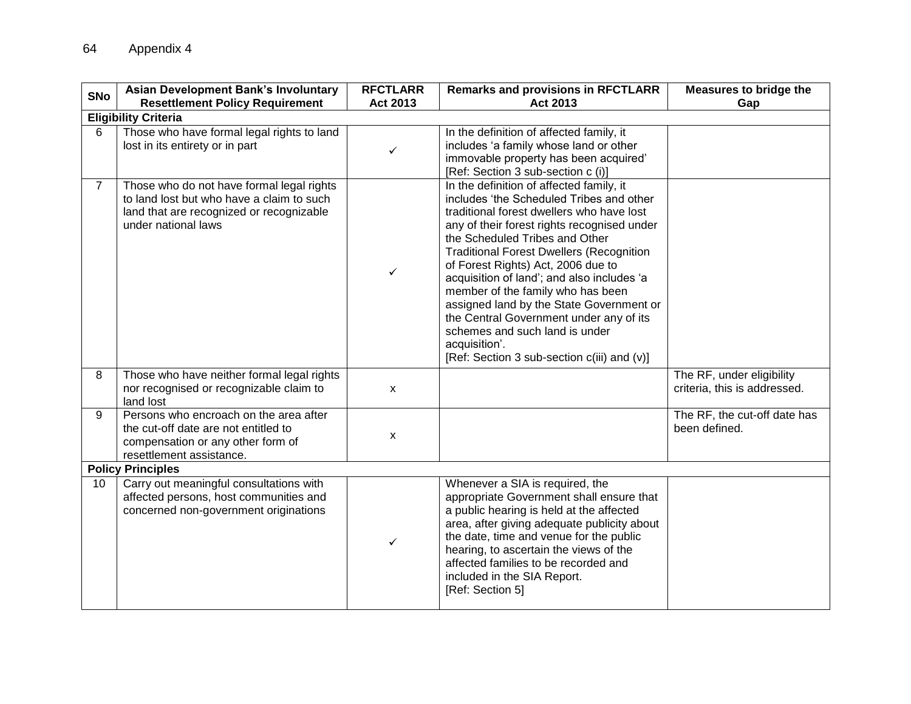| SNo | Asian Development Bank's Involuntary Resettlement Policy Requirement | RFCTLARR Act 2013 | Remarks and provisions in RFCTLARR Act 2013 | Measures to bridge the Gap |
|---|---|---|---|---|
| **Eligibility Criteria** | | | | |
| 6 | Those who have formal legal rights to land lost in its entirety or in part | ✓ | In the definition of affected family, it includes 'a family whose land or other immovable property has been acquired' [Ref: Section 3 sub-section c (i)] | |
| 7 | Those who do not have formal legal rights to land lost but who have a claim to such land that are recognized or recognizable under national laws | ✓ | In the definition of affected family, it includes 'the Scheduled Tribes and other traditional forest dwellers who have lost any of their forest rights recognised under the Scheduled Tribes and Other Traditional Forest Dwellers (Recognition of Forest Rights) Act, 2006 due to acquisition of land'; and also includes 'a member of the family who has been assigned land by the State Government or the Central Government under any of its schemes and such land is under acquisition'. [Ref: Section 3 sub-section c(iii) and (v)] | |
| 8 | Those who have neither formal legal rights nor recognised or recognizable claim to land lost | x | | The RF, under eligibility criteria, this is addressed. |
| 9 | Persons who encroach on the area after the cut-off date are not entitled to compensation or any other form of resettlement assistance. | x | | The RF, the cut-off date has been defined. |
| **Policy Principles** | | | | |
| 10 | Carry out meaningful consultations with affected persons, host communities and concerned non-government originations | ✓ | Whenever a SIA is required, the appropriate Government shall ensure that a public hearing is held at the affected area, after giving adequate publicity about the date, time and venue for the public hearing, to ascertain the views of the affected families to be recorded and included in the SIA Report. [Ref: Section 5] | |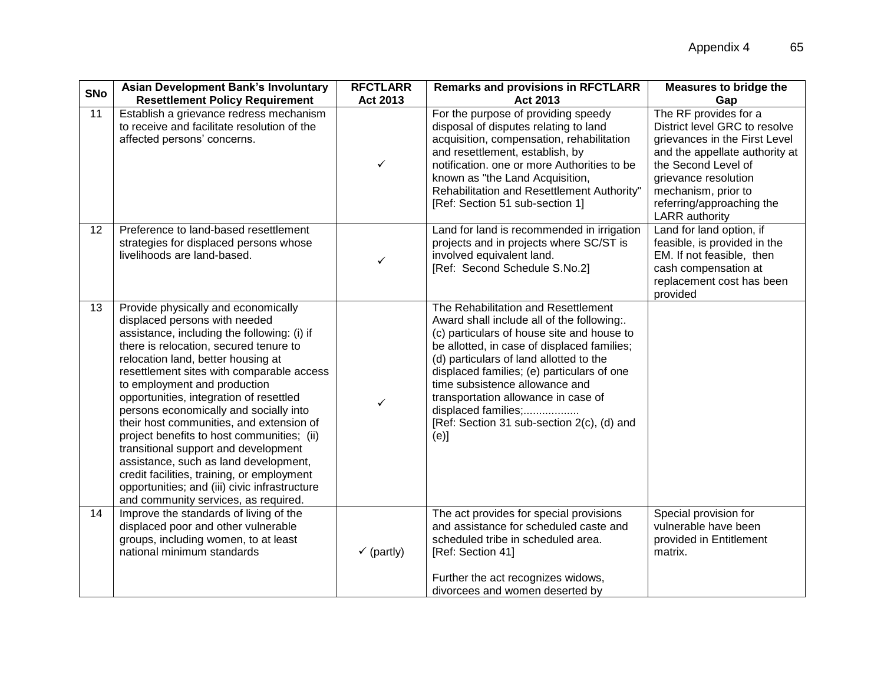| SNo | Asian Development Bank's Involuntary Resettlement Policy Requirement | RFCTLARR Act 2013 | Remarks and provisions in RFCTLARR Act 2013 | Measures to bridge the Gap |
|---|---|---|---|---|
| 11 | Establish a grievance redress mechanism to receive and facilitate resolution of the affected persons' concerns. | ✓ | For the purpose of providing speedy disposal of disputes relating to land acquisition, compensation, rehabilitation and resettlement, establish, by notification. one or more Authorities to be known as "the Land Acquisition, Rehabilitation and Resettlement Authority" [Ref: Section 51 sub-section 1] | The RF provides for a District level GRC to resolve grievances in the First Level and the appellate authority at the Second Level of grievance resolution mechanism, prior to referring/approaching the LARR authority |
| 12 | Preference to land-based resettlement strategies for displaced persons whose livelihoods are land-based. | ✓ | Land for land is recommended in irrigation projects and in projects where SC/ST is involved equivalent land. [Ref: Second Schedule S.No.2] | Land for land option, if feasible, is provided in the EM. If not feasible, then cash compensation at replacement cost has been provided |
| 13 | Provide physically and economically displaced persons with needed assistance, including the following: (i) if there is relocation, secured tenure to relocation land, better housing at resettlement sites with comparable access to employment and production opportunities, integration of resettled persons economically and socially into their host communities, and extension of project benefits to host communities; (ii) transitional support and development assistance, such as land development, credit facilities, training, or employment opportunities; and (iii) civic infrastructure and community services, as required. | ✓ | The Rehabilitation and Resettlement Award shall include all of the following:. (c) particulars of house site and house to be allotted, in case of displaced families; (d) particulars of land allotted to the displaced families; (e) particulars of one time subsistence allowance and transportation allowance in case of displaced families;.................. [Ref: Section 31 sub-section 2(c), (d) and (e)] | |
| 14 | Improve the standards of living of the displaced poor and other vulnerable groups, including women, to at least national minimum standards | ✓ (partly) | The act provides for special provisions and assistance for scheduled caste and scheduled tribe in scheduled area. [Ref: Section 41]<br><br>Further the act recognizes widows, divorcees and women deserted by | Special provision for vulnerable have been provided in Entitlement matrix. |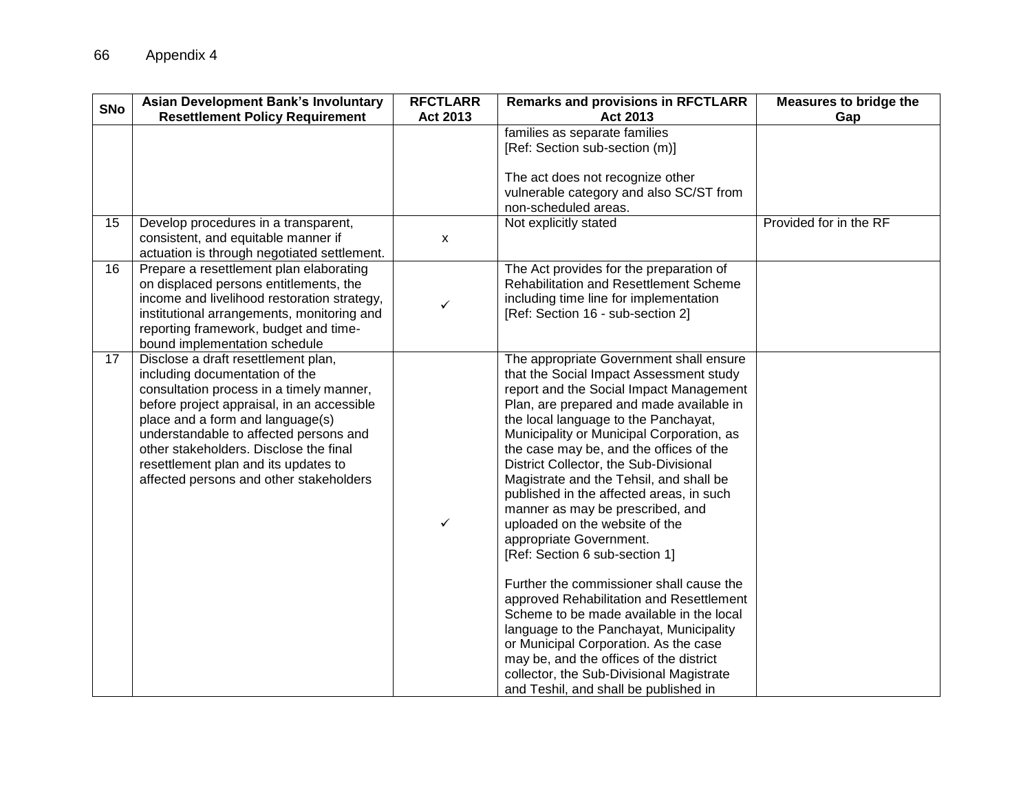| SNo | Asian Development Bank's Involuntary Resettlement Policy Requirement | RFCTLARR Act 2013 | Remarks and provisions in RFCTLARR Act 2013 | Measures to bridge the Gap |
|---|---|---|---|---|
| | | | families as separate families [Ref: Section sub-section (m)]<br><br>The act does not recognize other vulnerable category and also SC/ST from non-scheduled areas. | |
| 15 | Develop procedures in a transparent, consistent, and equitable manner if actuation is through negotiated settlement. | x | Not explicitly stated | Provided for in the RF |
| 16 | Prepare a resettlement plan elaborating on displaced persons entitlements, the income and livelihood restoration strategy, institutional arrangements, monitoring and reporting framework, budget and time-bound implementation schedule | ✓ | The Act provides for the preparation of Rehabilitation and Resettlement Scheme including time line for implementation [Ref: Section 16 - sub-section 2] | |
| 17 | Disclose a draft resettlement plan, including documentation of the consultation process in a timely manner, before project appraisal, in an accessible place and a form and language(s) understandable to affected persons and other stakeholders. Disclose the final resettlement plan and its updates to affected persons and other stakeholders | ✓ | The appropriate Government shall ensure that the Social Impact Assessment study report and the Social Impact Management Plan, are prepared and made available in the local language to the Panchayat, Municipality or Municipal Corporation, as the case may be, and the offices of the District Collector, the Sub-Divisional Magistrate and the Tehsil, and shall be published in the affected areas, in such manner as may be prescribed, and uploaded on the website of the appropriate Government. [Ref: Section 6 sub-section 1]<br><br>Further the commissioner shall cause the approved Rehabilitation and Resettlement Scheme to be made available in the local language to the Panchayat, Municipality or Municipal Corporation. As the case may be, and the offices of the district collector, the Sub-Divisional Magistrate and Teshil, and shall be published in | |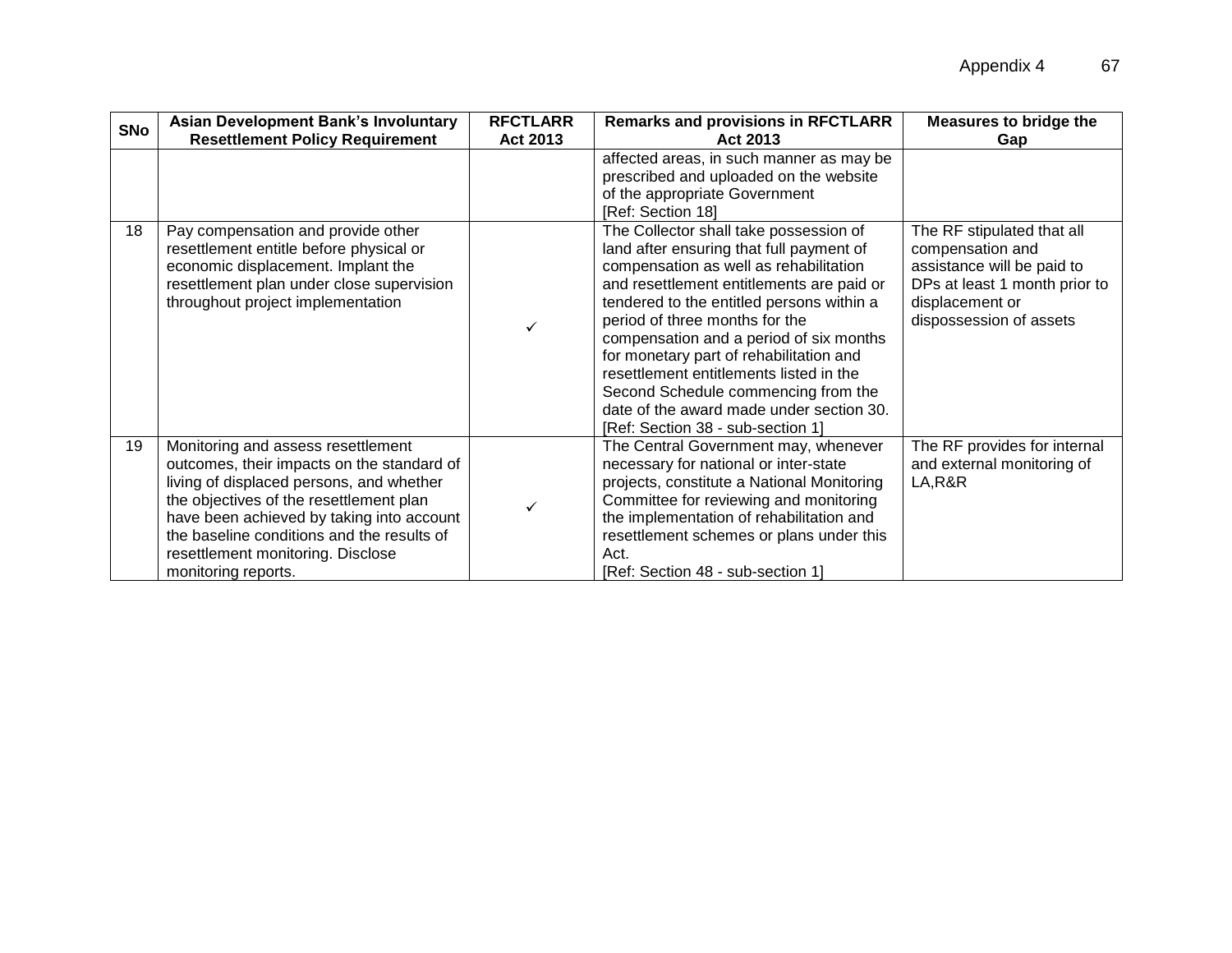| SNo | Asian Development Bank's Involuntary Resettlement Policy Requirement | RFCTLARR Act 2013 | Remarks and provisions in RFCTLARR Act 2013 | Measures to bridge the Gap |
|---|---|---|---|---|
| | | | affected areas, in such manner as may be prescribed and uploaded on the website of the appropriate Government [Ref: Section 18] | |
| 18 | Pay compensation and provide other resettlement entitle before physical or economic displacement. Implant the resettlement plan under close supervision throughout project implementation | ✓ | The Collector shall take possession of land after ensuring that full payment of compensation as well as rehabilitation and resettlement entitlements are paid or tendered to the entitled persons within a period of three months for the compensation and a period of six months for monetary part of rehabilitation and resettlement entitlements listed in the Second Schedule commencing from the date of the award made under section 30. [Ref: Section 38 - sub-section 1] | The RF stipulated that all compensation and assistance will be paid to DPs at least 1 month prior to displacement or dispossession of assets |
| 19 | Monitoring and assess resettlement outcomes, their impacts on the standard of living of displaced persons, and whether the objectives of the resettlement plan have been achieved by taking into account the baseline conditions and the results of resettlement monitoring. Disclose monitoring reports. | ✓ | The Central Government may, whenever necessary for national or inter-state projects, constitute a National Monitoring Committee for reviewing and monitoring the implementation of rehabilitation and resettlement schemes or plans under this Act. [Ref: Section 48 - sub-section 1] | The RF provides for internal and external monitoring of LA,R&R |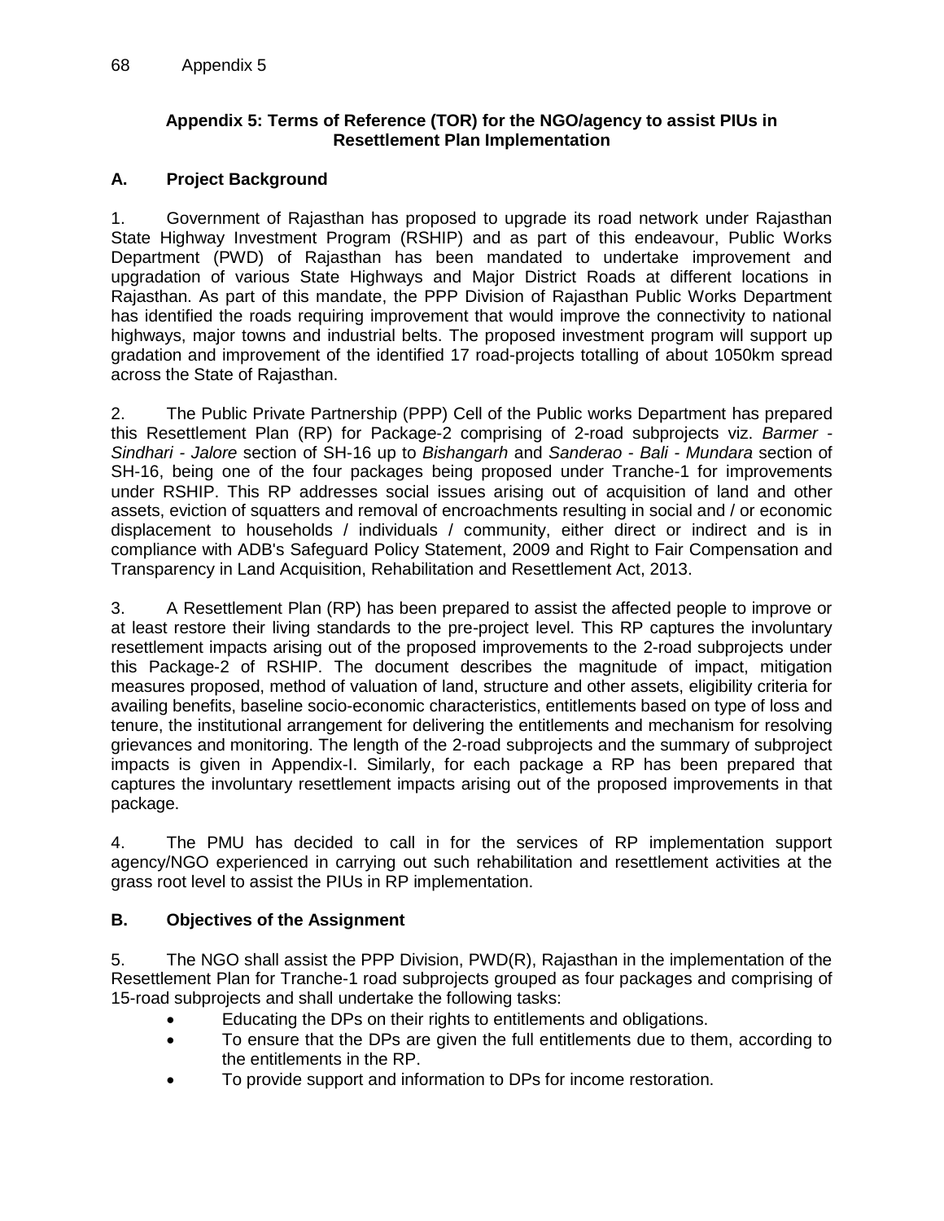## Appendix 5: Terms of Reference (TOR) for the NGO/agency to assist PIUs in Resettlement Plan Implementation

### A. Project Background

1. Government of Rajasthan has proposed to upgrade its road network under Rajasthan State Highway Investment Program (RSHIP) and as part of this endeavour, Public Works Department (PWD) of Rajasthan has been mandated to undertake improvement and upgradation of various State Highways and Major District Roads at different locations in Rajasthan. As part of this mandate, the PPP Division of Rajasthan Public Works Department has identified the roads requiring improvement that would improve the connectivity to national highways, major towns and industrial belts. The proposed investment program will support up gradation and improvement of the identified 17 road-projects totalling of about 1050km spread across the State of Rajasthan.

2. The Public Private Partnership (PPP) Cell of the Public works Department has prepared this Resettlement Plan (RP) for Package-2 comprising of 2-road subprojects viz. *Barmer - Sindhari - Jalore* section of SH-16 up to *Bishangarh* and *Sanderao - Bali - Mundara* section of SH-16, being one of the four packages being proposed under Tranche-1 for improvements under RSHIP. This RP addresses social issues arising out of acquisition of land and other assets, eviction of squatters and removal of encroachments resulting in social and / or economic displacement to households / individuals / community, either direct or indirect and is in compliance with ADB's Safeguard Policy Statement, 2009 and Right to Fair Compensation and Transparency in Land Acquisition, Rehabilitation and Resettlement Act, 2013.

3. A Resettlement Plan (RP) has been prepared to assist the affected people to improve or at least restore their living standards to the pre-project level. This RP captures the involuntary resettlement impacts arising out of the proposed improvements to the 2-road subprojects under this Package-2 of RSHIP. The document describes the magnitude of impact, mitigation measures proposed, method of valuation of land, structure and other assets, eligibility criteria for availing benefits, baseline socio-economic characteristics, entitlements based on type of loss and tenure, the institutional arrangement for delivering the entitlements and mechanism for resolving grievances and monitoring. The length of the 2-road subprojects and the summary of subproject impacts is given in Appendix-I. Similarly, for each package a RP has been prepared that captures the involuntary resettlement impacts arising out of the proposed improvements in that package.

4. The PMU has decided to call in for the services of RP implementation support agency/NGO experienced in carrying out such rehabilitation and resettlement activities at the grass root level to assist the PIUs in RP implementation.

### B. Objectives of the Assignment

5. The NGO shall assist the PPP Division, PWD(R), Rajasthan in the implementation of the Resettlement Plan for Tranche-1 road subprojects grouped as four packages and comprising of 15-road subprojects and shall undertake the following tasks:

- Educating the DPs on their rights to entitlements and obligations.
- To ensure that the DPs are given the full entitlements due to them, according to the entitlements in the RP.
- To provide support and information to DPs for income restoration.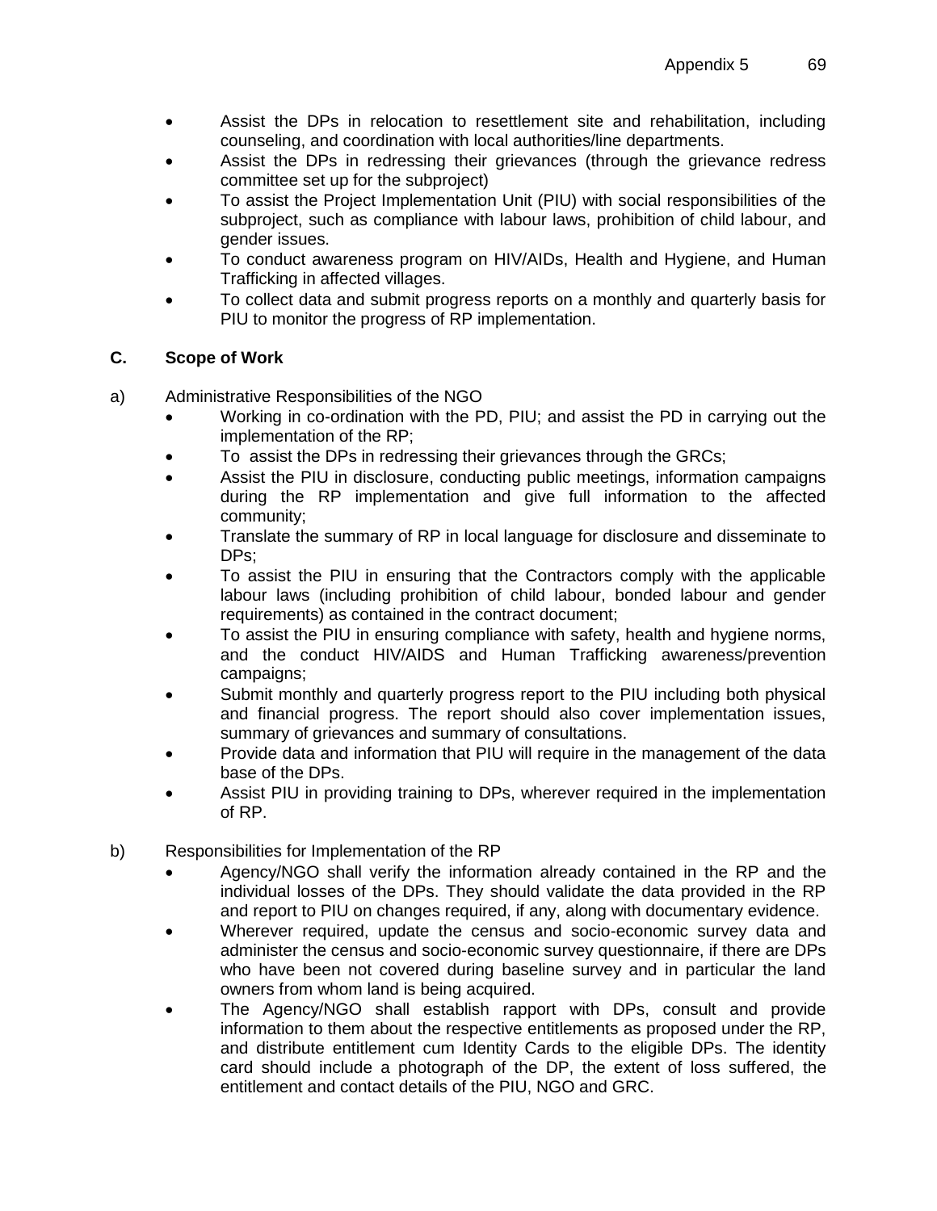- Assist the DPs in relocation to resettlement site and rehabilitation, including counseling, and coordination with local authorities/line departments.
- Assist the DPs in redressing their grievances (through the grievance redress committee set up for the subproject)
- To assist the Project Implementation Unit (PIU) with social responsibilities of the subproject, such as compliance with labour laws, prohibition of child labour, and gender issues.
- To conduct awareness program on HIV/AIDs, Health and Hygiene, and Human Trafficking in affected villages.
- To collect data and submit progress reports on a monthly and quarterly basis for PIU to monitor the progress of RP implementation.

## C. Scope of Work

a) Administrative Responsibilities of the NGO

- Working in co-ordination with the PD, PIU; and assist the PD in carrying out the implementation of the RP;
- To assist the DPs in redressing their grievances through the GRCs;
- Assist the PIU in disclosure, conducting public meetings, information campaigns during the RP implementation and give full information to the affected community;
- Translate the summary of RP in local language for disclosure and disseminate to DPs;
- To assist the PIU in ensuring that the Contractors comply with the applicable labour laws (including prohibition of child labour, bonded labour and gender requirements) as contained in the contract document;
- To assist the PIU in ensuring compliance with safety, health and hygiene norms, and the conduct HIV/AIDS and Human Trafficking awareness/prevention campaigns;
- Submit monthly and quarterly progress report to the PIU including both physical and financial progress. The report should also cover implementation issues, summary of grievances and summary of consultations.
- Provide data and information that PIU will require in the management of the data base of the DPs.
- Assist PIU in providing training to DPs, wherever required in the implementation of RP.

b) Responsibilities for Implementation of the RP

- Agency/NGO shall verify the information already contained in the RP and the individual losses of the DPs. They should validate the data provided in the RP and report to PIU on changes required, if any, along with documentary evidence.
- Wherever required, update the census and socio-economic survey data and administer the census and socio-economic survey questionnaire, if there are DPs who have been not covered during baseline survey and in particular the land owners from whom land is being acquired.
- The Agency/NGO shall establish rapport with DPs, consult and provide information to them about the respective entitlements as proposed under the RP, and distribute entitlement cum Identity Cards to the eligible DPs. The identity card should include a photograph of the DP, the extent of loss suffered, the entitlement and contact details of the PIU, NGO and GRC.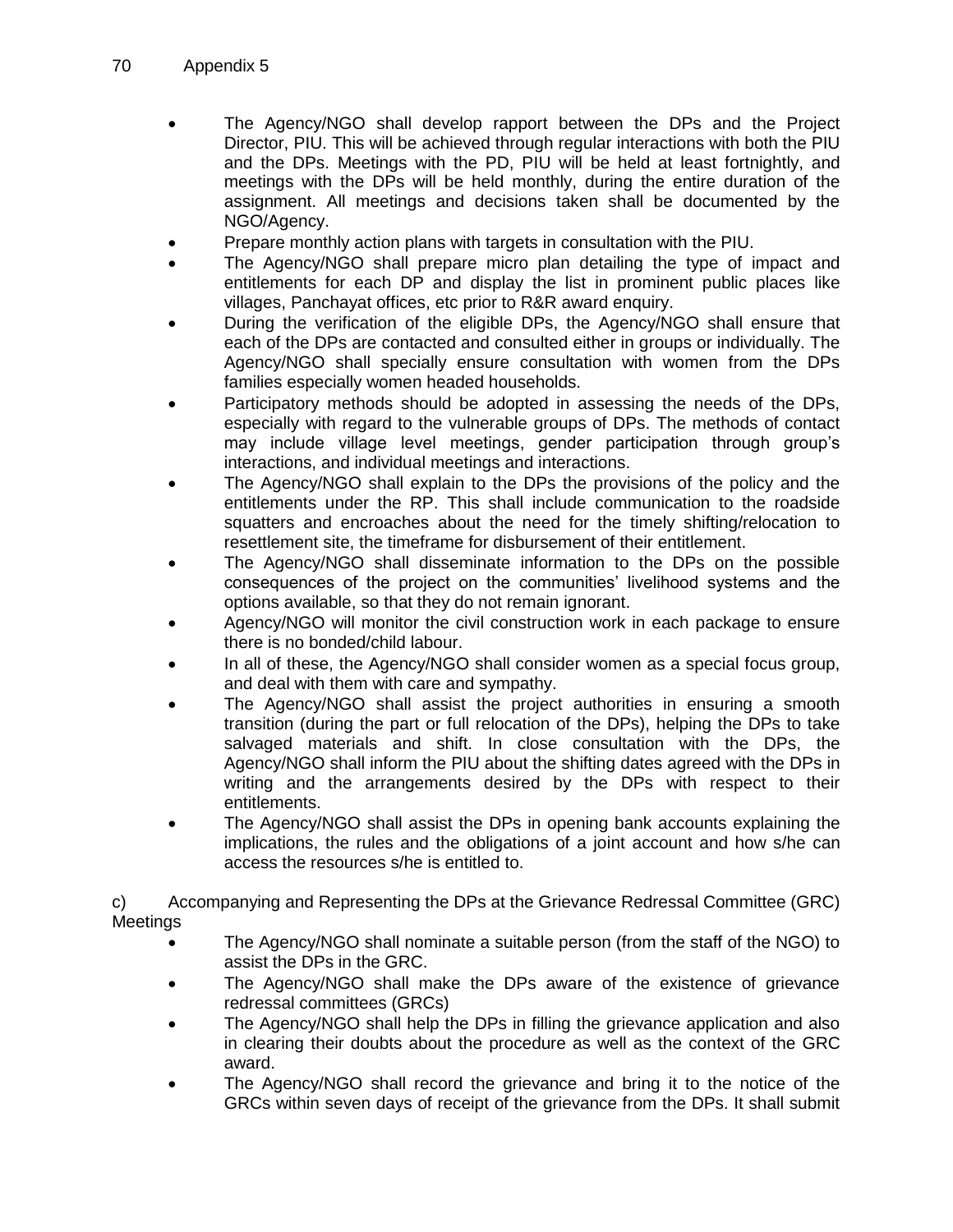- The Agency/NGO shall develop rapport between the DPs and the Project Director, PIU. This will be achieved through regular interactions with both the PIU and the DPs. Meetings with the PD, PIU will be held at least fortnightly, and meetings with the DPs will be held monthly, during the entire duration of the assignment. All meetings and decisions taken shall be documented by the NGO/Agency.
- Prepare monthly action plans with targets in consultation with the PIU.
- The Agency/NGO shall prepare micro plan detailing the type of impact and entitlements for each DP and display the list in prominent public places like villages, Panchayat offices, etc prior to R&R award enquiry.
- During the verification of the eligible DPs, the Agency/NGO shall ensure that each of the DPs are contacted and consulted either in groups or individually. The Agency/NGO shall specially ensure consultation with women from the DPs families especially women headed households.
- Participatory methods should be adopted in assessing the needs of the DPs, especially with regard to the vulnerable groups of DPs. The methods of contact may include village level meetings, gender participation through group's interactions, and individual meetings and interactions.
- The Agency/NGO shall explain to the DPs the provisions of the policy and the entitlements under the RP. This shall include communication to the roadside squatters and encroaches about the need for the timely shifting/relocation to resettlement site, the timeframe for disbursement of their entitlement.
- The Agency/NGO shall disseminate information to the DPs on the possible consequences of the project on the communities' livelihood systems and the options available, so that they do not remain ignorant.
- Agency/NGO will monitor the civil construction work in each package to ensure there is no bonded/child labour.
- In all of these, the Agency/NGO shall consider women as a special focus group, and deal with them with care and sympathy.
- The Agency/NGO shall assist the project authorities in ensuring a smooth transition (during the part or full relocation of the DPs), helping the DPs to take salvaged materials and shift. In close consultation with the DPs, the Agency/NGO shall inform the PIU about the shifting dates agreed with the DPs in writing and the arrangements desired by the DPs with respect to their entitlements.
- The Agency/NGO shall assist the DPs in opening bank accounts explaining the implications, the rules and the obligations of a joint account and how s/he can access the resources s/he is entitled to.

c) Accompanying and Representing the DPs at the Grievance Redressal Committee (GRC) Meetings

- The Agency/NGO shall nominate a suitable person (from the staff of the NGO) to assist the DPs in the GRC.
- The Agency/NGO shall make the DPs aware of the existence of grievance redressal committees (GRCs)
- The Agency/NGO shall help the DPs in filling the grievance application and also in clearing their doubts about the procedure as well as the context of the GRC award.
- The Agency/NGO shall record the grievance and bring it to the notice of the GRCs within seven days of receipt of the grievance from the DPs. It shall submit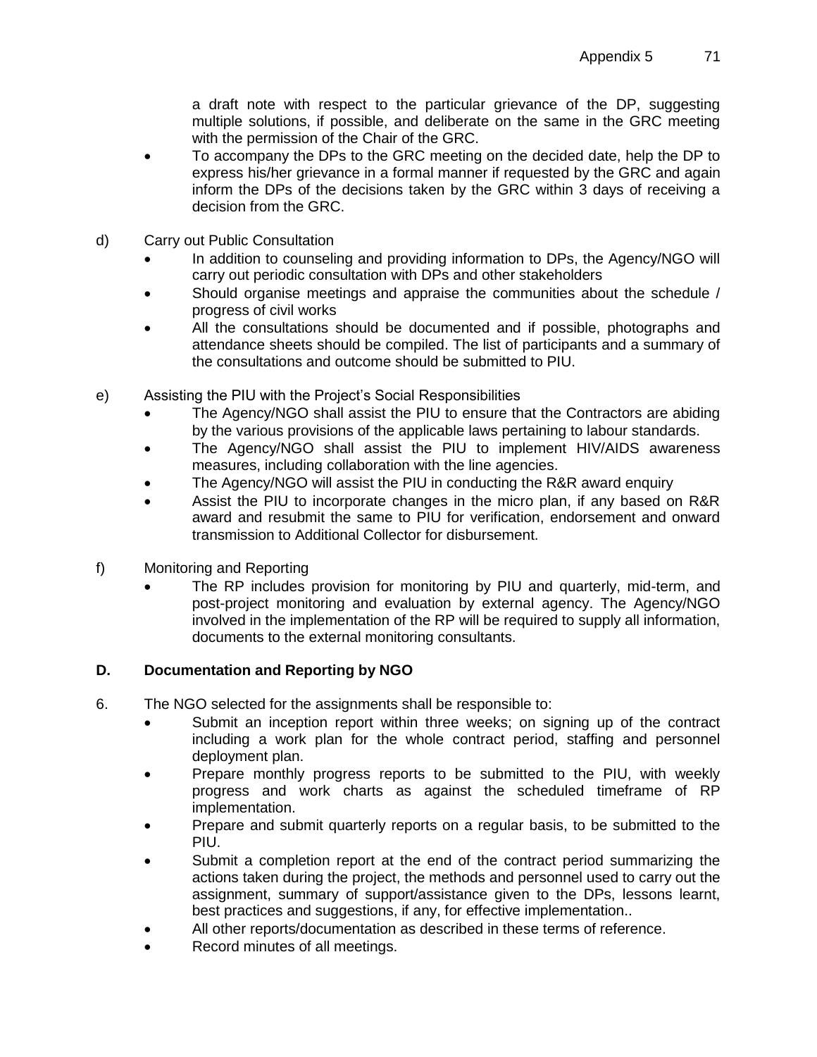a draft note with respect to the particular grievance of the DP, suggesting multiple solutions, if possible, and deliberate on the same in the GRC meeting with the permission of the Chair of the GRC.

- To accompany the DPs to the GRC meeting on the decided date, help the DP to express his/her grievance in a formal manner if requested by the GRC and again inform the DPs of the decisions taken by the GRC within 3 days of receiving a decision from the GRC.

d) Carry out Public Consultation

- In addition to counseling and providing information to DPs, the Agency/NGO will carry out periodic consultation with DPs and other stakeholders
- Should organise meetings and appraise the communities about the schedule / progress of civil works
- All the consultations should be documented and if possible, photographs and attendance sheets should be compiled. The list of participants and a summary of the consultations and outcome should be submitted to PIU.

e) Assisting the PIU with the Project's Social Responsibilities

- The Agency/NGO shall assist the PIU to ensure that the Contractors are abiding by the various provisions of the applicable laws pertaining to labour standards.
- The Agency/NGO shall assist the PIU to implement HIV/AIDS awareness measures, including collaboration with the line agencies.
- The Agency/NGO will assist the PIU in conducting the R&R award enquiry
- Assist the PIU to incorporate changes in the micro plan, if any based on R&R award and resubmit the same to PIU for verification, endorsement and onward transmission to Additional Collector for disbursement.

f) Monitoring and Reporting

- The RP includes provision for monitoring by PIU and quarterly, mid-term, and post-project monitoring and evaluation by external agency. The Agency/NGO involved in the implementation of the RP will be required to supply all information, documents to the external monitoring consultants.

### D. Documentation and Reporting by NGO

6. The NGO selected for the assignments shall be responsible to:

- Submit an inception report within three weeks; on signing up of the contract including a work plan for the whole contract period, staffing and personnel deployment plan.
- Prepare monthly progress reports to be submitted to the PIU, with weekly progress and work charts as against the scheduled timeframe of RP implementation.
- Prepare and submit quarterly reports on a regular basis, to be submitted to the PIU.
- Submit a completion report at the end of the contract period summarizing the actions taken during the project, the methods and personnel used to carry out the assignment, summary of support/assistance given to the DPs, lessons learnt, best practices and suggestions, if any, for effective implementation..
- All other reports/documentation as described in these terms of reference.
- Record minutes of all meetings.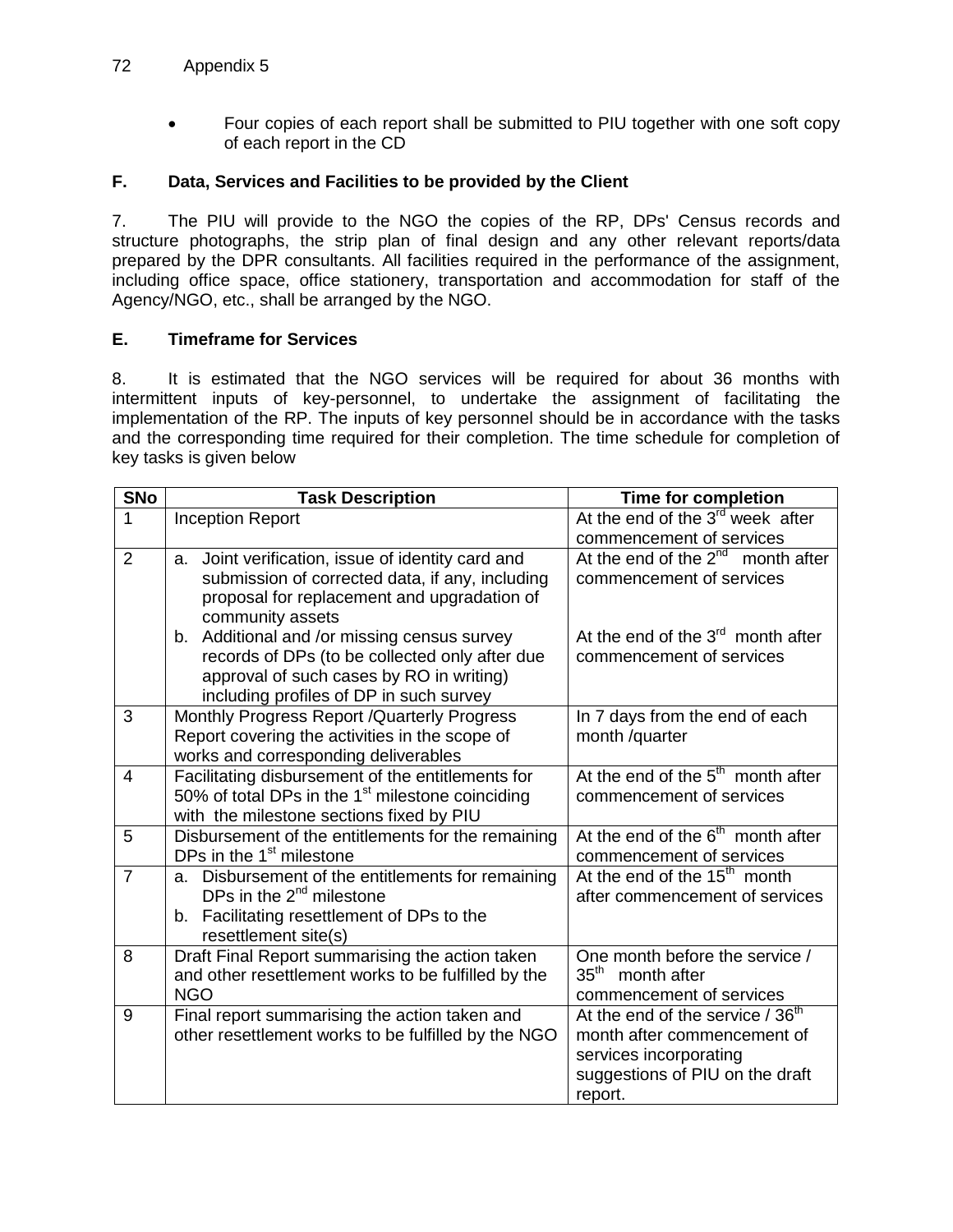- Four copies of each report shall be submitted to PIU together with one soft copy of each report in the CD

### F. Data, Services and Facilities to be provided by the Client

7. The PIU will provide to the NGO the copies of the RP, DPs' Census records and structure photographs, the strip plan of final design and any other relevant reports/data prepared by the DPR consultants. All facilities required in the performance of the assignment, including office space, office stationery, transportation and accommodation for staff of the Agency/NGO, etc., shall be arranged by the NGO.

### E. Timeframe for Services

8. It is estimated that the NGO services will be required for about 36 months with intermittent inputs of key-personnel, to undertake the assignment of facilitating the implementation of the RP. The inputs of key personnel should be in accordance with the tasks and the corresponding time required for their completion. The time schedule for completion of key tasks is given below

| SNo | Task Description | Time for completion |
|---|---|---|
| 1 | Inception Report | At the end of the 3rd week after commencement of services |
| 2 | a. Joint verification, issue of identity card and submission of corrected data, if any, including proposal for replacement and upgradation of community assets | At the end of the 2nd month after commencement of services |
| | b. Additional and /or missing census survey records of DPs (to be collected only after due approval of such cases by RO in writing) including profiles of DP in such survey | At the end of the 3rd month after commencement of services |
| 3 | Monthly Progress Report /Quarterly Progress Report covering the activities in the scope of works and corresponding deliverables | In 7 days from the end of each month /quarter |
| 4 | Facilitating disbursement of the entitlements for 50% of total DPs in the 1st milestone coinciding with the milestone sections fixed by PIU | At the end of the 5th month after commencement of services |
| 5 | Disbursement of the entitlements for the remaining DPs in the 1st milestone | At the end of the 6th month after commencement of services |
| 7 | a. Disbursement of the entitlements for remaining DPs in the 2nd milestone<br>b. Facilitating resettlement of DPs to the resettlement site(s) | At the end of the 15th month after commencement of services |
| 8 | Draft Final Report summarising the action taken and other resettlement works to be fulfilled by the NGO | One month before the service / 35th month after commencement of services |
| 9 | Final report summarising the action taken and other resettlement works to be fulfilled by the NGO | At the end of the service / 36th month after commencement of services incorporating suggestions of PIU on the draft report. |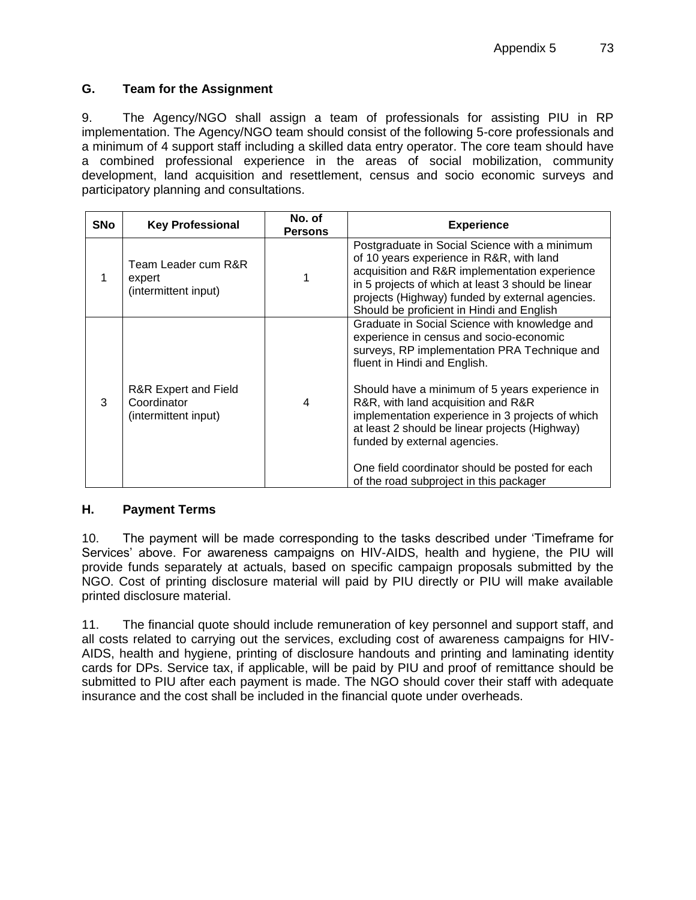## G. Team for the Assignment

9. The Agency/NGO shall assign a team of professionals for assisting PIU in RP implementation. The Agency/NGO team should consist of the following 5-core professionals and a minimum of 4 support staff including a skilled data entry operator. The core team should have a combined professional experience in the areas of social mobilization, community development, land acquisition and resettlement, census and socio economic surveys and participatory planning and consultations.

| SNo | Key Professional | No. of Persons | Experience |
|---|---|---|---|
| 1 | Team Leader cum R&R expert (intermittent input) | 1 | Postgraduate in Social Science with a minimum of 10 years experience in R&R, with land acquisition and R&R implementation experience in 5 projects of which at least 3 should be linear projects (Highway) funded by external agencies. Should be proficient in Hindi and English |
| 3 | R&R Expert and Field Coordinator (intermittent input) | 4 | Graduate in Social Science with knowledge and experience in census and socio-economic surveys, RP implementation PRA Technique and fluent in Hindi and English.<br><br>Should have a minimum of 5 years experience in R&R, with land acquisition and R&R implementation experience in 3 projects of which at least 2 should be linear projects (Highway) funded by external agencies.<br><br>One field coordinator should be posted for each of the road subproject in this packager |

## H. Payment Terms

10. The payment will be made corresponding to the tasks described under 'Timeframe for Services' above. For awareness campaigns on HIV-AIDS, health and hygiene, the PIU will provide funds separately at actuals, based on specific campaign proposals submitted by the NGO. Cost of printing disclosure material will paid by PIU directly or PIU will make available printed disclosure material.

11. The financial quote should include remuneration of key personnel and support staff, and all costs related to carrying out the services, excluding cost of awareness campaigns for HIV-AIDS, health and hygiene, printing of disclosure handouts and printing and laminating identity cards for DPs. Service tax, if applicable, will be paid by PIU and proof of remittance should be submitted to PIU after each payment is made. The NGO should cover their staff with adequate insurance and the cost shall be included in the financial quote under overheads.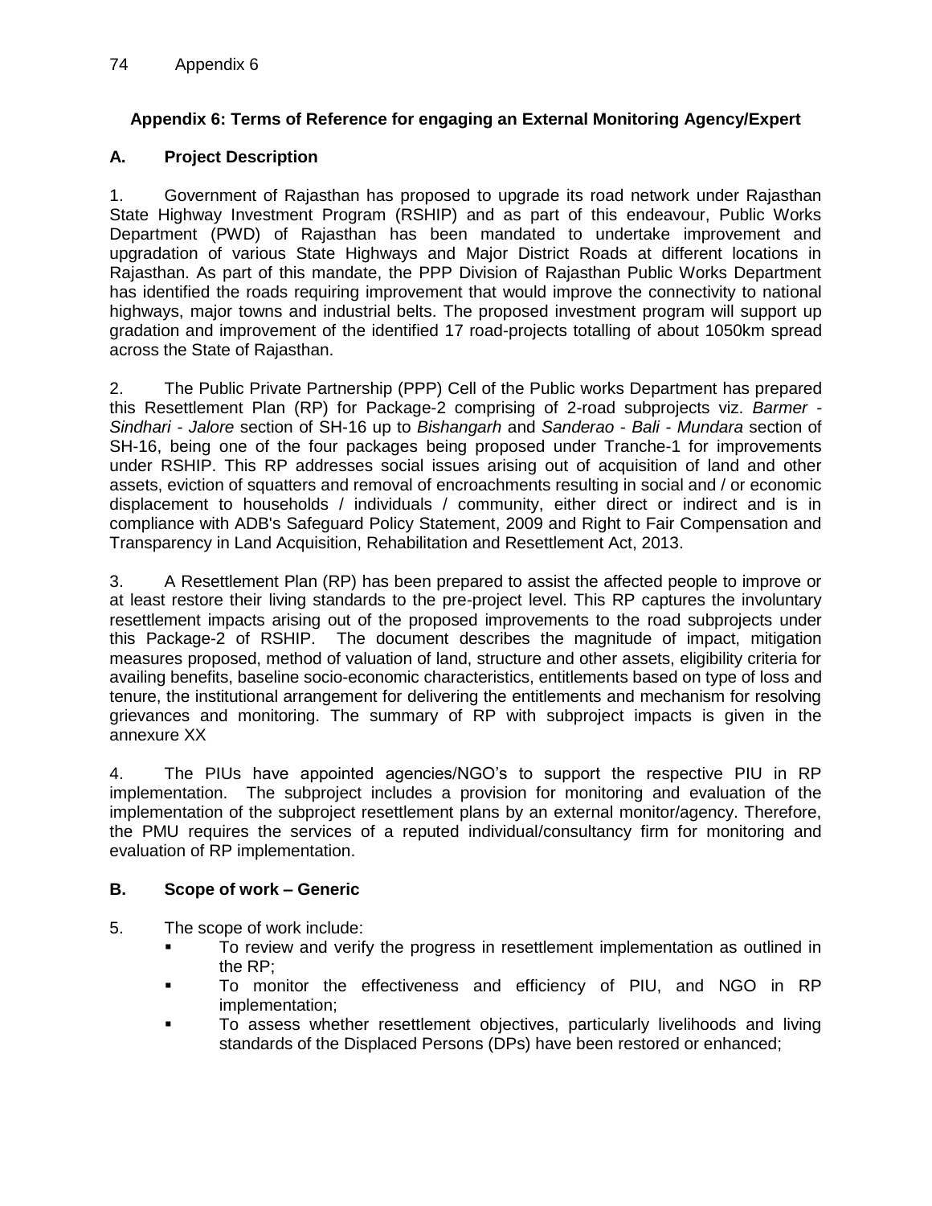## Appendix 6: Terms of Reference for engaging an External Monitoring Agency/Expert

### A. Project Description

1. Government of Rajasthan has proposed to upgrade its road network under Rajasthan State Highway Investment Program (RSHIP) and as part of this endeavour, Public Works Department (PWD) of Rajasthan has been mandated to undertake improvement and upgradation of various State Highways and Major District Roads at different locations in Rajasthan. As part of this mandate, the PPP Division of Rajasthan Public Works Department has identified the roads requiring improvement that would improve the connectivity to national highways, major towns and industrial belts. The proposed investment program will support up gradation and improvement of the identified 17 road-projects totalling of about 1050km spread across the State of Rajasthan.

2. The Public Private Partnership (PPP) Cell of the Public works Department has prepared this Resettlement Plan (RP) for Package-2 comprising of 2-road subprojects viz. *Barmer - Sindhari - Jalore* section of SH-16 up to *Bishangarh* and *Sanderao - Bali - Mundara* section of SH-16, being one of the four packages being proposed under Tranche-1 for improvements under RSHIP. This RP addresses social issues arising out of acquisition of land and other assets, eviction of squatters and removal of encroachments resulting in social and / or economic displacement to households / individuals / community, either direct or indirect and is in compliance with ADB's Safeguard Policy Statement, 2009 and Right to Fair Compensation and Transparency in Land Acquisition, Rehabilitation and Resettlement Act, 2013.

3. A Resettlement Plan (RP) has been prepared to assist the affected people to improve or at least restore their living standards to the pre-project level. This RP captures the involuntary resettlement impacts arising out of the proposed improvements to the road subprojects under this Package-2 of RSHIP. The document describes the magnitude of impact, mitigation measures proposed, method of valuation of land, structure and other assets, eligibility criteria for availing benefits, baseline socio-economic characteristics, entitlements based on type of loss and tenure, the institutional arrangement for delivering the entitlements and mechanism for resolving grievances and monitoring. The summary of RP with subproject impacts is given in the annexure XX

4. The PIUs have appointed agencies/NGO's to support the respective PIU in RP implementation. The subproject includes a provision for monitoring and evaluation of the implementation of the subproject resettlement plans by an external monitor/agency. Therefore, the PMU requires the services of a reputed individual/consultancy firm for monitoring and evaluation of RP implementation.

### B. Scope of work – Generic

5. The scope of work include:
   - To review and verify the progress in resettlement implementation as outlined in the RP;
   - To monitor the effectiveness and efficiency of PIU, and NGO in RP implementation;
   - To assess whether resettlement objectives, particularly livelihoods and living standards of the Displaced Persons (DPs) have been restored or enhanced;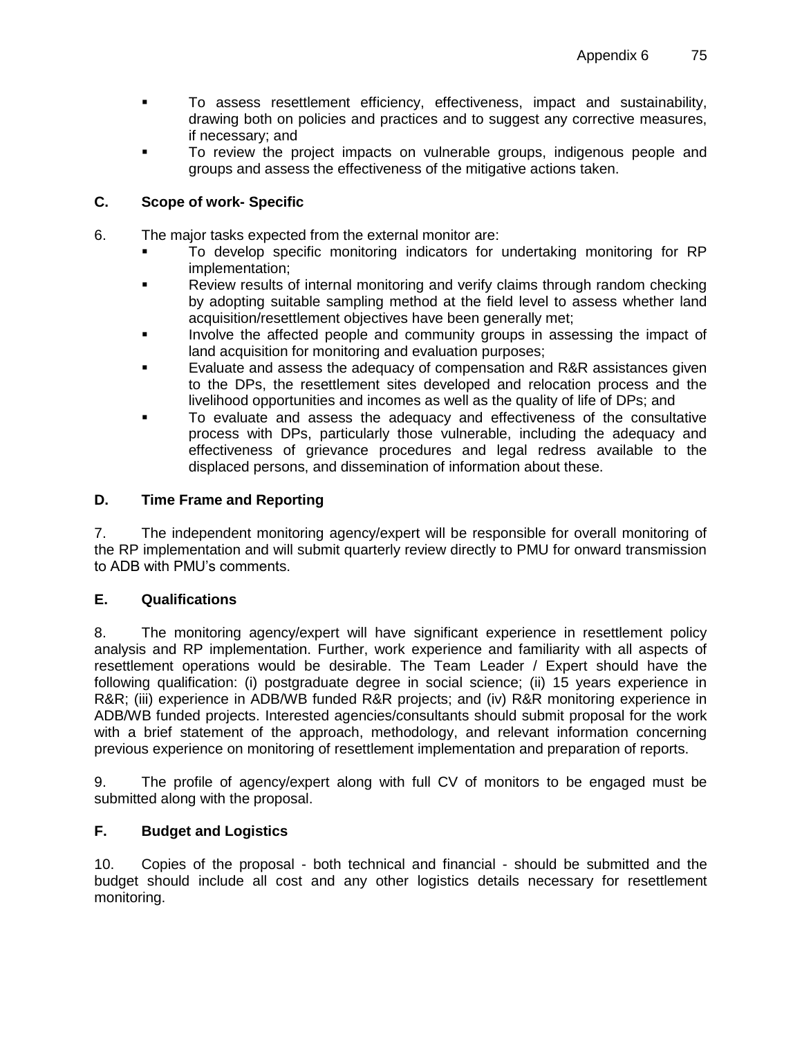- To assess resettlement efficiency, effectiveness, impact and sustainability, drawing both on policies and practices and to suggest any corrective measures, if necessary; and
- To review the project impacts on vulnerable groups, indigenous people and groups and assess the effectiveness of the mitigative actions taken.

### C. Scope of work- Specific

6. The major tasks expected from the external monitor are:
   - To develop specific monitoring indicators for undertaking monitoring for RP implementation;
   - Review results of internal monitoring and verify claims through random checking by adopting suitable sampling method at the field level to assess whether land acquisition/resettlement objectives have been generally met;
   - Involve the affected people and community groups in assessing the impact of land acquisition for monitoring and evaluation purposes;
   - Evaluate and assess the adequacy of compensation and R&R assistances given to the DPs, the resettlement sites developed and relocation process and the livelihood opportunities and incomes as well as the quality of life of DPs; and
   - To evaluate and assess the adequacy and effectiveness of the consultative process with DPs, particularly those vulnerable, including the adequacy and effectiveness of grievance procedures and legal redress available to the displaced persons, and dissemination of information about these.

### D. Time Frame and Reporting

7. The independent monitoring agency/expert will be responsible for overall monitoring of the RP implementation and will submit quarterly review directly to PMU for onward transmission to ADB with PMU's comments.

### E. Qualifications

8. The monitoring agency/expert will have significant experience in resettlement policy analysis and RP implementation. Further, work experience and familiarity with all aspects of resettlement operations would be desirable. The Team Leader / Expert should have the following qualification: (i) postgraduate degree in social science; (ii) 15 years experience in R&R; (iii) experience in ADB/WB funded R&R projects; and (iv) R&R monitoring experience in ADB/WB funded projects. Interested agencies/consultants should submit proposal for the work with a brief statement of the approach, methodology, and relevant information concerning previous experience on monitoring of resettlement implementation and preparation of reports.

9. The profile of agency/expert along with full CV of monitors to be engaged must be submitted along with the proposal.

### F. Budget and Logistics

10. Copies of the proposal - both technical and financial - should be submitted and the budget should include all cost and any other logistics details necessary for resettlement monitoring.